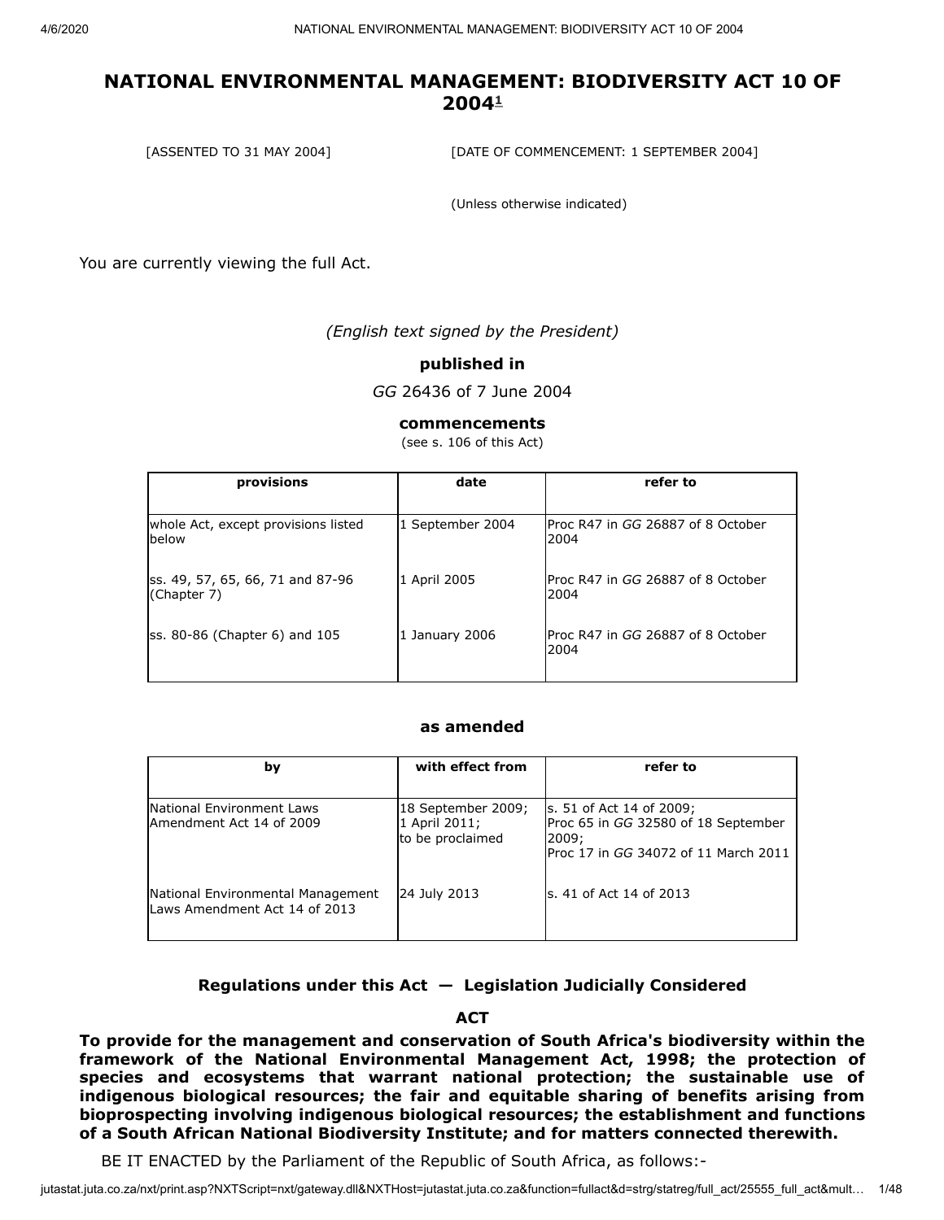# NATIONAL ENVIRONMENTAL MANAGEMENT: BIODIVERSITY ACT 10 OF 2004[1]

[ASSENTED TO 31 MAY 2004] [DATE OF COMMENCEMENT: 1 SEPTEMBER 2004]

(Unless otherwise indicated)

You are currently viewing the full Act.

*(English text signed by the President)*

**published in**

*GG* 26436 of 7 June 2004

**commencements**

(see s. 106 of this Act)

| provisions | date | refer to |
|---|---|---|
| whole Act, except provisions listed below | 1 September 2004 | Proc R47 in *GG* 26887 of 8 October 2004 |
| ss. 49, 57, 65, 66, 71 and 87-96 (Chapter 7) | 1 April 2005 | Proc R47 in *GG* 26887 of 8 October 2004 |
| ss. 80-86 (Chapter 6) and 105 | 1 January 2006 | Proc R47 in *GG* 26887 of 8 October 2004 |

**as amended**

| by | with effect from | refer to |
|---|---|---|
| National Environment Laws Amendment Act 14 of 2009 | 18 September 2009; 1 April 2011; to be proclaimed | s. 51 of Act 14 of 2009; Proc 65 in *GG* 32580 of 18 September 2009; Proc 17 in *GG* 34072 of 11 March 2011 |
| National Environmental Management Laws Amendment Act 14 of 2013 | 24 July 2013 | s. 41 of Act 14 of 2013 |

**Regulations under this Act — Legislation Judicially Considered**

**ACT**

**To provide for the management and conservation of South Africa's biodiversity within the framework of the National Environmental Management Act, 1998; the protection of species and ecosystems that warrant national protection; the sustainable use of indigenous biological resources; the fair and equitable sharing of benefits arising from bioprospecting involving indigenous biological resources; the establishment and functions of a South African National Biodiversity Institute; and for matters connected therewith.**

BE IT ENACTED by the Parliament of the Republic of South Africa, as follows:-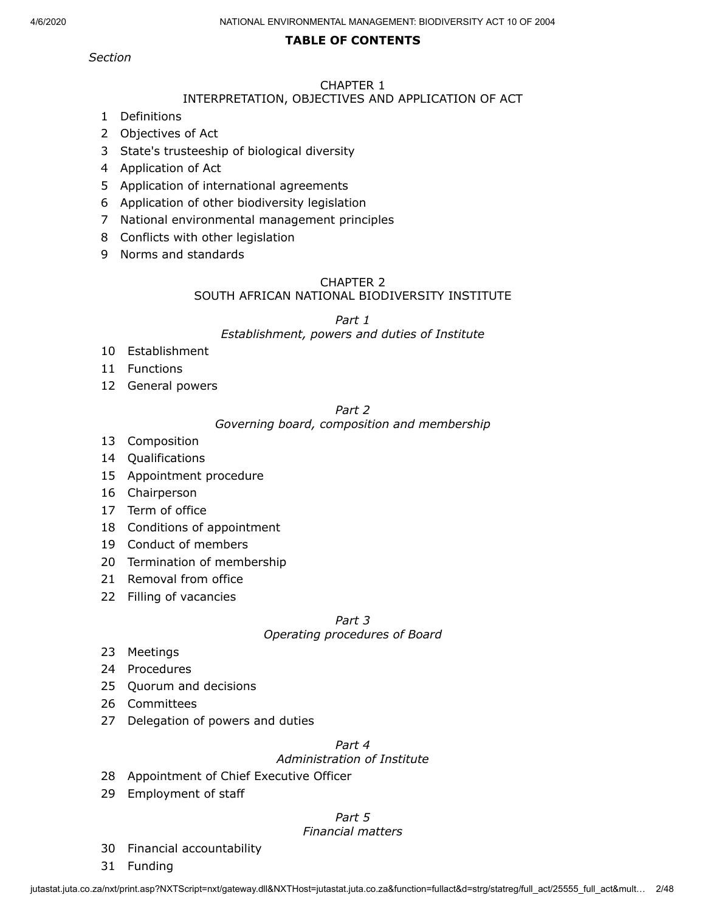## TABLE OF CONTENTS

*Section*

### CHAPTER 1
### INTERPRETATION, OBJECTIVES AND APPLICATION OF ACT

1 Definitions
2 Objectives of Act
3 State's trusteeship of biological diversity
4 Application of Act
5 Application of international agreements
6 Application of other biodiversity legislation
7 National environmental management principles
8 Conflicts with other legislation
9 Norms and standards

### CHAPTER 2
### SOUTH AFRICAN NATIONAL BIODIVERSITY INSTITUTE

*Part 1*
*Establishment, powers and duties of Institute*

10 Establishment
11 Functions
12 General powers

*Part 2*
*Governing board, composition and membership*

13 Composition
14 Qualifications
15 Appointment procedure
16 Chairperson
17 Term of office
18 Conditions of appointment
19 Conduct of members
20 Termination of membership
21 Removal from office
22 Filling of vacancies

*Part 3*
*Operating procedures of Board*

23 Meetings
24 Procedures
25 Quorum and decisions
26 Committees
27 Delegation of powers and duties

*Part 4*
*Administration of Institute*

28 Appointment of Chief Executive Officer
29 Employment of staff

*Part 5*
*Financial matters*

30 Financial accountability
31 Funding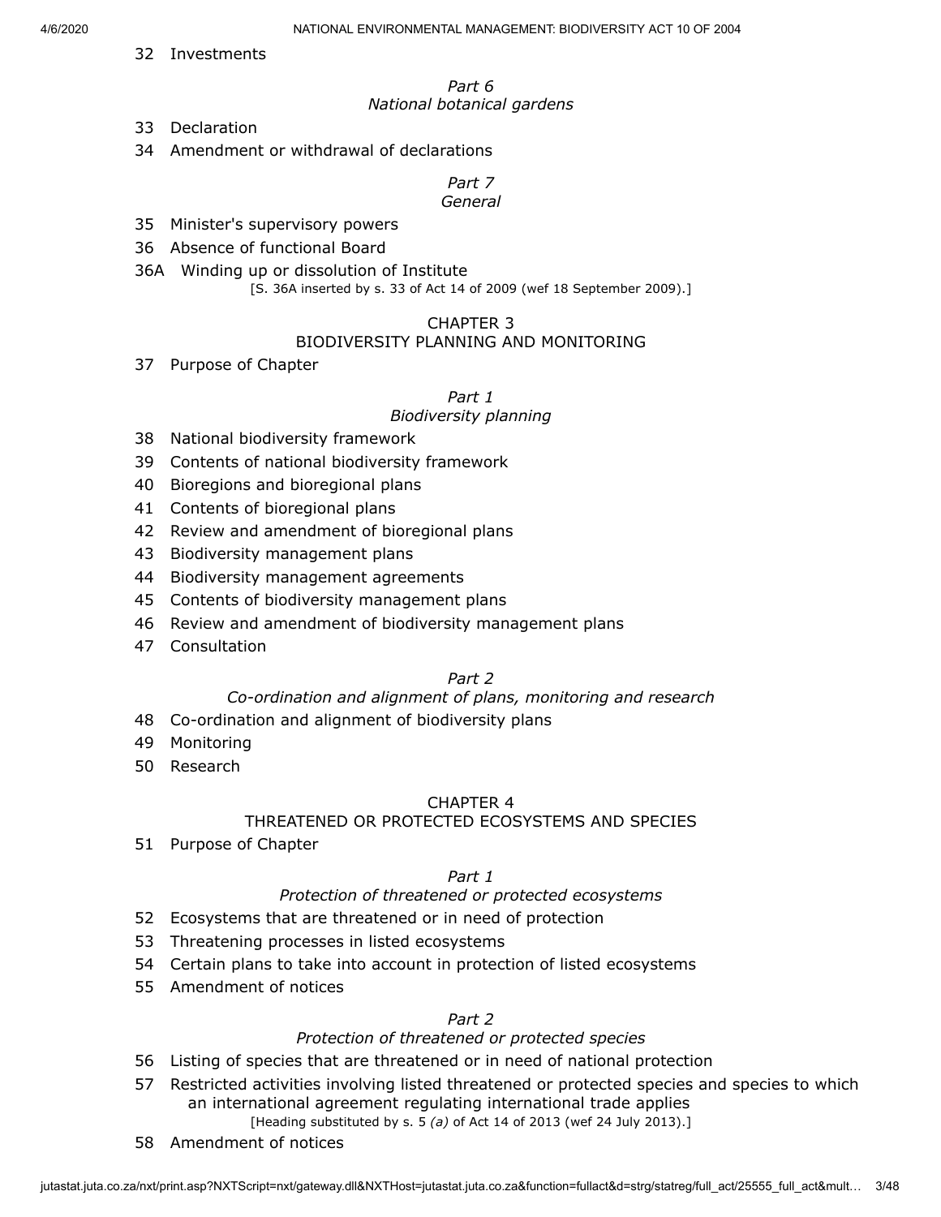32 Investments

*Part 6*
*National botanical gardens*

33 Declaration

34 Amendment or withdrawal of declarations

*Part 7*
*General*

35 Minister's supervisory powers

36 Absence of functional Board

36A Winding up or dissolution of Institute

[S. 36A inserted by s. 33 of Act 14 of 2009 (wef 18 September 2009).]

CHAPTER 3
BIODIVERSITY PLANNING AND MONITORING

37 Purpose of Chapter

*Part 1*
*Biodiversity planning*

38 National biodiversity framework

39 Contents of national biodiversity framework

40 Bioregions and bioregional plans

41 Contents of bioregional plans

42 Review and amendment of bioregional plans

43 Biodiversity management plans

44 Biodiversity management agreements

45 Contents of biodiversity management plans

46 Review and amendment of biodiversity management plans

47 Consultation

*Part 2*
*Co-ordination and alignment of plans, monitoring and research*

48 Co-ordination and alignment of biodiversity plans

49 Monitoring

50 Research

CHAPTER 4
THREATENED OR PROTECTED ECOSYSTEMS AND SPECIES

51 Purpose of Chapter

*Part 1*
*Protection of threatened or protected ecosystems*

52 Ecosystems that are threatened or in need of protection

53 Threatening processes in listed ecosystems

54 Certain plans to take into account in protection of listed ecosystems

55 Amendment of notices

*Part 2*
*Protection of threatened or protected species*

56 Listing of species that are threatened or in need of national protection

57 Restricted activities involving listed threatened or protected species and species to which an international agreement regulating international trade applies

[Heading substituted by s. 5 *(a)* of Act 14 of 2013 (wef 24 July 2013).]

58 Amendment of notices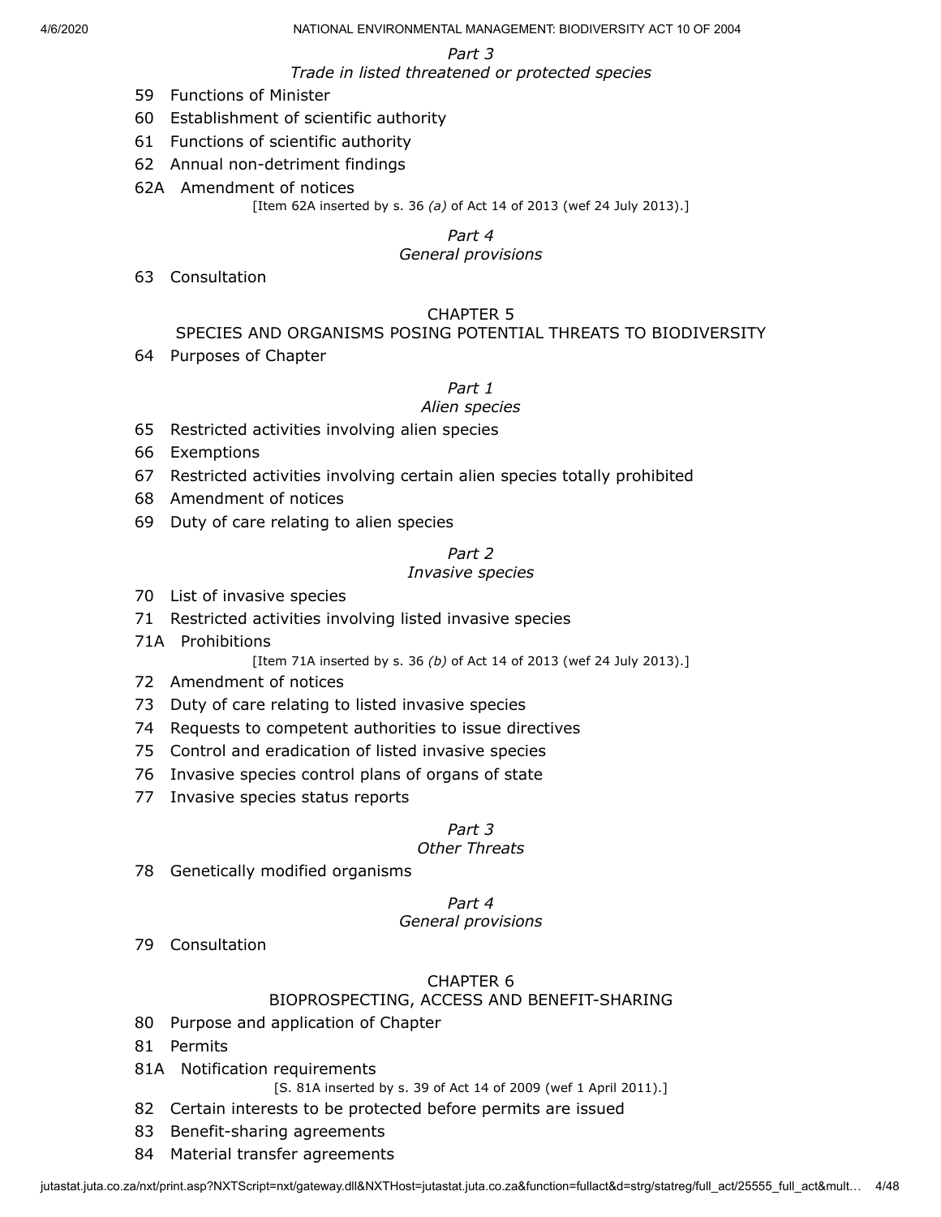*Part 3*

*Trade in listed threatened or protected species*

59 Functions of Minister

60 Establishment of scientific authority

61 Functions of scientific authority

62 Annual non-detriment findings

62A Amendment of notices

[Item 62A inserted by s. 36 *(a)* of Act 14 of 2013 (wef 24 July 2013).]

*Part 4*

*General provisions*

63 Consultation

CHAPTER 5

SPECIES AND ORGANISMS POSING POTENTIAL THREATS TO BIODIVERSITY

64 Purposes of Chapter

*Part 1*

*Alien species*

65 Restricted activities involving alien species

66 Exemptions

67 Restricted activities involving certain alien species totally prohibited

68 Amendment of notices

69 Duty of care relating to alien species

*Part 2*

*Invasive species*

70 List of invasive species

71 Restricted activities involving listed invasive species

71A Prohibitions

[Item 71A inserted by s. 36 *(b)* of Act 14 of 2013 (wef 24 July 2013).]

72 Amendment of notices

73 Duty of care relating to listed invasive species

74 Requests to competent authorities to issue directives

75 Control and eradication of listed invasive species

76 Invasive species control plans of organs of state

77 Invasive species status reports

*Part 3*

*Other Threats*

78 Genetically modified organisms

*Part 4*

*General provisions*

79 Consultation

CHAPTER 6

BIOPROSPECTING, ACCESS AND BENEFIT-SHARING

80 Purpose and application of Chapter

81 Permits

81A Notification requirements

[S. 81A inserted by s. 39 of Act 14 of 2009 (wef 1 April 2011).]

82 Certain interests to be protected before permits are issued

83 Benefit-sharing agreements

84 Material transfer agreements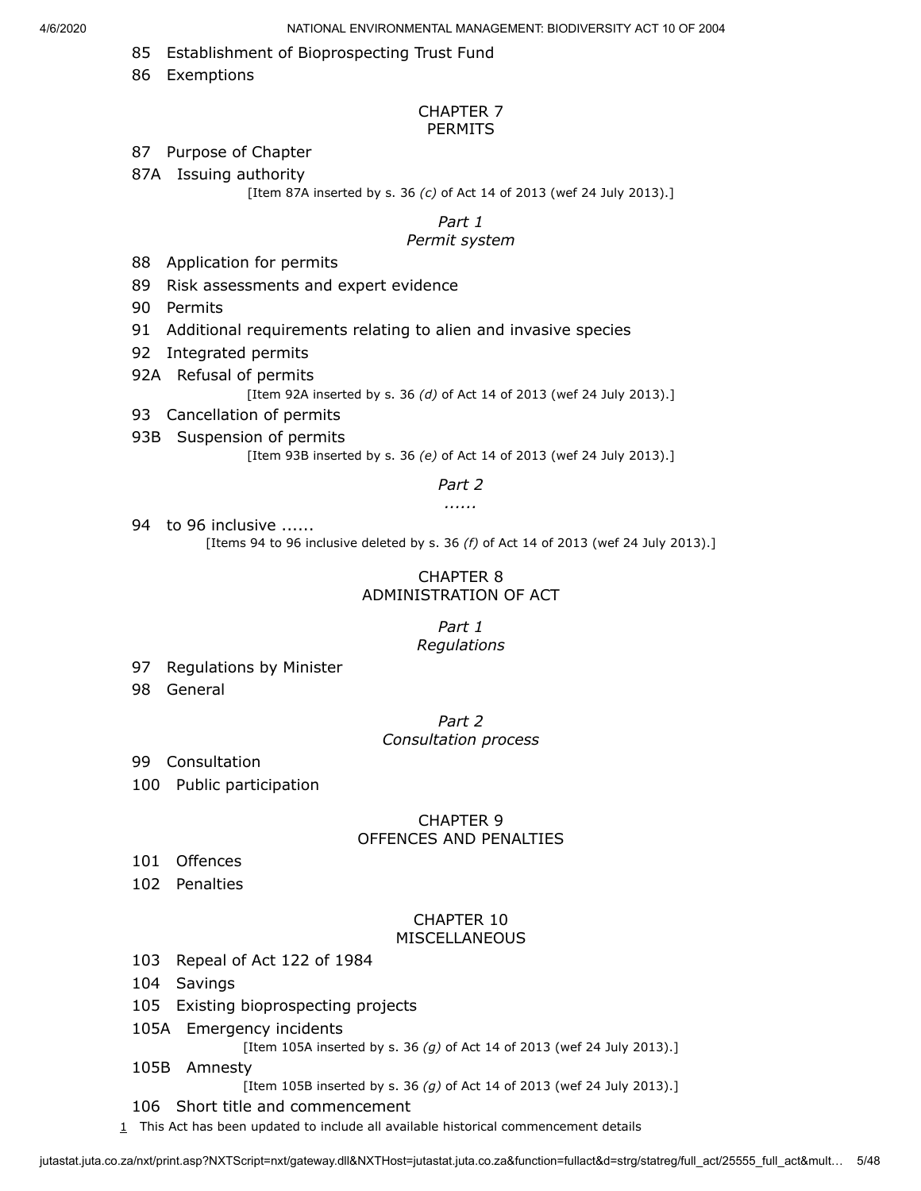85 Establishment of Bioprospecting Trust Fund

86 Exemptions

## CHAPTER 7
## PERMITS

87 Purpose of Chapter

87A Issuing authority

[Item 87A inserted by s. 36 *(c)* of Act 14 of 2013 (wef 24 July 2013).]

### *Part 1*
### *Permit system*

88 Application for permits

89 Risk assessments and expert evidence

90 Permits

91 Additional requirements relating to alien and invasive species

92 Integrated permits

92A Refusal of permits

[Item 92A inserted by s. 36 *(d)* of Act 14 of 2013 (wef 24 July 2013).]

93 Cancellation of permits

93B Suspension of permits

[Item 93B inserted by s. 36 *(e)* of Act 14 of 2013 (wef 24 July 2013).]

### *Part 2*
### *......*

94 to 96 inclusive ......

[Items 94 to 96 inclusive deleted by s. 36 *(f)* of Act 14 of 2013 (wef 24 July 2013).]

## CHAPTER 8
## ADMINISTRATION OF ACT

### *Part 1*
### *Regulations*

97 Regulations by Minister

98 General

### *Part 2*
### *Consultation process*

99 Consultation

100 Public participation

## CHAPTER 9
## OFFENCES AND PENALTIES

101 Offences

102 Penalties

## CHAPTER 10
## MISCELLANEOUS

103 Repeal of Act 122 of 1984

104 Savings

105 Existing bioprospecting projects

105A Emergency incidents

[Item 105A inserted by s. 36 *(g)* of Act 14 of 2013 (wef 24 July 2013).]

105B Amnesty

[Item 105B inserted by s. 36 *(g)* of Act 14 of 2013 (wef 24 July 2013).]

106 Short title and commencement

1 This Act has been updated to include all available historical commencement details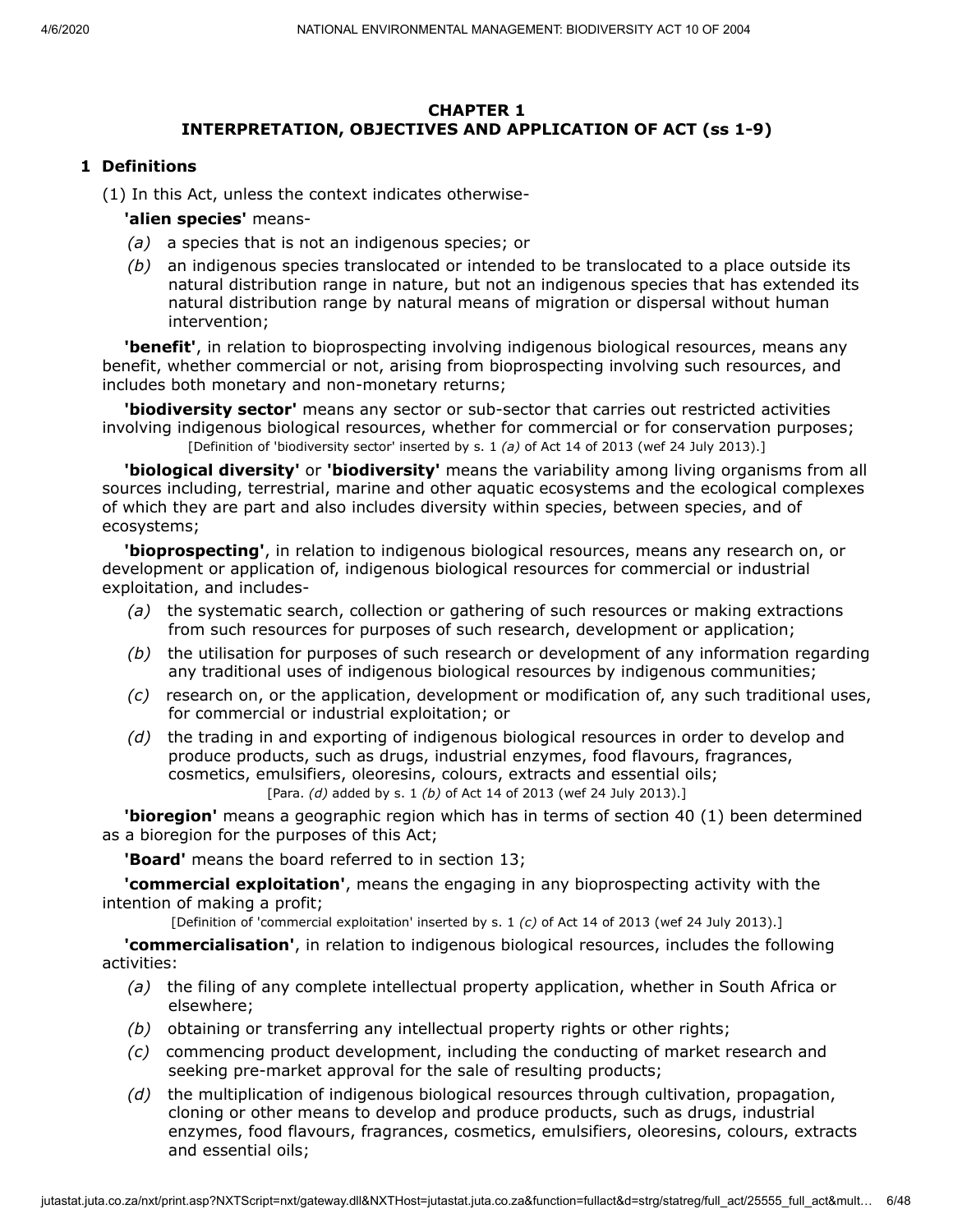## CHAPTER 1
## INTERPRETATION, OBJECTIVES AND APPLICATION OF ACT (ss 1-9)

### 1 Definitions

(1) In this Act, unless the context indicates otherwise-

**'alien species'** means-

*(a)* a species that is not an indigenous species; or

*(b)* an indigenous species translocated or intended to be translocated to a place outside its natural distribution range in nature, but not an indigenous species that has extended its natural distribution range by natural means of migration or dispersal without human intervention;

**'benefit'**, in relation to bioprospecting involving indigenous biological resources, means any benefit, whether commercial or not, arising from bioprospecting involving such resources, and includes both monetary and non-monetary returns;

**'biodiversity sector'** means any sector or sub-sector that carries out restricted activities involving indigenous biological resources, whether for commercial or for conservation purposes;

[Definition of 'biodiversity sector' inserted by s. 1 *(a)* of Act 14 of 2013 (wef 24 July 2013).]

**'biological diversity'** or **'biodiversity'** means the variability among living organisms from all sources including, terrestrial, marine and other aquatic ecosystems and the ecological complexes of which they are part and also includes diversity within species, between species, and of ecosystems;

**'bioprospecting'**, in relation to indigenous biological resources, means any research on, or development or application of, indigenous biological resources for commercial or industrial exploitation, and includes-

*(a)* the systematic search, collection or gathering of such resources or making extractions from such resources for purposes of such research, development or application;

*(b)* the utilisation for purposes of such research or development of any information regarding any traditional uses of indigenous biological resources by indigenous communities;

*(c)* research on, or the application, development or modification of, any such traditional uses, for commercial or industrial exploitation; or

*(d)* the trading in and exporting of indigenous biological resources in order to develop and produce products, such as drugs, industrial enzymes, food flavours, fragrances, cosmetics, emulsifiers, oleoresins, colours, extracts and essential oils;

[Para. *(d)* added by s. 1 *(b)* of Act 14 of 2013 (wef 24 July 2013).]

**'bioregion'** means a geographic region which has in terms of section 40 (1) been determined as a bioregion for the purposes of this Act;

**'Board'** means the board referred to in section 13;

**'commercial exploitation'**, means the engaging in any bioprospecting activity with the intention of making a profit;

[Definition of 'commercial exploitation' inserted by s. 1 *(c)* of Act 14 of 2013 (wef 24 July 2013).]

**'commercialisation'**, in relation to indigenous biological resources, includes the following activities:

*(a)* the filing of any complete intellectual property application, whether in South Africa or elsewhere;

*(b)* obtaining or transferring any intellectual property rights or other rights;

*(c)* commencing product development, including the conducting of market research and seeking pre-market approval for the sale of resulting products;

*(d)* the multiplication of indigenous biological resources through cultivation, propagation, cloning or other means to develop and produce products, such as drugs, industrial enzymes, food flavours, fragrances, cosmetics, emulsifiers, oleoresins, colours, extracts and essential oils;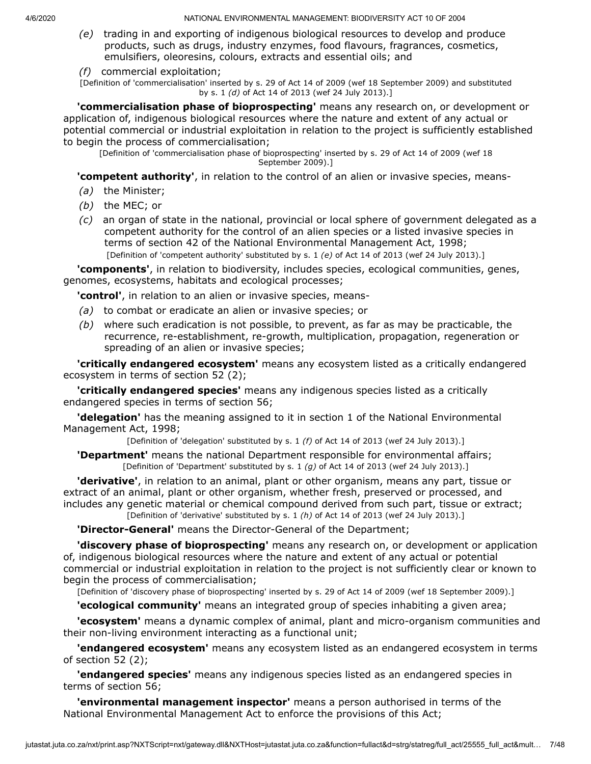*(e)* trading in and exporting of indigenous biological resources to develop and produce products, such as drugs, industry enzymes, food flavours, fragrances, cosmetics, emulsifiers, oleoresins, colours, extracts and essential oils; and

*(f)* commercial exploitation;

[Definition of 'commercialisation' inserted by s. 29 of Act 14 of 2009 (wef 18 September 2009) and substituted by s. 1 *(d)* of Act 14 of 2013 (wef 24 July 2013).]

**'commercialisation phase of bioprospecting'** means any research on, or development or application of, indigenous biological resources where the nature and extent of any actual or potential commercial or industrial exploitation in relation to the project is sufficiently established to begin the process of commercialisation;

[Definition of 'commercialisation phase of bioprospecting' inserted by s. 29 of Act 14 of 2009 (wef 18 September 2009).]

**'competent authority'**, in relation to the control of an alien or invasive species, means-

*(a)* the Minister;

*(b)* the MEC; or

*(c)* an organ of state in the national, provincial or local sphere of government delegated as a competent authority for the control of an alien species or a listed invasive species in terms of section 42 of the National Environmental Management Act, 1998;

[Definition of 'competent authority' substituted by s. 1 *(e)* of Act 14 of 2013 (wef 24 July 2013).]

**'components'**, in relation to biodiversity, includes species, ecological communities, genes, genomes, ecosystems, habitats and ecological processes;

**'control'**, in relation to an alien or invasive species, means-

*(a)* to combat or eradicate an alien or invasive species; or

*(b)* where such eradication is not possible, to prevent, as far as may be practicable, the recurrence, re-establishment, re-growth, multiplication, propagation, regeneration or spreading of an alien or invasive species;

**'critically endangered ecosystem'** means any ecosystem listed as a critically endangered ecosystem in terms of section 52 (2);

**'critically endangered species'** means any indigenous species listed as a critically endangered species in terms of section 56;

**'delegation'** has the meaning assigned to it in section 1 of the National Environmental Management Act, 1998;

[Definition of 'delegation' substituted by s. 1 *(f)* of Act 14 of 2013 (wef 24 July 2013).]

**'Department'** means the national Department responsible for environmental affairs;

[Definition of 'Department' substituted by s. 1 *(g)* of Act 14 of 2013 (wef 24 July 2013).]

**'derivative'**, in relation to an animal, plant or other organism, means any part, tissue or extract of an animal, plant or other organism, whether fresh, preserved or processed, and includes any genetic material or chemical compound derived from such part, tissue or extract;

[Definition of 'derivative' substituted by s. 1 *(h)* of Act 14 of 2013 (wef 24 July 2013).]

**'Director-General'** means the Director-General of the Department;

**'discovery phase of bioprospecting'** means any research on, or development or application of, indigenous biological resources where the nature and extent of any actual or potential commercial or industrial exploitation in relation to the project is not sufficiently clear or known to begin the process of commercialisation;

[Definition of 'discovery phase of bioprospecting' inserted by s. 29 of Act 14 of 2009 (wef 18 September 2009).]

**'ecological community'** means an integrated group of species inhabiting a given area;

**'ecosystem'** means a dynamic complex of animal, plant and micro-organism communities and their non-living environment interacting as a functional unit;

**'endangered ecosystem'** means any ecosystem listed as an endangered ecosystem in terms of section 52 (2);

**'endangered species'** means any indigenous species listed as an endangered species in terms of section 56;

**'environmental management inspector'** means a person authorised in terms of the National Environmental Management Act to enforce the provisions of this Act;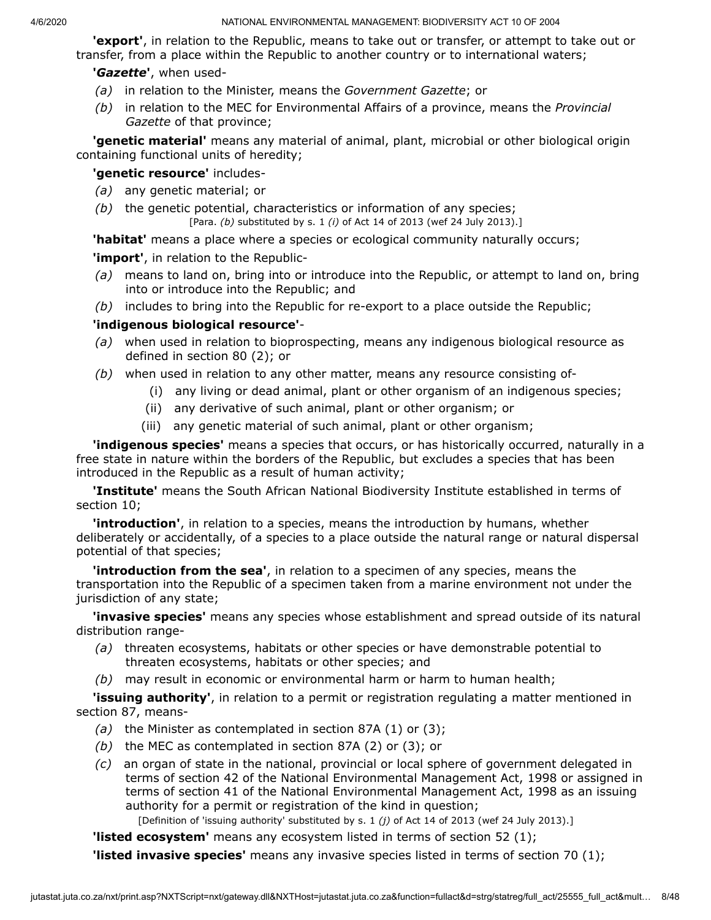**'export'**, in relation to the Republic, means to take out or transfer, or attempt to take out or transfer, from a place within the Republic to another country or to international waters;

**'*Gazette*'**, when used-

*(a)* in relation to the Minister, means the *Government Gazette*; or

*(b)* in relation to the MEC for Environmental Affairs of a province, means the *Provincial Gazette* of that province;

**'genetic material'** means any material of animal, plant, microbial or other biological origin containing functional units of heredity;

**'genetic resource'** includes-

*(a)* any genetic material; or

*(b)* the genetic potential, characteristics or information of any species;

[Para. *(b)* substituted by s. 1 *(i)* of Act 14 of 2013 (wef 24 July 2013).]

**'habitat'** means a place where a species or ecological community naturally occurs;

**'import'**, in relation to the Republic-

*(a)* means to land on, bring into or introduce into the Republic, or attempt to land on, bring into or introduce into the Republic; and

*(b)* includes to bring into the Republic for re-export to a place outside the Republic;

**'indigenous biological resource'**-

*(a)* when used in relation to bioprospecting, means any indigenous biological resource as defined in section 80 (2); or

*(b)* when used in relation to any other matter, means any resource consisting of-

(i) any living or dead animal, plant or other organism of an indigenous species;

(ii) any derivative of such animal, plant or other organism; or

(iii) any genetic material of such animal, plant or other organism;

**'indigenous species'** means a species that occurs, or has historically occurred, naturally in a free state in nature within the borders of the Republic, but excludes a species that has been introduced in the Republic as a result of human activity;

**'Institute'** means the South African National Biodiversity Institute established in terms of section 10;

**'introduction'**, in relation to a species, means the introduction by humans, whether deliberately or accidentally, of a species to a place outside the natural range or natural dispersal potential of that species;

**'introduction from the sea'**, in relation to a specimen of any species, means the transportation into the Republic of a specimen taken from a marine environment not under the jurisdiction of any state;

**'invasive species'** means any species whose establishment and spread outside of its natural distribution range-

*(a)* threaten ecosystems, habitats or other species or have demonstrable potential to threaten ecosystems, habitats or other species; and

*(b)* may result in economic or environmental harm or harm to human health;

**'issuing authority'**, in relation to a permit or registration regulating a matter mentioned in section 87, means-

*(a)* the Minister as contemplated in section 87A (1) or (3);

*(b)* the MEC as contemplated in section 87A (2) or (3); or

*(c)* an organ of state in the national, provincial or local sphere of government delegated in terms of section 42 of the National Environmental Management Act, 1998 or assigned in terms of section 41 of the National Environmental Management Act, 1998 as an issuing authority for a permit or registration of the kind in question;

[Definition of 'issuing authority' substituted by s. 1 *(j)* of Act 14 of 2013 (wef 24 July 2013).]

**'listed ecosystem'** means any ecosystem listed in terms of section 52 (1);

**'listed invasive species'** means any invasive species listed in terms of section 70 (1);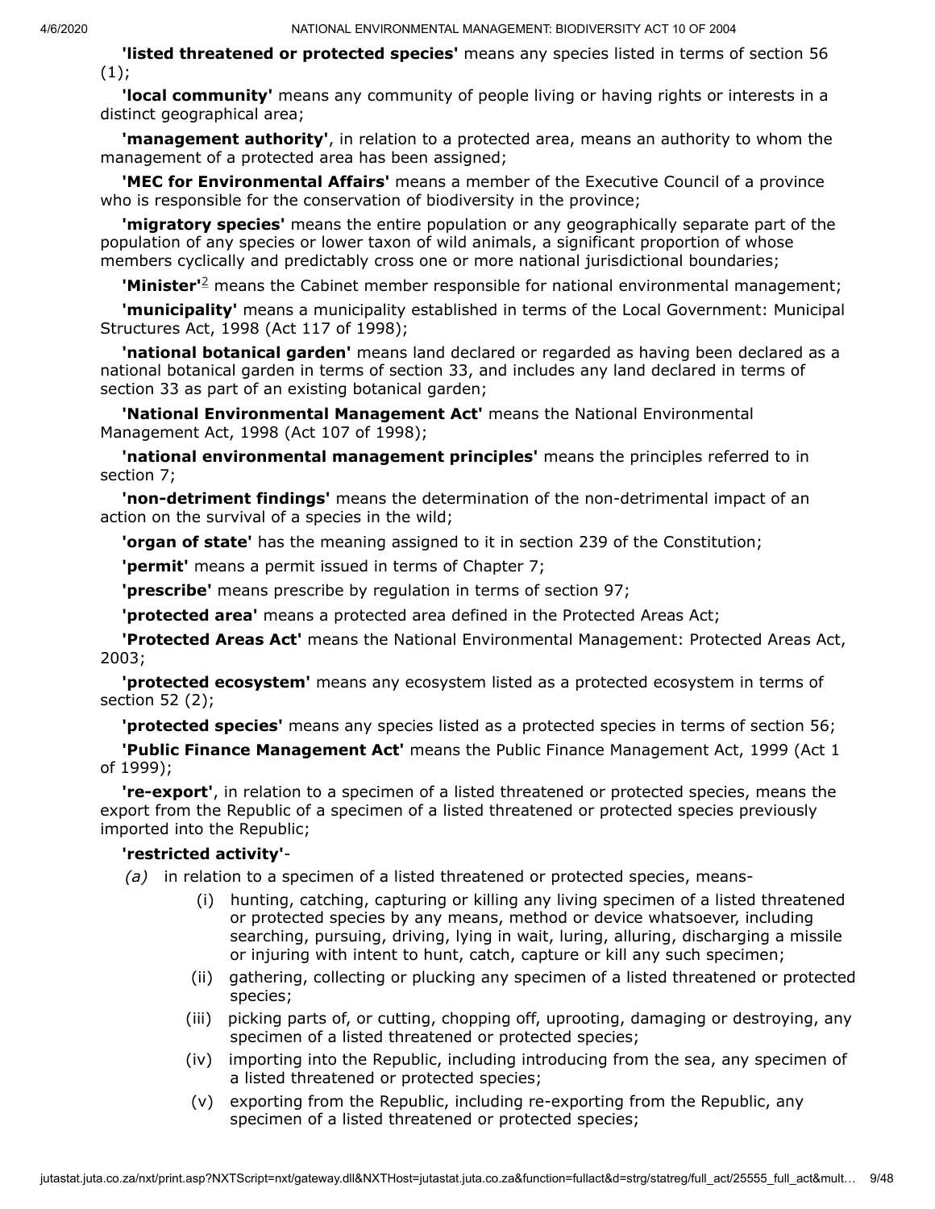**'listed threatened or protected species'** means any species listed in terms of section 56 (1);

**'local community'** means any community of people living or having rights or interests in a distinct geographical area;

**'management authority'**, in relation to a protected area, means an authority to whom the management of a protected area has been assigned;

**'MEC for Environmental Affairs'** means a member of the Executive Council of a province who is responsible for the conservation of biodiversity in the province;

**'migratory species'** means the entire population or any geographically separate part of the population of any species or lower taxon of wild animals, a significant proportion of whose members cyclically and predictably cross one or more national jurisdictional boundaries;

**'Minister'**[2] means the Cabinet member responsible for national environmental management;

**'municipality'** means a municipality established in terms of the Local Government: Municipal Structures Act, 1998 (Act 117 of 1998);

**'national botanical garden'** means land declared or regarded as having been declared as a national botanical garden in terms of section 33, and includes any land declared in terms of section 33 as part of an existing botanical garden;

**'National Environmental Management Act'** means the National Environmental Management Act, 1998 (Act 107 of 1998);

**'national environmental management principles'** means the principles referred to in section 7;

**'non-detriment findings'** means the determination of the non-detrimental impact of an action on the survival of a species in the wild;

**'organ of state'** has the meaning assigned to it in section 239 of the Constitution;

**'permit'** means a permit issued in terms of Chapter 7;

**'prescribe'** means prescribe by regulation in terms of section 97;

**'protected area'** means a protected area defined in the Protected Areas Act;

**'Protected Areas Act'** means the National Environmental Management: Protected Areas Act, 2003;

**'protected ecosystem'** means any ecosystem listed as a protected ecosystem in terms of section 52 (2);

**'protected species'** means any species listed as a protected species in terms of section 56;

**'Public Finance Management Act'** means the Public Finance Management Act, 1999 (Act 1 of 1999);

**'re-export'**, in relation to a specimen of a listed threatened or protected species, means the export from the Republic of a specimen of a listed threatened or protected species previously imported into the Republic;

**'restricted activity'**-

*(a)* in relation to a specimen of a listed threatened or protected species, means-

(i) hunting, catching, capturing or killing any living specimen of a listed threatened or protected species by any means, method or device whatsoever, including searching, pursuing, driving, lying in wait, luring, alluring, discharging a missile or injuring with intent to hunt, catch, capture or kill any such specimen;

(ii) gathering, collecting or plucking any specimen of a listed threatened or protected species;

(iii) picking parts of, or cutting, chopping off, uprooting, damaging or destroying, any specimen of a listed threatened or protected species;

(iv) importing into the Republic, including introducing from the sea, any specimen of a listed threatened or protected species;

(v) exporting from the Republic, including re-exporting from the Republic, any specimen of a listed threatened or protected species;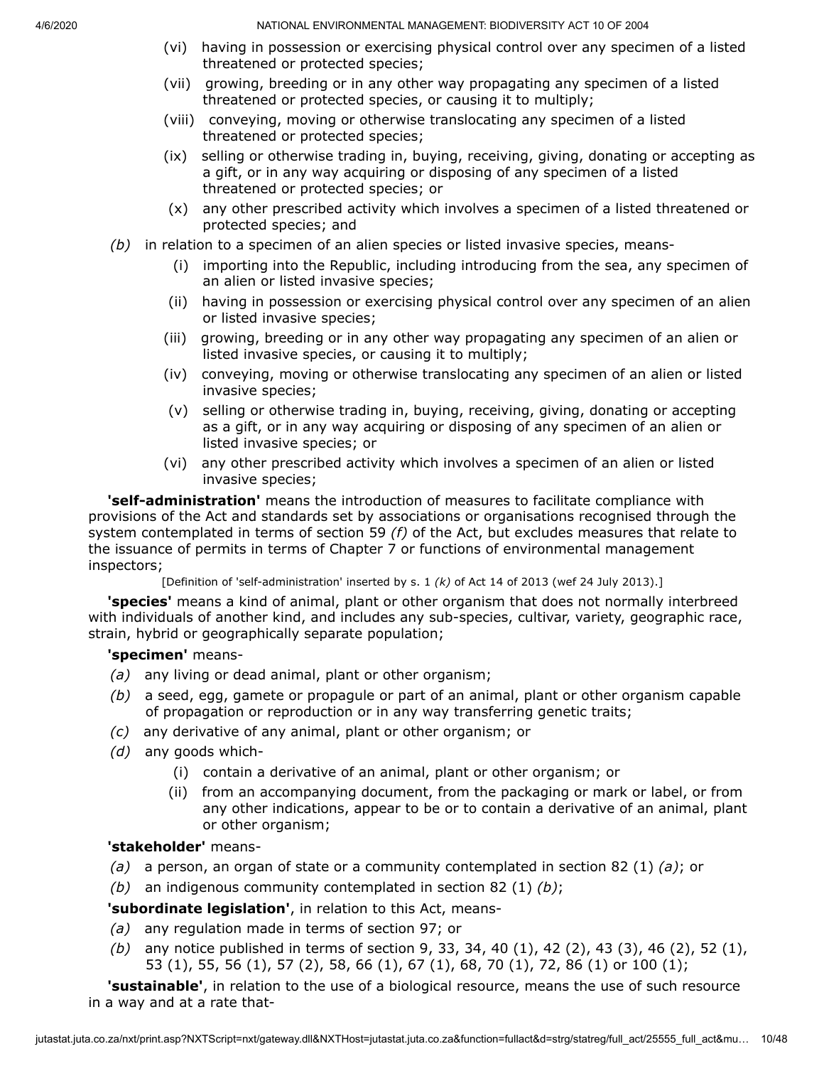(vi) having in possession or exercising physical control over any specimen of a listed threatened or protected species;

(vii) growing, breeding or in any other way propagating any specimen of a listed threatened or protected species, or causing it to multiply;

(viii) conveying, moving or otherwise translocating any specimen of a listed threatened or protected species;

(ix) selling or otherwise trading in, buying, receiving, giving, donating or accepting as a gift, or in any way acquiring or disposing of any specimen of a listed threatened or protected species; or

(x) any other prescribed activity which involves a specimen of a listed threatened or protected species; and

*(b)* in relation to a specimen of an alien species or listed invasive species, means-

(i) importing into the Republic, including introducing from the sea, any specimen of an alien or listed invasive species;

(ii) having in possession or exercising physical control over any specimen of an alien or listed invasive species;

(iii) growing, breeding or in any other way propagating any specimen of an alien or listed invasive species, or causing it to multiply;

(iv) conveying, moving or otherwise translocating any specimen of an alien or listed invasive species;

(v) selling or otherwise trading in, buying, receiving, giving, donating or accepting as a gift, or in any way acquiring or disposing of any specimen of an alien or listed invasive species; or

(vi) any other prescribed activity which involves a specimen of an alien or listed invasive species;

**'self-administration'** means the introduction of measures to facilitate compliance with provisions of the Act and standards set by associations or organisations recognised through the system contemplated in terms of section 59 *(f)* of the Act, but excludes measures that relate to the issuance of permits in terms of Chapter 7 or functions of environmental management inspectors;

[Definition of 'self-administration' inserted by s. 1 *(k)* of Act 14 of 2013 (wef 24 July 2013).]

**'species'** means a kind of animal, plant or other organism that does not normally interbreed with individuals of another kind, and includes any sub-species, cultivar, variety, geographic race, strain, hybrid or geographically separate population;

**'specimen'** means-

*(a)* any living or dead animal, plant or other organism;

*(b)* a seed, egg, gamete or propagule or part of an animal, plant or other organism capable of propagation or reproduction or in any way transferring genetic traits;

*(c)* any derivative of any animal, plant or other organism; or

*(d)* any goods which-

(i) contain a derivative of an animal, plant or other organism; or

(ii) from an accompanying document, from the packaging or mark or label, or from any other indications, appear to be or to contain a derivative of an animal, plant or other organism;

**'stakeholder'** means-

*(a)* a person, an organ of state or a community contemplated in section 82 (1) *(a)*; or

*(b)* an indigenous community contemplated in section 82 (1) *(b)*;

**'subordinate legislation'**, in relation to this Act, means-

*(a)* any regulation made in terms of section 97; or

*(b)* any notice published in terms of section 9, 33, 34, 40 (1), 42 (2), 43 (3), 46 (2), 52 (1), 53 (1), 55, 56 (1), 57 (2), 58, 66 (1), 67 (1), 68, 70 (1), 72, 86 (1) or 100 (1);

**'sustainable'**, in relation to the use of a biological resource, means the use of such resource in a way and at a rate that-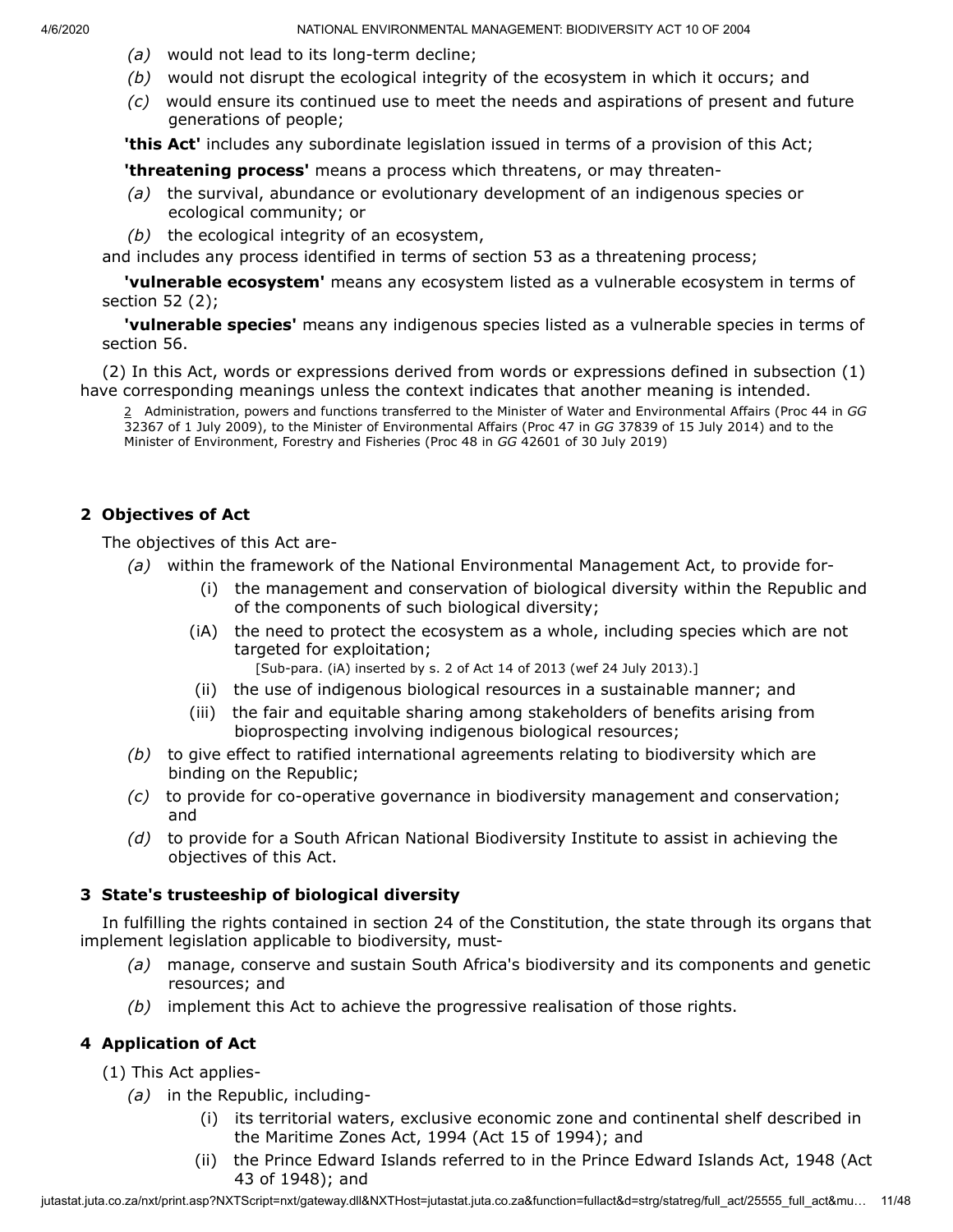*(a)* would not lead to its long-term decline;

*(b)* would not disrupt the ecological integrity of the ecosystem in which it occurs; and

*(c)* would ensure its continued use to meet the needs and aspirations of present and future generations of people;

**'this Act'** includes any subordinate legislation issued in terms of a provision of this Act;

**'threatening process'** means a process which threatens, or may threaten-

*(a)* the survival, abundance or evolutionary development of an indigenous species or ecological community; or

*(b)* the ecological integrity of an ecosystem,

and includes any process identified in terms of section 53 as a threatening process;

**'vulnerable ecosystem'** means any ecosystem listed as a vulnerable ecosystem in terms of section 52 (2);

**'vulnerable species'** means any indigenous species listed as a vulnerable species in terms of section 56.

(2) In this Act, words or expressions derived from words or expressions defined in subsection (1) have corresponding meanings unless the context indicates that another meaning is intended.

2 Administration, powers and functions transferred to the Minister of Water and Environmental Affairs (Proc 44 in *GG* 32367 of 1 July 2009), to the Minister of Environmental Affairs (Proc 47 in *GG* 37839 of 15 July 2014) and to the Minister of Environment, Forestry and Fisheries (Proc 48 in *GG* 42601 of 30 July 2019)

### 2 Objectives of Act

The objectives of this Act are-

*(a)* within the framework of the National Environmental Management Act, to provide for-

(i) the management and conservation of biological diversity within the Republic and of the components of such biological diversity;

(iA) the need to protect the ecosystem as a whole, including species which are not targeted for exploitation;

[Sub-para. (iA) inserted by s. 2 of Act 14 of 2013 (wef 24 July 2013).]

(ii) the use of indigenous biological resources in a sustainable manner; and

(iii) the fair and equitable sharing among stakeholders of benefits arising from bioprospecting involving indigenous biological resources;

*(b)* to give effect to ratified international agreements relating to biodiversity which are binding on the Republic;

*(c)* to provide for co-operative governance in biodiversity management and conservation; and

*(d)* to provide for a South African National Biodiversity Institute to assist in achieving the objectives of this Act.

### 3 State's trusteeship of biological diversity

In fulfilling the rights contained in section 24 of the Constitution, the state through its organs that implement legislation applicable to biodiversity, must-

*(a)* manage, conserve and sustain South Africa's biodiversity and its components and genetic resources; and

*(b)* implement this Act to achieve the progressive realisation of those rights.

### 4 Application of Act

(1) This Act applies-

*(a)* in the Republic, including-

(i) its territorial waters, exclusive economic zone and continental shelf described in the Maritime Zones Act, 1994 (Act 15 of 1994); and

(ii) the Prince Edward Islands referred to in the Prince Edward Islands Act, 1948 (Act 43 of 1948); and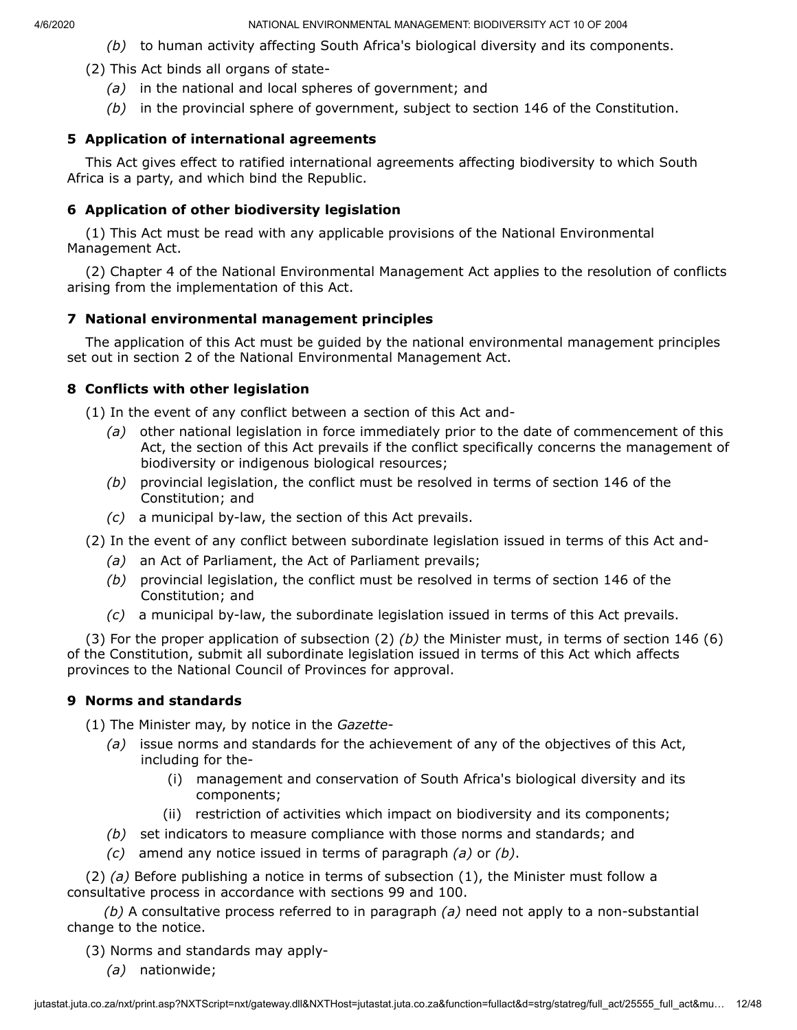*(b)* to human activity affecting South Africa's biological diversity and its components.

(2) This Act binds all organs of state-

*(a)* in the national and local spheres of government; and

*(b)* in the provincial sphere of government, subject to section 146 of the Constitution.

### 5 Application of international agreements

This Act gives effect to ratified international agreements affecting biodiversity to which South Africa is a party, and which bind the Republic.

### 6 Application of other biodiversity legislation

(1) This Act must be read with any applicable provisions of the National Environmental Management Act.

(2) Chapter 4 of the National Environmental Management Act applies to the resolution of conflicts arising from the implementation of this Act.

### 7 National environmental management principles

The application of this Act must be guided by the national environmental management principles set out in section 2 of the National Environmental Management Act.

### 8 Conflicts with other legislation

(1) In the event of any conflict between a section of this Act and-

*(a)* other national legislation in force immediately prior to the date of commencement of this Act, the section of this Act prevails if the conflict specifically concerns the management of biodiversity or indigenous biological resources;

*(b)* provincial legislation, the conflict must be resolved in terms of section 146 of the Constitution; and

*(c)* a municipal by-law, the section of this Act prevails.

(2) In the event of any conflict between subordinate legislation issued in terms of this Act and-

*(a)* an Act of Parliament, the Act of Parliament prevails;

*(b)* provincial legislation, the conflict must be resolved in terms of section 146 of the Constitution; and

*(c)* a municipal by-law, the subordinate legislation issued in terms of this Act prevails.

(3) For the proper application of subsection (2) *(b)* the Minister must, in terms of section 146 (6) of the Constitution, submit all subordinate legislation issued in terms of this Act which affects provinces to the National Council of Provinces for approval.

### 9 Norms and standards

(1) The Minister may, by notice in the *Gazette*-

*(a)* issue norms and standards for the achievement of any of the objectives of this Act, including for the-

(i) management and conservation of South Africa's biological diversity and its components;

(ii) restriction of activities which impact on biodiversity and its components;

*(b)* set indicators to measure compliance with those norms and standards; and

*(c)* amend any notice issued in terms of paragraph *(a)* or *(b)*.

(2) *(a)* Before publishing a notice in terms of subsection (1), the Minister must follow a consultative process in accordance with sections 99 and 100.

*(b)* A consultative process referred to in paragraph *(a)* need not apply to a non-substantial change to the notice.

(3) Norms and standards may apply-

*(a)* nationwide;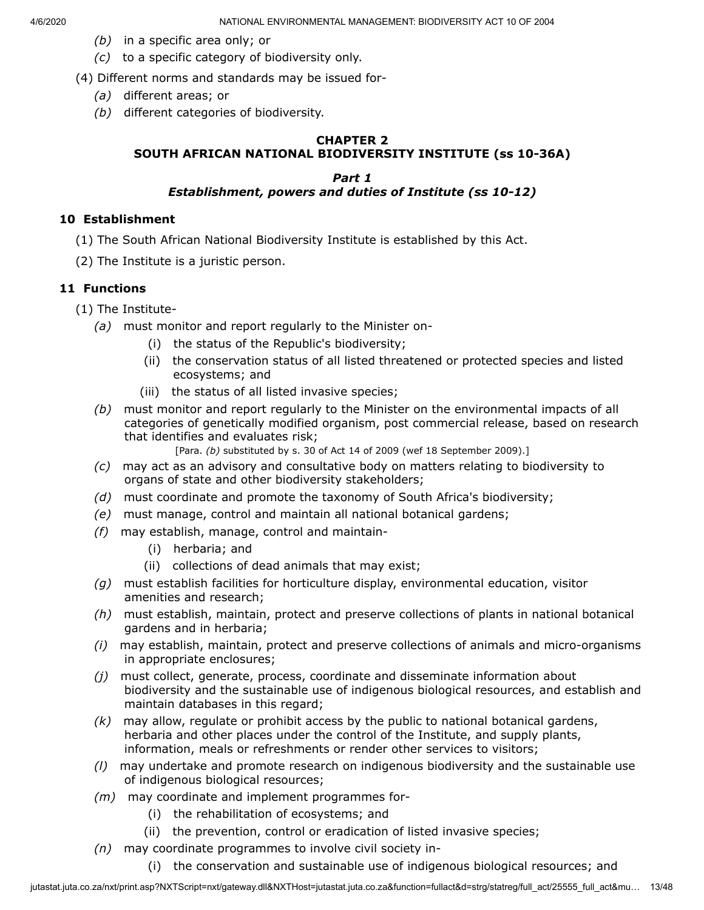*(b)* in a specific area only; or

*(c)* to a specific category of biodiversity only.

(4) Different norms and standards may be issued for-

*(a)* different areas; or

*(b)* different categories of biodiversity.

## CHAPTER 2
## SOUTH AFRICAN NATIONAL BIODIVERSITY INSTITUTE (ss 10-36A)

### *Part 1*
### *Establishment, powers and duties of Institute (ss 10-12)*

**10 Establishment**

(1) The South African National Biodiversity Institute is established by this Act.

(2) The Institute is a juristic person.

**11 Functions**

(1) The Institute-

*(a)* must monitor and report regularly to the Minister on-

(i) the status of the Republic's biodiversity;

(ii) the conservation status of all listed threatened or protected species and listed ecosystems; and

(iii) the status of all listed invasive species;

*(b)* must monitor and report regularly to the Minister on the environmental impacts of all categories of genetically modified organism, post commercial release, based on research that identifies and evaluates risk;

[Para. *(b)* substituted by s. 30 of Act 14 of 2009 (wef 18 September 2009).]

*(c)* may act as an advisory and consultative body on matters relating to biodiversity to organs of state and other biodiversity stakeholders;

*(d)* must coordinate and promote the taxonomy of South Africa's biodiversity;

*(e)* must manage, control and maintain all national botanical gardens;

*(f)* may establish, manage, control and maintain-

(i) herbaria; and

(ii) collections of dead animals that may exist;

*(g)* must establish facilities for horticulture display, environmental education, visitor amenities and research;

*(h)* must establish, maintain, protect and preserve collections of plants in national botanical gardens and in herbaria;

*(i)* may establish, maintain, protect and preserve collections of animals and micro-organisms in appropriate enclosures;

*(j)* must collect, generate, process, coordinate and disseminate information about biodiversity and the sustainable use of indigenous biological resources, and establish and maintain databases in this regard;

*(k)* may allow, regulate or prohibit access by the public to national botanical gardens, herbaria and other places under the control of the Institute, and supply plants, information, meals or refreshments or render other services to visitors;

*(l)* may undertake and promote research on indigenous biodiversity and the sustainable use of indigenous biological resources;

*(m)* may coordinate and implement programmes for-

(i) the rehabilitation of ecosystems; and

(ii) the prevention, control or eradication of listed invasive species;

*(n)* may coordinate programmes to involve civil society in-

(i) the conservation and sustainable use of indigenous biological resources; and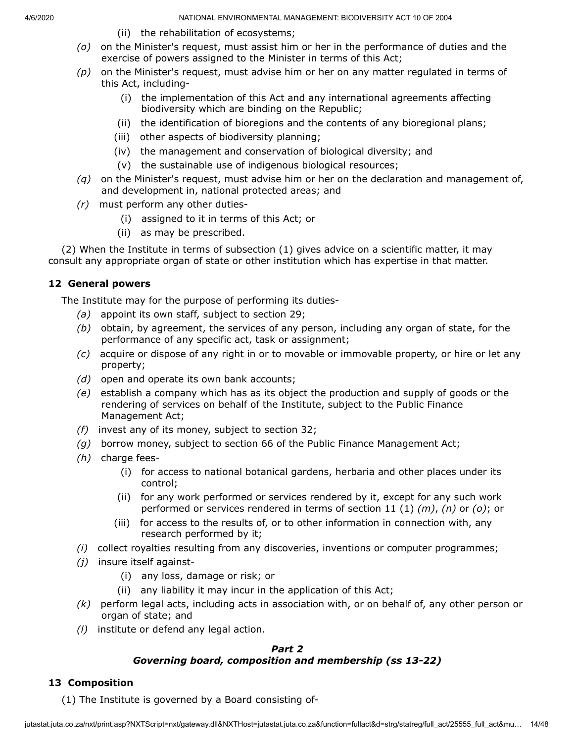(ii) the rehabilitation of ecosystems;

*(o)* on the Minister's request, must assist him or her in the performance of duties and the exercise of powers assigned to the Minister in terms of this Act;

*(p)* on the Minister's request, must advise him or her on any matter regulated in terms of this Act, including-

(i) the implementation of this Act and any international agreements affecting biodiversity which are binding on the Republic;

(ii) the identification of bioregions and the contents of any bioregional plans;

(iii) other aspects of biodiversity planning;

(iv) the management and conservation of biological diversity; and

(v) the sustainable use of indigenous biological resources;

*(q)* on the Minister's request, must advise him or her on the declaration and management of, and development in, national protected areas; and

*(r)* must perform any other duties-

(i) assigned to it in terms of this Act; or

(ii) as may be prescribed.

(2) When the Institute in terms of subsection (1) gives advice on a scientific matter, it may consult any appropriate organ of state or other institution which has expertise in that matter.

**12 General powers**

The Institute may for the purpose of performing its duties-

*(a)* appoint its own staff, subject to section 29;

*(b)* obtain, by agreement, the services of any person, including any organ of state, for the performance of any specific act, task or assignment;

*(c)* acquire or dispose of any right in or to movable or immovable property, or hire or let any property;

*(d)* open and operate its own bank accounts;

*(e)* establish a company which has as its object the production and supply of goods or the rendering of services on behalf of the Institute, subject to the Public Finance Management Act;

*(f)* invest any of its money, subject to section 32;

*(g)* borrow money, subject to section 66 of the Public Finance Management Act;

*(h)* charge fees-

(i) for access to national botanical gardens, herbaria and other places under its control;

(ii) for any work performed or services rendered by it, except for any such work performed or services rendered in terms of section 11 (1) *(m)*, *(n)* or *(o)*; or

(iii) for access to the results of, or to other information in connection with, any research performed by it;

*(i)* collect royalties resulting from any discoveries, inventions or computer programmes;

*(j)* insure itself against-

(i) any loss, damage or risk; or

(ii) any liability it may incur in the application of this Act;

*(k)* perform legal acts, including acts in association with, or on behalf of, any other person or organ of state; and

*(l)* institute or defend any legal action.

***Part 2***
***Governing board, composition and membership (ss 13-22)***

**13 Composition**

(1) The Institute is governed by a Board consisting of-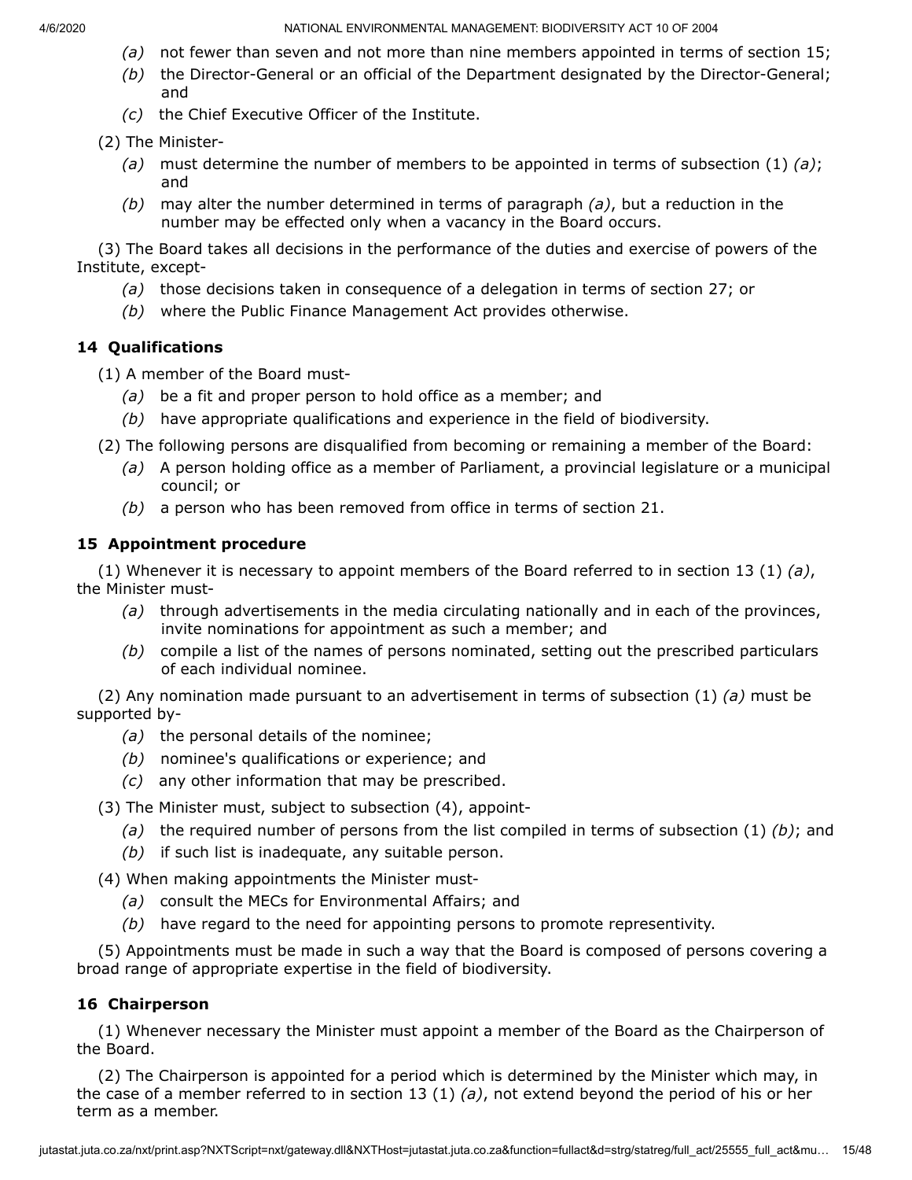- *(a)* not fewer than seven and not more than nine members appointed in terms of section 15;
- *(b)* the Director-General or an official of the Department designated by the Director-General; and
- *(c)* the Chief Executive Officer of the Institute.

(2) The Minister-

- *(a)* must determine the number of members to be appointed in terms of subsection (1) *(a)*; and
- *(b)* may alter the number determined in terms of paragraph *(a)*, but a reduction in the number may be effected only when a vacancy in the Board occurs.

(3) The Board takes all decisions in the performance of the duties and exercise of powers of the Institute, except-

- *(a)* those decisions taken in consequence of a delegation in terms of section 27; or
- *(b)* where the Public Finance Management Act provides otherwise.

### 14 Qualifications

(1) A member of the Board must-

- *(a)* be a fit and proper person to hold office as a member; and
- *(b)* have appropriate qualifications and experience in the field of biodiversity.

(2) The following persons are disqualified from becoming or remaining a member of the Board:

- *(a)* A person holding office as a member of Parliament, a provincial legislature or a municipal council; or
- *(b)* a person who has been removed from office in terms of section 21.

### 15 Appointment procedure

(1) Whenever it is necessary to appoint members of the Board referred to in section 13 (1) *(a)*, the Minister must-

- *(a)* through advertisements in the media circulating nationally and in each of the provinces, invite nominations for appointment as such a member; and
- *(b)* compile a list of the names of persons nominated, setting out the prescribed particulars of each individual nominee.

(2) Any nomination made pursuant to an advertisement in terms of subsection (1) *(a)* must be supported by-

- *(a)* the personal details of the nominee;
- *(b)* nominee's qualifications or experience; and
- *(c)* any other information that may be prescribed.

(3) The Minister must, subject to subsection (4), appoint-

- *(a)* the required number of persons from the list compiled in terms of subsection (1) *(b)*; and
- *(b)* if such list is inadequate, any suitable person.

(4) When making appointments the Minister must-

- *(a)* consult the MECs for Environmental Affairs; and
- *(b)* have regard to the need for appointing persons to promote representivity.

(5) Appointments must be made in such a way that the Board is composed of persons covering a broad range of appropriate expertise in the field of biodiversity.

### 16 Chairperson

(1) Whenever necessary the Minister must appoint a member of the Board as the Chairperson of the Board.

(2) The Chairperson is appointed for a period which is determined by the Minister which may, in the case of a member referred to in section 13 (1) *(a)*, not extend beyond the period of his or her term as a member.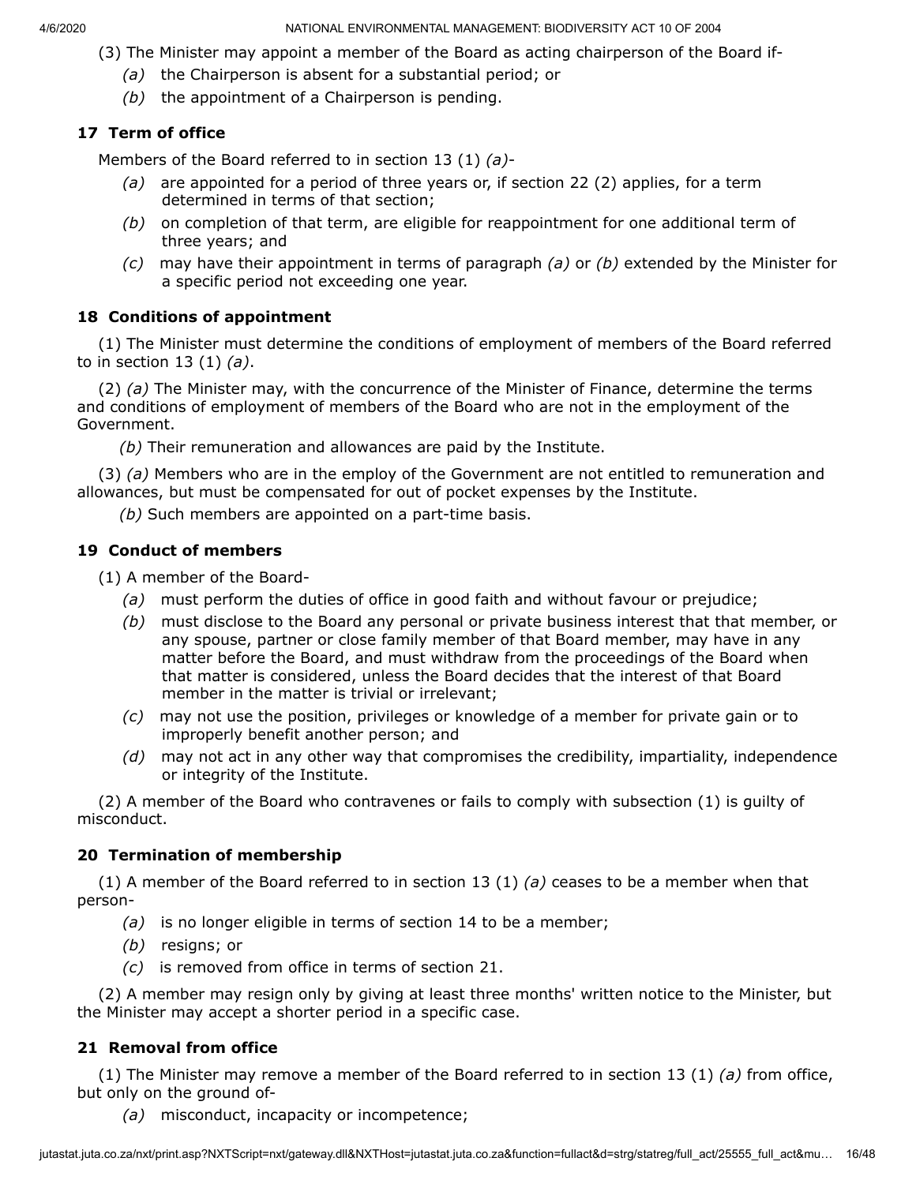(3) The Minister may appoint a member of the Board as acting chairperson of the Board if-

*(a)* the Chairperson is absent for a substantial period; or

*(b)* the appointment of a Chairperson is pending.

### 17 Term of office

Members of the Board referred to in section 13 (1) *(a)*-

*(a)* are appointed for a period of three years or, if section 22 (2) applies, for a term determined in terms of that section;

*(b)* on completion of that term, are eligible for reappointment for one additional term of three years; and

*(c)* may have their appointment in terms of paragraph *(a)* or *(b)* extended by the Minister for a specific period not exceeding one year.

### 18 Conditions of appointment

(1) The Minister must determine the conditions of employment of members of the Board referred to in section 13 (1) *(a)*.

(2) *(a)* The Minister may, with the concurrence of the Minister of Finance, determine the terms and conditions of employment of members of the Board who are not in the employment of the Government.

*(b)* Their remuneration and allowances are paid by the Institute.

(3) *(a)* Members who are in the employ of the Government are not entitled to remuneration and allowances, but must be compensated for out of pocket expenses by the Institute.

*(b)* Such members are appointed on a part-time basis.

### 19 Conduct of members

(1) A member of the Board-

*(a)* must perform the duties of office in good faith and without favour or prejudice;

*(b)* must disclose to the Board any personal or private business interest that that member, or any spouse, partner or close family member of that Board member, may have in any matter before the Board, and must withdraw from the proceedings of the Board when that matter is considered, unless the Board decides that the interest of that Board member in the matter is trivial or irrelevant;

*(c)* may not use the position, privileges or knowledge of a member for private gain or to improperly benefit another person; and

*(d)* may not act in any other way that compromises the credibility, impartiality, independence or integrity of the Institute.

(2) A member of the Board who contravenes or fails to comply with subsection (1) is guilty of misconduct.

### 20 Termination of membership

(1) A member of the Board referred to in section 13 (1) *(a)* ceases to be a member when that person-

*(a)* is no longer eligible in terms of section 14 to be a member;

*(b)* resigns; or

*(c)* is removed from office in terms of section 21.

(2) A member may resign only by giving at least three months' written notice to the Minister, but the Minister may accept a shorter period in a specific case.

### 21 Removal from office

(1) The Minister may remove a member of the Board referred to in section 13 (1) *(a)* from office, but only on the ground of-

*(a)* misconduct, incapacity or incompetence;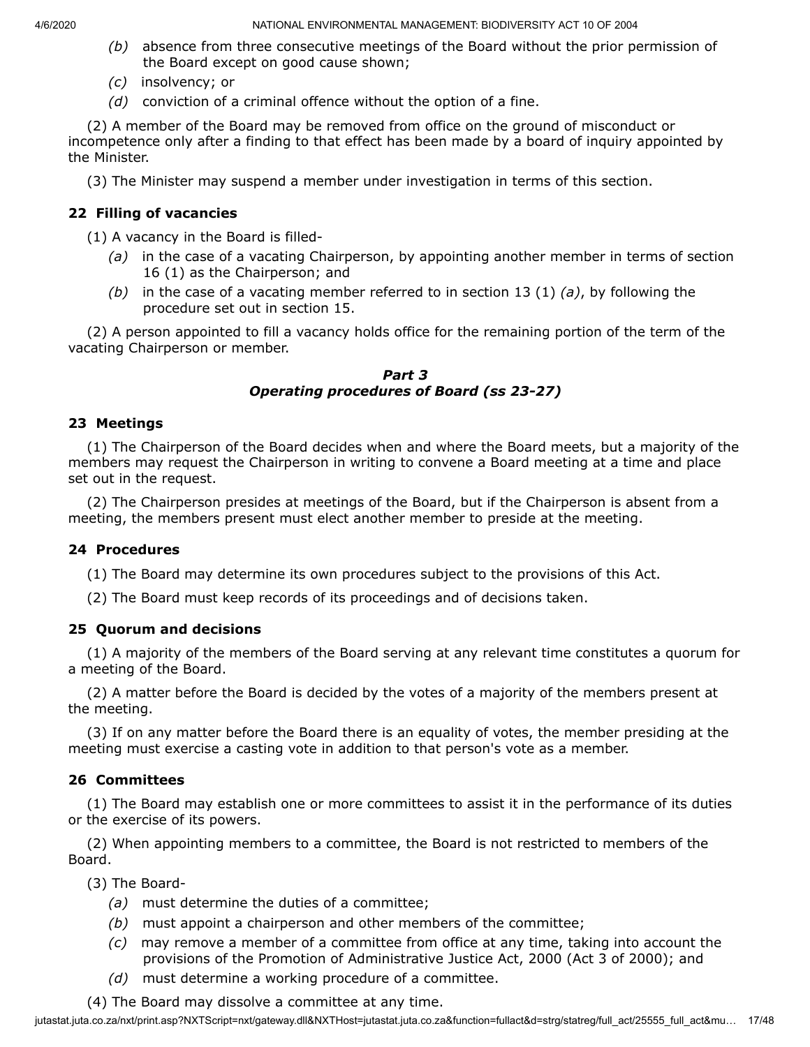*(b)* absence from three consecutive meetings of the Board without the prior permission of the Board except on good cause shown;

*(c)* insolvency; or

*(d)* conviction of a criminal offence without the option of a fine.

(2) A member of the Board may be removed from office on the ground of misconduct or incompetence only after a finding to that effect has been made by a board of inquiry appointed by the Minister.

(3) The Minister may suspend a member under investigation in terms of this section.

### 22 Filling of vacancies

(1) A vacancy in the Board is filled-

*(a)* in the case of a vacating Chairperson, by appointing another member in terms of section 16 (1) as the Chairperson; and

*(b)* in the case of a vacating member referred to in section 13 (1) *(a)*, by following the procedure set out in section 15.

(2) A person appointed to fill a vacancy holds office for the remaining portion of the term of the vacating Chairperson or member.

## *Part 3*
## *Operating procedures of Board (ss 23-27)*

### 23 Meetings

(1) The Chairperson of the Board decides when and where the Board meets, but a majority of the members may request the Chairperson in writing to convene a Board meeting at a time and place set out in the request.

(2) The Chairperson presides at meetings of the Board, but if the Chairperson is absent from a meeting, the members present must elect another member to preside at the meeting.

### 24 Procedures

(1) The Board may determine its own procedures subject to the provisions of this Act.

(2) The Board must keep records of its proceedings and of decisions taken.

### 25 Quorum and decisions

(1) A majority of the members of the Board serving at any relevant time constitutes a quorum for a meeting of the Board.

(2) A matter before the Board is decided by the votes of a majority of the members present at the meeting.

(3) If on any matter before the Board there is an equality of votes, the member presiding at the meeting must exercise a casting vote in addition to that person's vote as a member.

### 26 Committees

(1) The Board may establish one or more committees to assist it in the performance of its duties or the exercise of its powers.

(2) When appointing members to a committee, the Board is not restricted to members of the Board.

(3) The Board-

*(a)* must determine the duties of a committee;

*(b)* must appoint a chairperson and other members of the committee;

*(c)* may remove a member of a committee from office at any time, taking into account the provisions of the Promotion of Administrative Justice Act, 2000 (Act 3 of 2000); and

*(d)* must determine a working procedure of a committee.

(4) The Board may dissolve a committee at any time.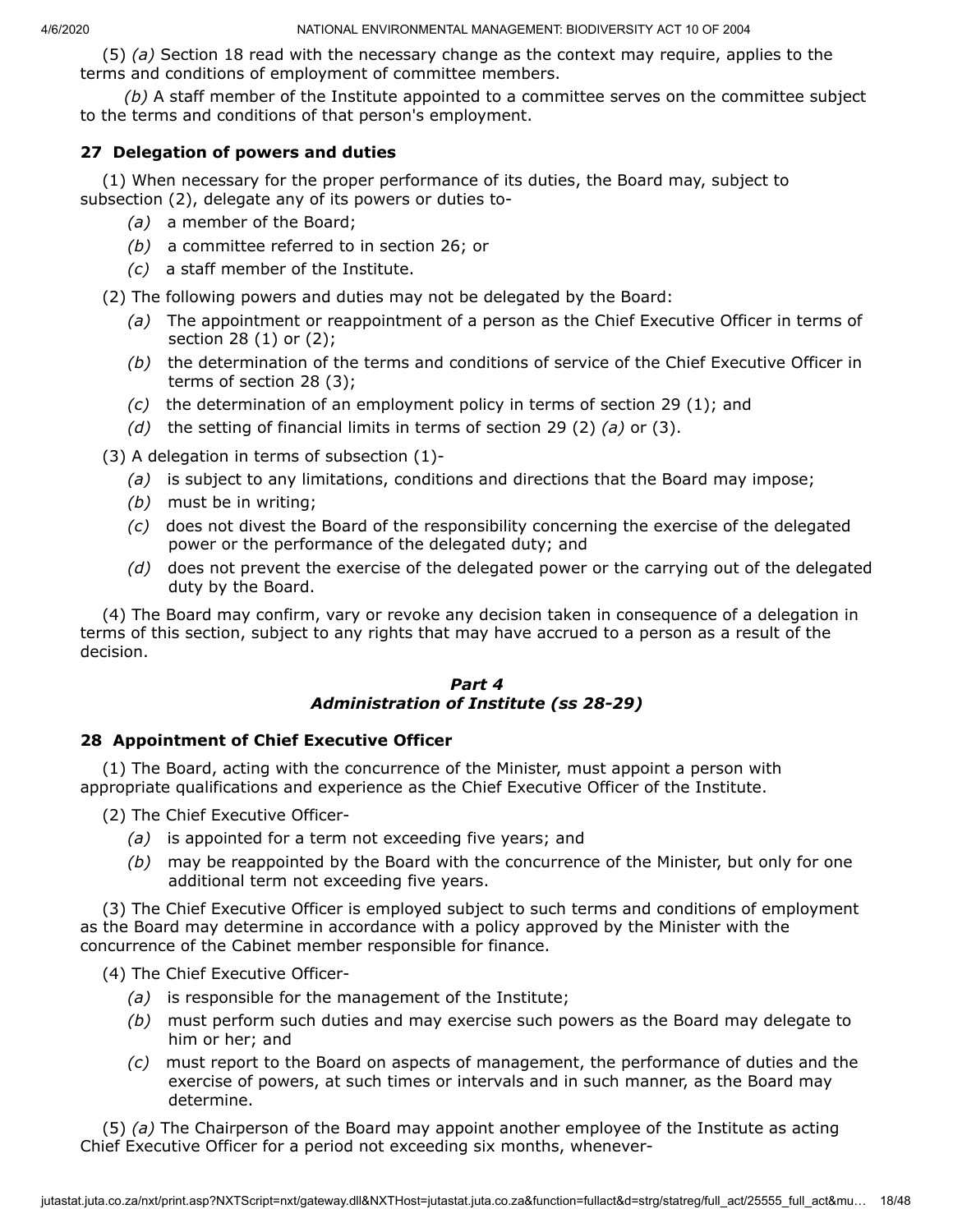(5) *(a)* Section 18 read with the necessary change as the context may require, applies to the terms and conditions of employment of committee members.

*(b)* A staff member of the Institute appointed to a committee serves on the committee subject to the terms and conditions of that person's employment.

### 27 Delegation of powers and duties

(1) When necessary for the proper performance of its duties, the Board may, subject to subsection (2), delegate any of its powers or duties to-

- *(a)* a member of the Board;
- *(b)* a committee referred to in section 26; or
- *(c)* a staff member of the Institute.

(2) The following powers and duties may not be delegated by the Board:

- *(a)* The appointment or reappointment of a person as the Chief Executive Officer in terms of section 28 (1) or (2);
- *(b)* the determination of the terms and conditions of service of the Chief Executive Officer in terms of section 28 (3);
- *(c)* the determination of an employment policy in terms of section 29 (1); and
- *(d)* the setting of financial limits in terms of section 29 (2) *(a)* or (3).

(3) A delegation in terms of subsection (1)-

- *(a)* is subject to any limitations, conditions and directions that the Board may impose;
- *(b)* must be in writing;
- *(c)* does not divest the Board of the responsibility concerning the exercise of the delegated power or the performance of the delegated duty; and
- *(d)* does not prevent the exercise of the delegated power or the carrying out of the delegated duty by the Board.

(4) The Board may confirm, vary or revoke any decision taken in consequence of a delegation in terms of this section, subject to any rights that may have accrued to a person as a result of the decision.

## *Part 4*
## *Administration of Institute (ss 28-29)*

### 28 Appointment of Chief Executive Officer

(1) The Board, acting with the concurrence of the Minister, must appoint a person with appropriate qualifications and experience as the Chief Executive Officer of the Institute.

(2) The Chief Executive Officer-

- *(a)* is appointed for a term not exceeding five years; and
- *(b)* may be reappointed by the Board with the concurrence of the Minister, but only for one additional term not exceeding five years.

(3) The Chief Executive Officer is employed subject to such terms and conditions of employment as the Board may determine in accordance with a policy approved by the Minister with the concurrence of the Cabinet member responsible for finance.

(4) The Chief Executive Officer-

- *(a)* is responsible for the management of the Institute;
- *(b)* must perform such duties and may exercise such powers as the Board may delegate to him or her; and
- *(c)* must report to the Board on aspects of management, the performance of duties and the exercise of powers, at such times or intervals and in such manner, as the Board may determine.

(5) *(a)* The Chairperson of the Board may appoint another employee of the Institute as acting Chief Executive Officer for a period not exceeding six months, whenever-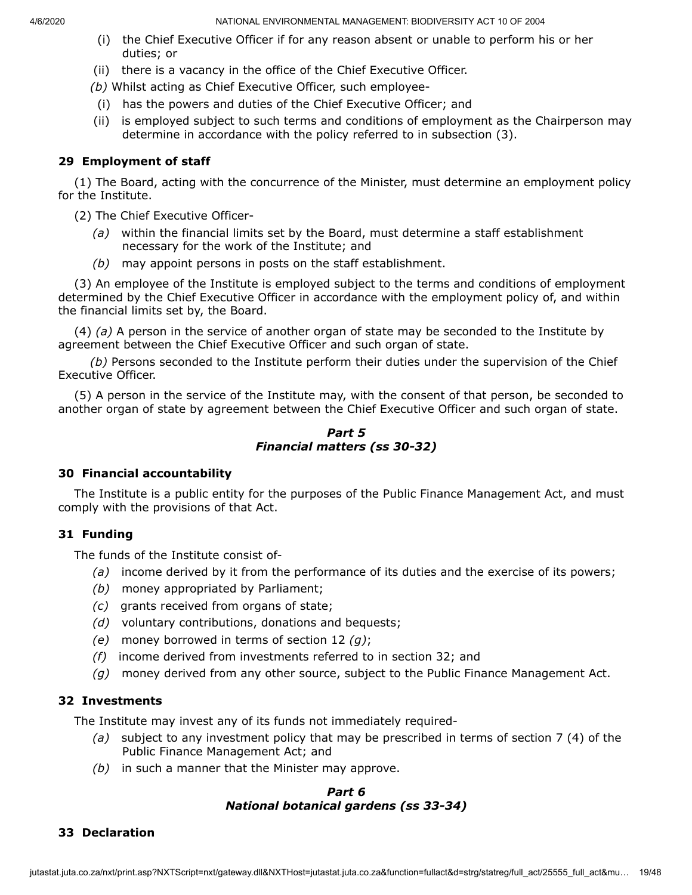(i) the Chief Executive Officer if for any reason absent or unable to perform his or her duties; or

(ii) there is a vacancy in the office of the Chief Executive Officer.

*(b)* Whilst acting as Chief Executive Officer, such employee-

(i) has the powers and duties of the Chief Executive Officer; and

(ii) is employed subject to such terms and conditions of employment as the Chairperson may determine in accordance with the policy referred to in subsection (3).

### 29 Employment of staff

(1) The Board, acting with the concurrence of the Minister, must determine an employment policy for the Institute.

(2) The Chief Executive Officer-

*(a)* within the financial limits set by the Board, must determine a staff establishment necessary for the work of the Institute; and

*(b)* may appoint persons in posts on the staff establishment.

(3) An employee of the Institute is employed subject to the terms and conditions of employment determined by the Chief Executive Officer in accordance with the employment policy of, and within the financial limits set by, the Board.

(4) *(a)* A person in the service of another organ of state may be seconded to the Institute by agreement between the Chief Executive Officer and such organ of state.

*(b)* Persons seconded to the Institute perform their duties under the supervision of the Chief Executive Officer.

(5) A person in the service of the Institute may, with the consent of that person, be seconded to another organ of state by agreement between the Chief Executive Officer and such organ of state.

## *Part 5*
## *Financial matters (ss 30-32)*

### 30 Financial accountability

The Institute is a public entity for the purposes of the Public Finance Management Act, and must comply with the provisions of that Act.

### 31 Funding

The funds of the Institute consist of-

*(a)* income derived by it from the performance of its duties and the exercise of its powers;

*(b)* money appropriated by Parliament;

*(c)* grants received from organs of state;

*(d)* voluntary contributions, donations and bequests;

*(e)* money borrowed in terms of section 12 *(g)*;

*(f)* income derived from investments referred to in section 32; and

*(g)* money derived from any other source, subject to the Public Finance Management Act.

### 32 Investments

The Institute may invest any of its funds not immediately required-

*(a)* subject to any investment policy that may be prescribed in terms of section 7 (4) of the Public Finance Management Act; and

*(b)* in such a manner that the Minister may approve.

## *Part 6*
## *National botanical gardens (ss 33-34)*

### 33 Declaration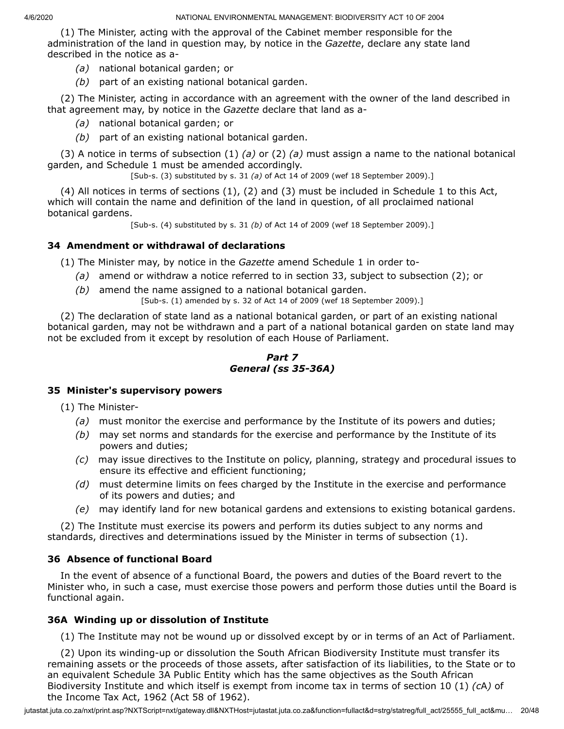(1) The Minister, acting with the approval of the Cabinet member responsible for the administration of the land in question may, by notice in the *Gazette*, declare any state land described in the notice as a-

*(a)* national botanical garden; or

*(b)* part of an existing national botanical garden.

(2) The Minister, acting in accordance with an agreement with the owner of the land described in that agreement may, by notice in the *Gazette* declare that land as a-

*(a)* national botanical garden; or

*(b)* part of an existing national botanical garden.

(3) A notice in terms of subsection (1) *(a)* or (2) *(a)* must assign a name to the national botanical garden, and Schedule 1 must be amended accordingly.

[Sub-s. (3) substituted by s. 31 *(a)* of Act 14 of 2009 (wef 18 September 2009).]

(4) All notices in terms of sections (1), (2) and (3) must be included in Schedule 1 to this Act, which will contain the name and definition of the land in question, of all proclaimed national botanical gardens.

[Sub-s. (4) substituted by s. 31 *(b)* of Act 14 of 2009 (wef 18 September 2009).]

### 34 Amendment or withdrawal of declarations

(1) The Minister may, by notice in the *Gazette* amend Schedule 1 in order to-

*(a)* amend or withdraw a notice referred to in section 33, subject to subsection (2); or

*(b)* amend the name assigned to a national botanical garden.

[Sub-s. (1) amended by s. 32 of Act 14 of 2009 (wef 18 September 2009).]

(2) The declaration of state land as a national botanical garden, or part of an existing national botanical garden, may not be withdrawn and a part of a national botanical garden on state land may not be excluded from it except by resolution of each House of Parliament.

## *Part 7*
## *General (ss 35-36A)*

### 35 Minister's supervisory powers

(1) The Minister-

*(a)* must monitor the exercise and performance by the Institute of its powers and duties;

*(b)* may set norms and standards for the exercise and performance by the Institute of its powers and duties;

*(c)* may issue directives to the Institute on policy, planning, strategy and procedural issues to ensure its effective and efficient functioning;

*(d)* must determine limits on fees charged by the Institute in the exercise and performance of its powers and duties; and

*(e)* may identify land for new botanical gardens and extensions to existing botanical gardens.

(2) The Institute must exercise its powers and perform its duties subject to any norms and standards, directives and determinations issued by the Minister in terms of subsection (1).

### 36 Absence of functional Board

In the event of absence of a functional Board, the powers and duties of the Board revert to the Minister who, in such a case, must exercise those powers and perform those duties until the Board is functional again.

### 36A Winding up or dissolution of Institute

(1) The Institute may not be wound up or dissolved except by or in terms of an Act of Parliament.

(2) Upon its winding-up or dissolution the South African Biodiversity Institute must transfer its remaining assets or the proceeds of those assets, after satisfaction of its liabilities, to the State or to an equivalent Schedule 3A Public Entity which has the same objectives as the South African Biodiversity Institute and which itself is exempt from income tax in terms of section 10 (1) *(cA)* of the Income Tax Act, 1962 (Act 58 of 1962).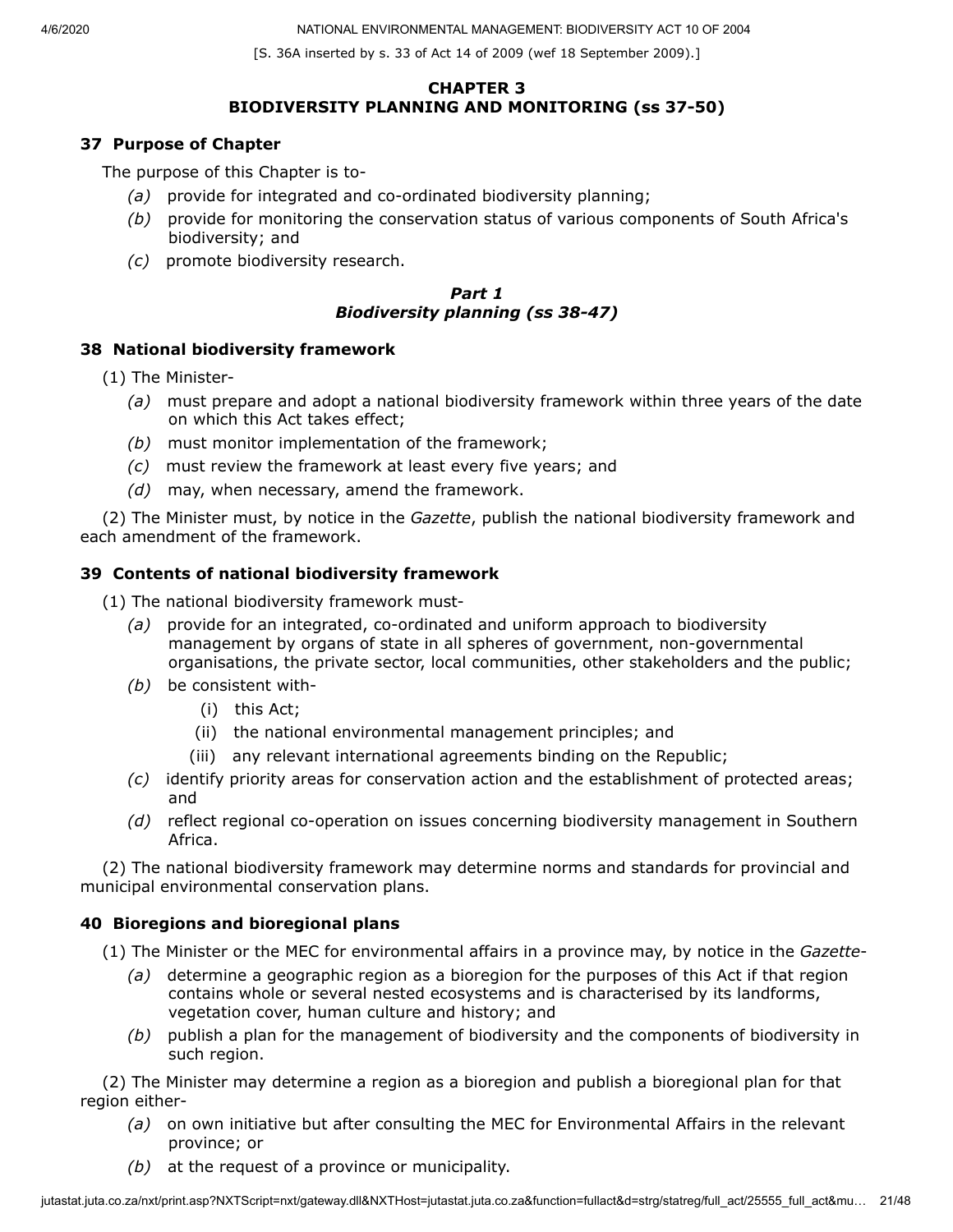[S. 36A inserted by s. 33 of Act 14 of 2009 (wef 18 September 2009).]

## CHAPTER 3
## BIODIVERSITY PLANNING AND MONITORING (ss 37-50)

### 37 Purpose of Chapter

The purpose of this Chapter is to-

*(a)* provide for integrated and co-ordinated biodiversity planning;

*(b)* provide for monitoring the conservation status of various components of South Africa's biodiversity; and

*(c)* promote biodiversity research.

## *Part 1*
## *Biodiversity planning (ss 38-47)*

### 38 National biodiversity framework

(1) The Minister-

*(a)* must prepare and adopt a national biodiversity framework within three years of the date on which this Act takes effect;

*(b)* must monitor implementation of the framework;

*(c)* must review the framework at least every five years; and

*(d)* may, when necessary, amend the framework.

(2) The Minister must, by notice in the *Gazette*, publish the national biodiversity framework and each amendment of the framework.

### 39 Contents of national biodiversity framework

(1) The national biodiversity framework must-

*(a)* provide for an integrated, co-ordinated and uniform approach to biodiversity management by organs of state in all spheres of government, non-governmental organisations, the private sector, local communities, other stakeholders and the public;

*(b)* be consistent with-

(i) this Act;

(ii) the national environmental management principles; and

(iii) any relevant international agreements binding on the Republic;

*(c)* identify priority areas for conservation action and the establishment of protected areas; and

*(d)* reflect regional co-operation on issues concerning biodiversity management in Southern Africa.

(2) The national biodiversity framework may determine norms and standards for provincial and municipal environmental conservation plans.

### 40 Bioregions and bioregional plans

(1) The Minister or the MEC for environmental affairs in a province may, by notice in the *Gazette*-

*(a)* determine a geographic region as a bioregion for the purposes of this Act if that region contains whole or several nested ecosystems and is characterised by its landforms, vegetation cover, human culture and history; and

*(b)* publish a plan for the management of biodiversity and the components of biodiversity in such region.

(2) The Minister may determine a region as a bioregion and publish a bioregional plan for that region either-

*(a)* on own initiative but after consulting the MEC for Environmental Affairs in the relevant province; or

*(b)* at the request of a province or municipality.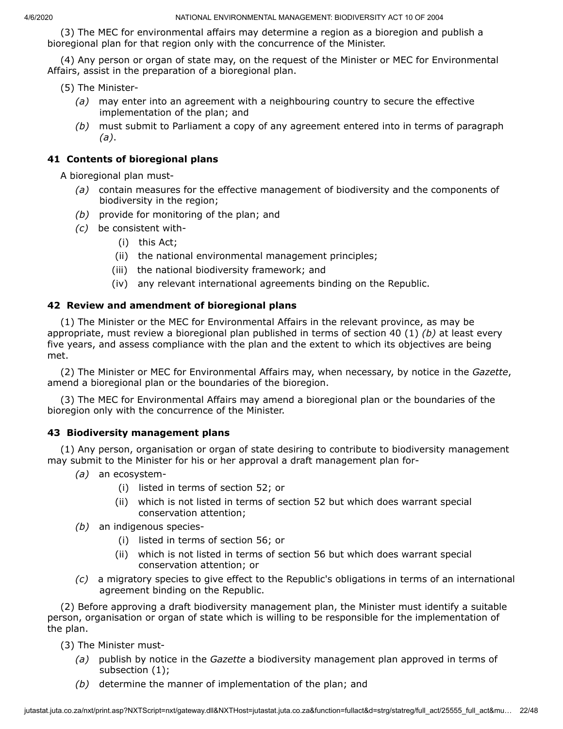(3) The MEC for environmental affairs may determine a region as a bioregion and publish a bioregional plan for that region only with the concurrence of the Minister.

(4) Any person or organ of state may, on the request of the Minister or MEC for Environmental Affairs, assist in the preparation of a bioregional plan.

(5) The Minister-

*(a)* may enter into an agreement with a neighbouring country to secure the effective implementation of the plan; and

*(b)* must submit to Parliament a copy of any agreement entered into in terms of paragraph *(a)*.

### 41 Contents of bioregional plans

A bioregional plan must-

*(a)* contain measures for the effective management of biodiversity and the components of biodiversity in the region;

*(b)* provide for monitoring of the plan; and

*(c)* be consistent with-

(i) this Act;

(ii) the national environmental management principles;

(iii) the national biodiversity framework; and

(iv) any relevant international agreements binding on the Republic.

### 42 Review and amendment of bioregional plans

(1) The Minister or the MEC for Environmental Affairs in the relevant province, as may be appropriate, must review a bioregional plan published in terms of section 40 (1) *(b)* at least every five years, and assess compliance with the plan and the extent to which its objectives are being met.

(2) The Minister or MEC for Environmental Affairs may, when necessary, by notice in the *Gazette*, amend a bioregional plan or the boundaries of the bioregion.

(3) The MEC for Environmental Affairs may amend a bioregional plan or the boundaries of the bioregion only with the concurrence of the Minister.

### 43 Biodiversity management plans

(1) Any person, organisation or organ of state desiring to contribute to biodiversity management may submit to the Minister for his or her approval a draft management plan for-

*(a)* an ecosystem-

(i) listed in terms of section 52; or

(ii) which is not listed in terms of section 52 but which does warrant special conservation attention;

*(b)* an indigenous species-

(i) listed in terms of section 56; or

(ii) which is not listed in terms of section 56 but which does warrant special conservation attention; or

*(c)* a migratory species to give effect to the Republic's obligations in terms of an international agreement binding on the Republic.

(2) Before approving a draft biodiversity management plan, the Minister must identify a suitable person, organisation or organ of state which is willing to be responsible for the implementation of the plan.

(3) The Minister must-

*(a)* publish by notice in the *Gazette* a biodiversity management plan approved in terms of subsection (1);

*(b)* determine the manner of implementation of the plan; and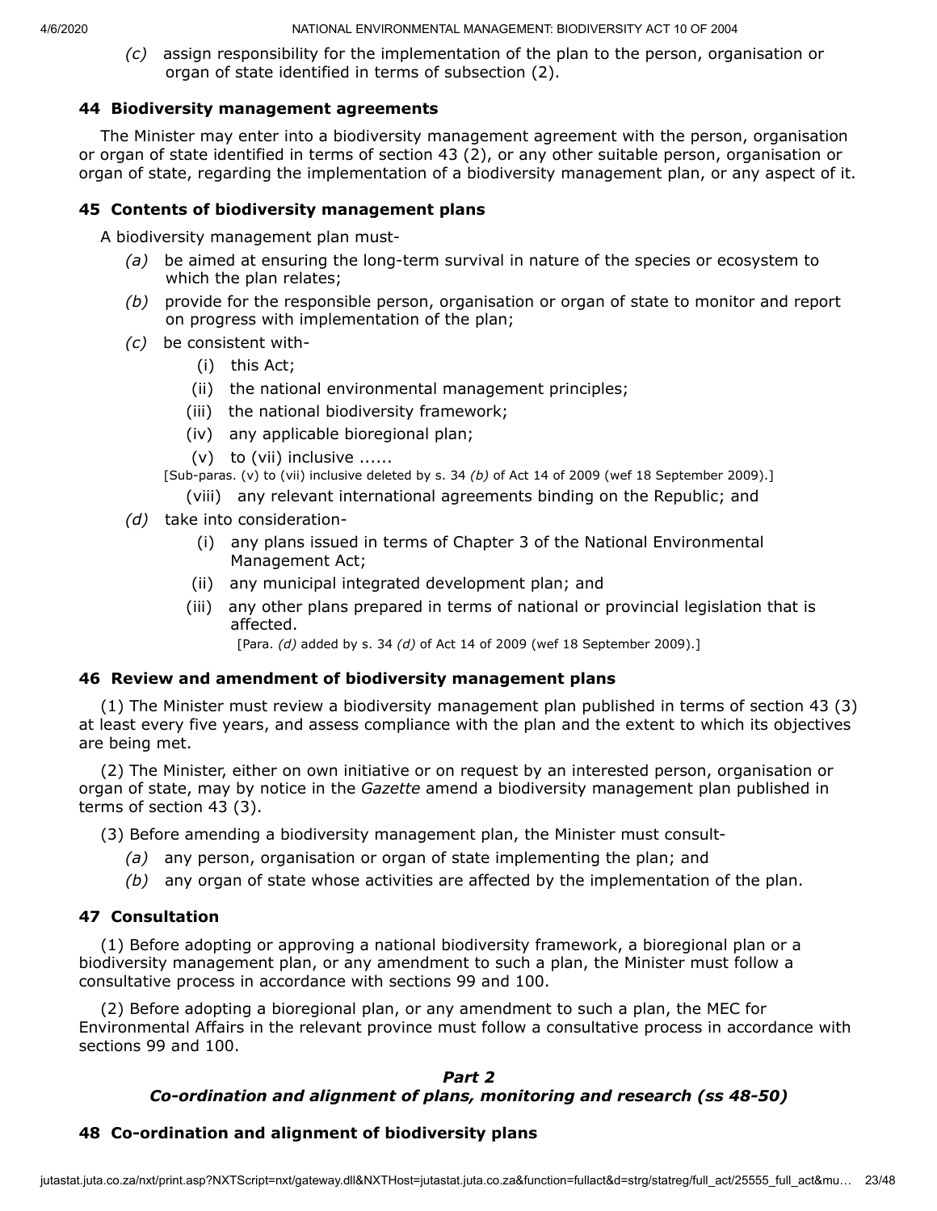*(c)* assign responsibility for the implementation of the plan to the person, organisation or organ of state identified in terms of subsection (2).

**44 Biodiversity management agreements**

The Minister may enter into a biodiversity management agreement with the person, organisation or organ of state identified in terms of section 43 (2), or any other suitable person, organisation or organ of state, regarding the implementation of a biodiversity management plan, or any aspect of it.

**45 Contents of biodiversity management plans**

A biodiversity management plan must-

*(a)* be aimed at ensuring the long-term survival in nature of the species or ecosystem to which the plan relates;

*(b)* provide for the responsible person, organisation or organ of state to monitor and report on progress with implementation of the plan;

*(c)* be consistent with-

(i) this Act;

(ii) the national environmental management principles;

(iii) the national biodiversity framework;

(iv) any applicable bioregional plan;

(v) to (vii) inclusive ......

[Sub-paras. (v) to (vii) inclusive deleted by s. 34 *(b)* of Act 14 of 2009 (wef 18 September 2009).]

(viii) any relevant international agreements binding on the Republic; and

*(d)* take into consideration-

(i) any plans issued in terms of Chapter 3 of the National Environmental Management Act;

(ii) any municipal integrated development plan; and

(iii) any other plans prepared in terms of national or provincial legislation that is affected.

[Para. *(d)* added by s. 34 *(d)* of Act 14 of 2009 (wef 18 September 2009).]

**46 Review and amendment of biodiversity management plans**

(1) The Minister must review a biodiversity management plan published in terms of section 43 (3) at least every five years, and assess compliance with the plan and the extent to which its objectives are being met.

(2) The Minister, either on own initiative or on request by an interested person, organisation or organ of state, may by notice in the *Gazette* amend a biodiversity management plan published in terms of section 43 (3).

(3) Before amending a biodiversity management plan, the Minister must consult-

*(a)* any person, organisation or organ of state implementing the plan; and

*(b)* any organ of state whose activities are affected by the implementation of the plan.

**47 Consultation**

(1) Before adopting or approving a national biodiversity framework, a bioregional plan or a biodiversity management plan, or any amendment to such a plan, the Minister must follow a consultative process in accordance with sections 99 and 100.

(2) Before adopting a bioregional plan, or any amendment to such a plan, the MEC for Environmental Affairs in the relevant province must follow a consultative process in accordance with sections 99 and 100.

***Part 2***

***Co-ordination and alignment of plans, monitoring and research (ss 48-50)***

**48 Co-ordination and alignment of biodiversity plans**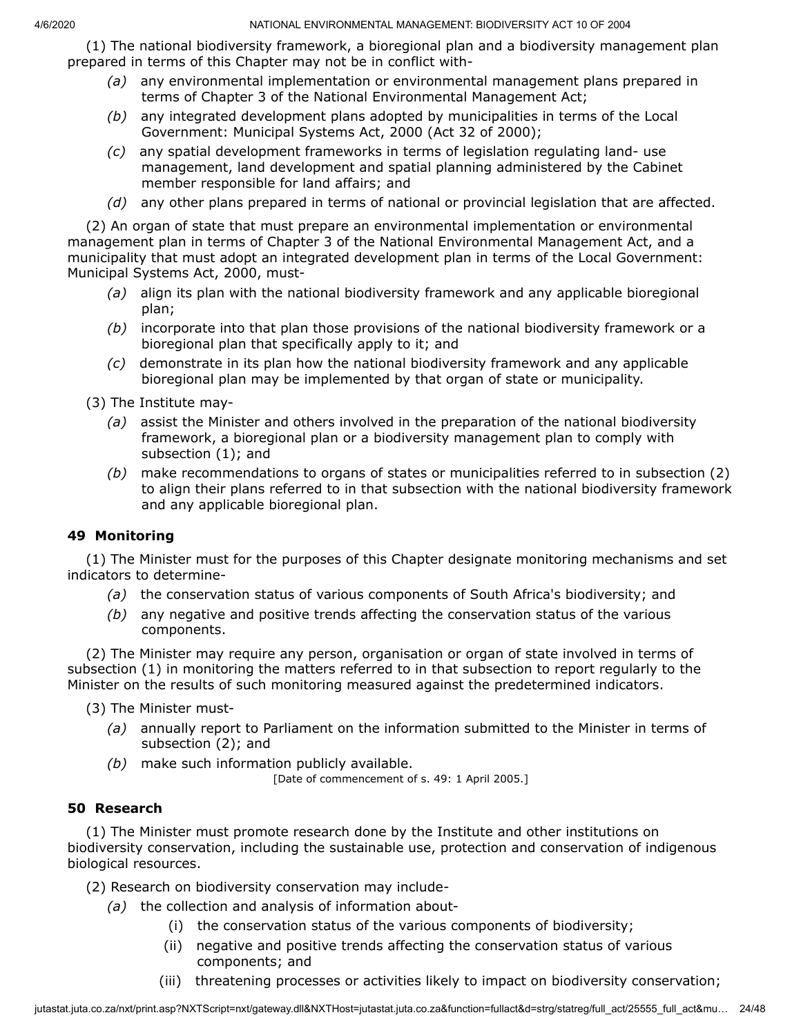(1) The national biodiversity framework, a bioregional plan and a biodiversity management plan prepared in terms of this Chapter may not be in conflict with-

- *(a)* any environmental implementation or environmental management plans prepared in terms of Chapter 3 of the National Environmental Management Act;
- *(b)* any integrated development plans adopted by municipalities in terms of the Local Government: Municipal Systems Act, 2000 (Act 32 of 2000);
- *(c)* any spatial development frameworks in terms of legislation regulating land- use management, land development and spatial planning administered by the Cabinet member responsible for land affairs; and
- *(d)* any other plans prepared in terms of national or provincial legislation that are affected.

(2) An organ of state that must prepare an environmental implementation or environmental management plan in terms of Chapter 3 of the National Environmental Management Act, and a municipality that must adopt an integrated development plan in terms of the Local Government: Municipal Systems Act, 2000, must-

- *(a)* align its plan with the national biodiversity framework and any applicable bioregional plan;
- *(b)* incorporate into that plan those provisions of the national biodiversity framework or a bioregional plan that specifically apply to it; and
- *(c)* demonstrate in its plan how the national biodiversity framework and any applicable bioregional plan may be implemented by that organ of state or municipality.

(3) The Institute may-

- *(a)* assist the Minister and others involved in the preparation of the national biodiversity framework, a bioregional plan or a biodiversity management plan to comply with subsection (1); and
- *(b)* make recommendations to organs of states or municipalities referred to in subsection (2) to align their plans referred to in that subsection with the national biodiversity framework and any applicable bioregional plan.

### 49 Monitoring

(1) The Minister must for the purposes of this Chapter designate monitoring mechanisms and set indicators to determine-

- *(a)* the conservation status of various components of South Africa's biodiversity; and
- *(b)* any negative and positive trends affecting the conservation status of the various components.

(2) The Minister may require any person, organisation or organ of state involved in terms of subsection (1) in monitoring the matters referred to in that subsection to report regularly to the Minister on the results of such monitoring measured against the predetermined indicators.

(3) The Minister must-

- *(a)* annually report to Parliament on the information submitted to the Minister in terms of subsection (2); and
- *(b)* make such information publicly available.

[Date of commencement of s. 49: 1 April 2005.]

### 50 Research

(1) The Minister must promote research done by the Institute and other institutions on biodiversity conservation, including the sustainable use, protection and conservation of indigenous biological resources.

(2) Research on biodiversity conservation may include-

- *(a)* the collection and analysis of information about-
  - (i) the conservation status of the various components of biodiversity;
  - (ii) negative and positive trends affecting the conservation status of various components; and
  - (iii) threatening processes or activities likely to impact on biodiversity conservation;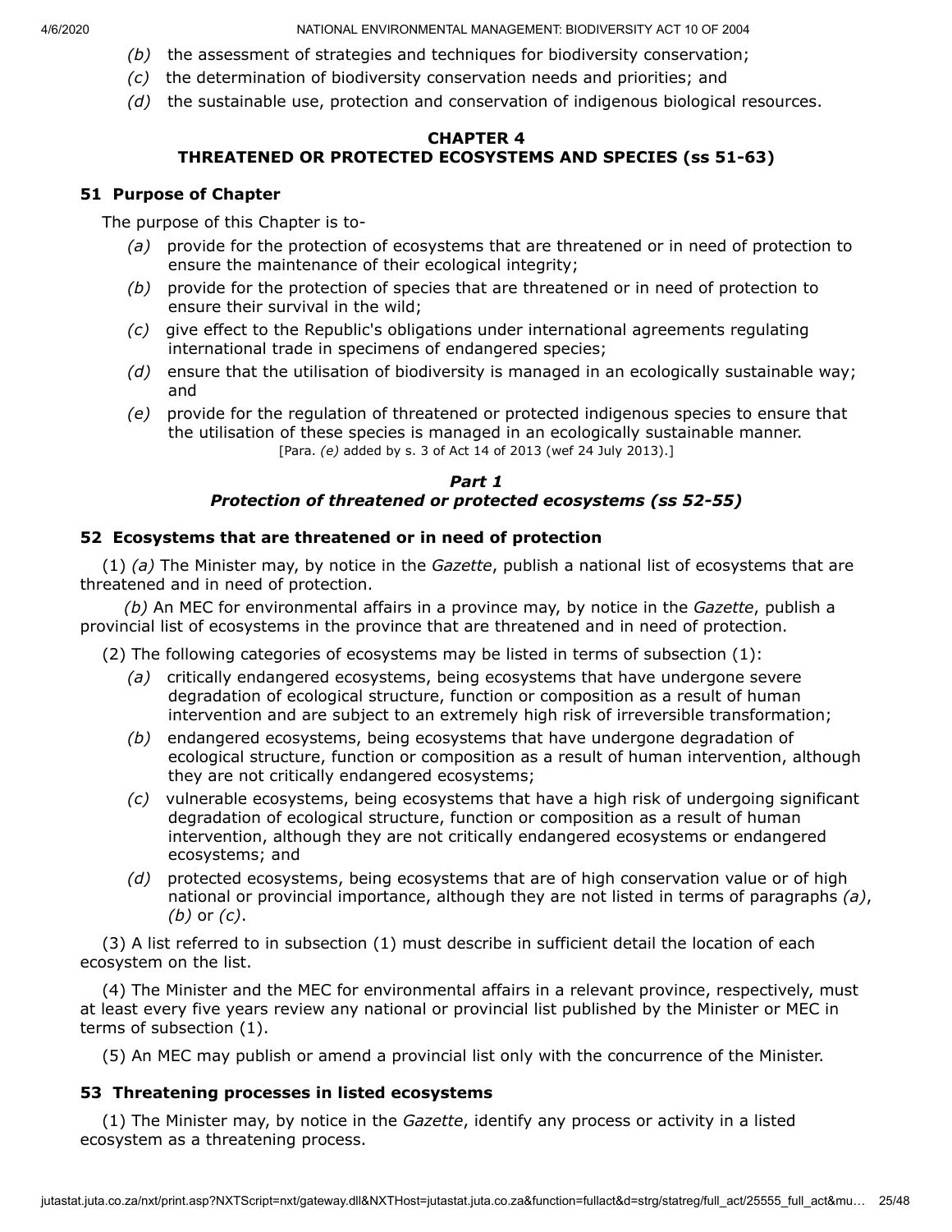*(b)* the assessment of strategies and techniques for biodiversity conservation;

*(c)* the determination of biodiversity conservation needs and priorities; and

*(d)* the sustainable use, protection and conservation of indigenous biological resources.

## CHAPTER 4
## THREATENED OR PROTECTED ECOSYSTEMS AND SPECIES (ss 51-63)

### 51 Purpose of Chapter

The purpose of this Chapter is to-

*(a)* provide for the protection of ecosystems that are threatened or in need of protection to ensure the maintenance of their ecological integrity;

*(b)* provide for the protection of species that are threatened or in need of protection to ensure their survival in the wild;

*(c)* give effect to the Republic's obligations under international agreements regulating international trade in specimens of endangered species;

*(d)* ensure that the utilisation of biodiversity is managed in an ecologically sustainable way; and

*(e)* provide for the regulation of threatened or protected indigenous species to ensure that the utilisation of these species is managed in an ecologically sustainable manner.

[Para. *(e)* added by s. 3 of Act 14 of 2013 (wef 24 July 2013).]

### *Part 1*
### *Protection of threatened or protected ecosystems (ss 52-55)*

### 52 Ecosystems that are threatened or in need of protection

(1) *(a)* The Minister may, by notice in the *Gazette*, publish a national list of ecosystems that are threatened and in need of protection.

*(b)* An MEC for environmental affairs in a province may, by notice in the *Gazette*, publish a provincial list of ecosystems in the province that are threatened and in need of protection.

(2) The following categories of ecosystems may be listed in terms of subsection (1):

*(a)* critically endangered ecosystems, being ecosystems that have undergone severe degradation of ecological structure, function or composition as a result of human intervention and are subject to an extremely high risk of irreversible transformation;

*(b)* endangered ecosystems, being ecosystems that have undergone degradation of ecological structure, function or composition as a result of human intervention, although they are not critically endangered ecosystems;

*(c)* vulnerable ecosystems, being ecosystems that have a high risk of undergoing significant degradation of ecological structure, function or composition as a result of human intervention, although they are not critically endangered ecosystems or endangered ecosystems; and

*(d)* protected ecosystems, being ecosystems that are of high conservation value or of high national or provincial importance, although they are not listed in terms of paragraphs *(a)*, *(b)* or *(c)*.

(3) A list referred to in subsection (1) must describe in sufficient detail the location of each ecosystem on the list.

(4) The Minister and the MEC for environmental affairs in a relevant province, respectively, must at least every five years review any national or provincial list published by the Minister or MEC in terms of subsection (1).

(5) An MEC may publish or amend a provincial list only with the concurrence of the Minister.

### 53 Threatening processes in listed ecosystems

(1) The Minister may, by notice in the *Gazette*, identify any process or activity in a listed ecosystem as a threatening process.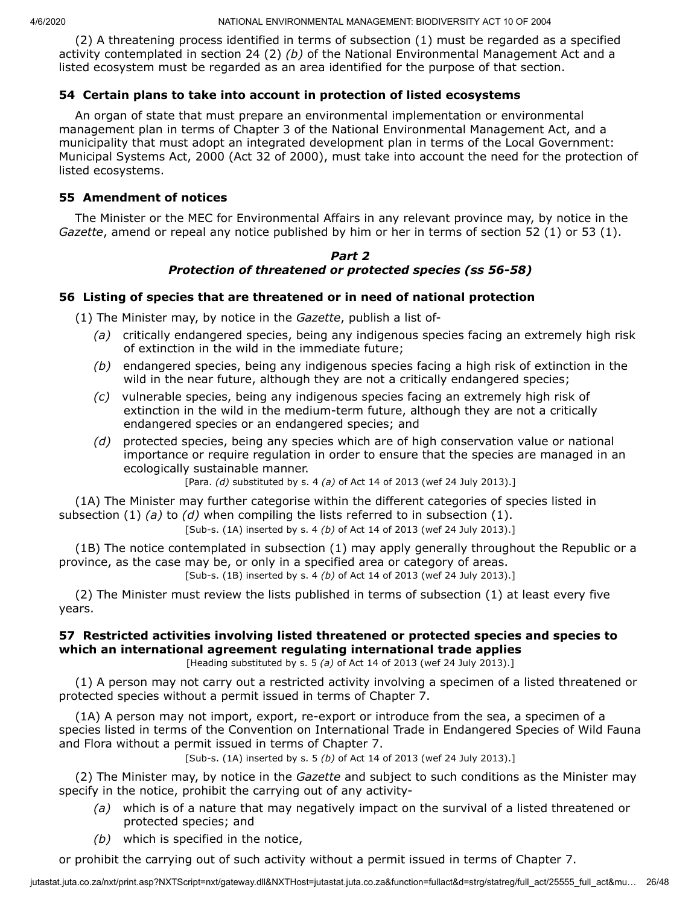(2) A threatening process identified in terms of subsection (1) must be regarded as a specified activity contemplated in section 24 (2) *(b)* of the National Environmental Management Act and a listed ecosystem must be regarded as an area identified for the purpose of that section.

### 54 Certain plans to take into account in protection of listed ecosystems

An organ of state that must prepare an environmental implementation or environmental management plan in terms of Chapter 3 of the National Environmental Management Act, and a municipality that must adopt an integrated development plan in terms of the Local Government: Municipal Systems Act, 2000 (Act 32 of 2000), must take into account the need for the protection of listed ecosystems.

### 55 Amendment of notices

The Minister or the MEC for Environmental Affairs in any relevant province may, by notice in the *Gazette*, amend or repeal any notice published by him or her in terms of section 52 (1) or 53 (1).

## *Part 2*
## *Protection of threatened or protected species (ss 56-58)*

### 56 Listing of species that are threatened or in need of national protection

(1) The Minister may, by notice in the *Gazette*, publish a list of-

*(a)* critically endangered species, being any indigenous species facing an extremely high risk of extinction in the wild in the immediate future;

*(b)* endangered species, being any indigenous species facing a high risk of extinction in the wild in the near future, although they are not a critically endangered species;

*(c)* vulnerable species, being any indigenous species facing an extremely high risk of extinction in the wild in the medium-term future, although they are not a critically endangered species or an endangered species; and

*(d)* protected species, being any species which are of high conservation value or national importance or require regulation in order to ensure that the species are managed in an ecologically sustainable manner.

[Para. *(d)* substituted by s. 4 *(a)* of Act 14 of 2013 (wef 24 July 2013).]

(1A) The Minister may further categorise within the different categories of species listed in subsection (1) *(a)* to *(d)* when compiling the lists referred to in subsection (1).

[Sub-s. (1A) inserted by s. 4 *(b)* of Act 14 of 2013 (wef 24 July 2013).]

(1B) The notice contemplated in subsection (1) may apply generally throughout the Republic or a province, as the case may be, or only in a specified area or category of areas.

[Sub-s. (1B) inserted by s. 4 *(b)* of Act 14 of 2013 (wef 24 July 2013).]

(2) The Minister must review the lists published in terms of subsection (1) at least every five years.

### 57 Restricted activities involving listed threatened or protected species and species to which an international agreement regulating international trade applies

[Heading substituted by s. 5 *(a)* of Act 14 of 2013 (wef 24 July 2013).]

(1) A person may not carry out a restricted activity involving a specimen of a listed threatened or protected species without a permit issued in terms of Chapter 7.

(1A) A person may not import, export, re-export or introduce from the sea, a specimen of a species listed in terms of the Convention on International Trade in Endangered Species of Wild Fauna and Flora without a permit issued in terms of Chapter 7.

[Sub-s. (1A) inserted by s. 5 *(b)* of Act 14 of 2013 (wef 24 July 2013).]

(2) The Minister may, by notice in the *Gazette* and subject to such conditions as the Minister may specify in the notice, prohibit the carrying out of any activity-

*(a)* which is of a nature that may negatively impact on the survival of a listed threatened or protected species; and

*(b)* which is specified in the notice,

or prohibit the carrying out of such activity without a permit issued in terms of Chapter 7.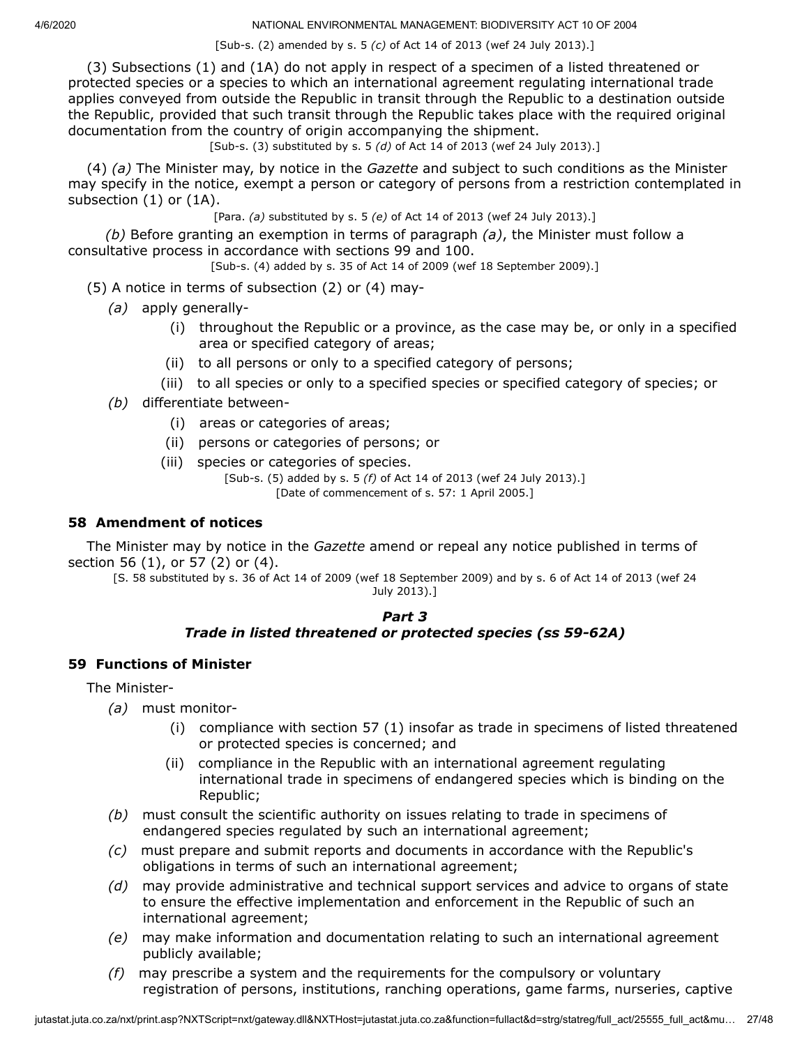[Sub-s. (2) amended by s. 5 *(c)* of Act 14 of 2013 (wef 24 July 2013).]

(3) Subsections (1) and (1A) do not apply in respect of a specimen of a listed threatened or protected species or a species to which an international agreement regulating international trade applies conveyed from outside the Republic in transit through the Republic to a destination outside the Republic, provided that such transit through the Republic takes place with the required original documentation from the country of origin accompanying the shipment.

[Sub-s. (3) substituted by s. 5 *(d)* of Act 14 of 2013 (wef 24 July 2013).]

(4) *(a)* The Minister may, by notice in the *Gazette* and subject to such conditions as the Minister may specify in the notice, exempt a person or category of persons from a restriction contemplated in subsection (1) or (1A).

[Para. *(a)* substituted by s. 5 *(e)* of Act 14 of 2013 (wef 24 July 2013).]

*(b)* Before granting an exemption in terms of paragraph *(a)*, the Minister must follow a consultative process in accordance with sections 99 and 100.

[Sub-s. (4) added by s. 35 of Act 14 of 2009 (wef 18 September 2009).]

(5) A notice in terms of subsection (2) or (4) may-

*(a)* apply generally-

(i) throughout the Republic or a province, as the case may be, or only in a specified area or specified category of areas;

(ii) to all persons or only to a specified category of persons;

(iii) to all species or only to a specified species or specified category of species; or

*(b)* differentiate between-

(i) areas or categories of areas;

(ii) persons or categories of persons; or

(iii) species or categories of species.

[Sub-s. (5) added by s. 5 *(f)* of Act 14 of 2013 (wef 24 July 2013).]

[Date of commencement of s. 57: 1 April 2005.]

## 58 Amendment of notices

The Minister may by notice in the *Gazette* amend or repeal any notice published in terms of section 56 (1), or 57 (2) or (4).

[S. 58 substituted by s. 36 of Act 14 of 2009 (wef 18 September 2009) and by s. 6 of Act 14 of 2013 (wef 24 July 2013).]

### *Part 3*
### *Trade in listed threatened or protected species (ss 59-62A)*

## 59 Functions of Minister

The Minister-

*(a)* must monitor-

(i) compliance with section 57 (1) insofar as trade in specimens of listed threatened or protected species is concerned; and

(ii) compliance in the Republic with an international agreement regulating international trade in specimens of endangered species which is binding on the Republic;

*(b)* must consult the scientific authority on issues relating to trade in specimens of endangered species regulated by such an international agreement;

*(c)* must prepare and submit reports and documents in accordance with the Republic's obligations in terms of such an international agreement;

*(d)* may provide administrative and technical support services and advice to organs of state to ensure the effective implementation and enforcement in the Republic of such an international agreement;

*(e)* may make information and documentation relating to such an international agreement publicly available;

*(f)* may prescribe a system and the requirements for the compulsory or voluntary registration of persons, institutions, ranching operations, game farms, nurseries, captive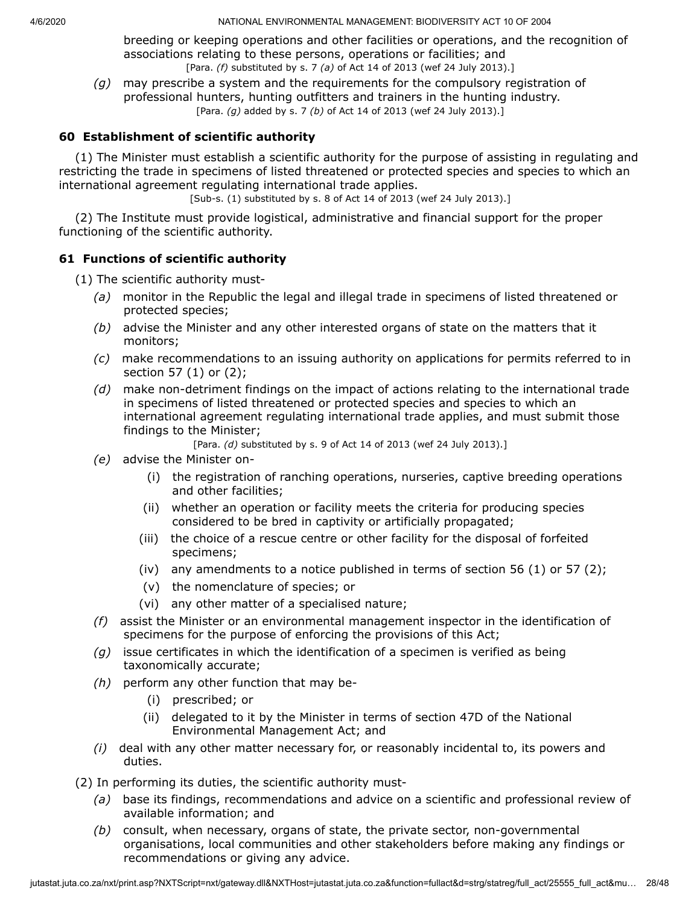breeding or keeping operations and other facilities or operations, and the recognition of associations relating to these persons, operations or facilities; and

[Para. *(f)* substituted by s. 7 *(a)* of Act 14 of 2013 (wef 24 July 2013).]

*(g)* may prescribe a system and the requirements for the compulsory registration of professional hunters, hunting outfitters and trainers in the hunting industry.

[Para. *(g)* added by s. 7 *(b)* of Act 14 of 2013 (wef 24 July 2013).]

### 60 Establishment of scientific authority

(1) The Minister must establish a scientific authority for the purpose of assisting in regulating and restricting the trade in specimens of listed threatened or protected species and species to which an international agreement regulating international trade applies.

[Sub-s. (1) substituted by s. 8 of Act 14 of 2013 (wef 24 July 2013).]

(2) The Institute must provide logistical, administrative and financial support for the proper functioning of the scientific authority.

### 61 Functions of scientific authority

(1) The scientific authority must-

*(a)* monitor in the Republic the legal and illegal trade in specimens of listed threatened or protected species;

*(b)* advise the Minister and any other interested organs of state on the matters that it monitors;

*(c)* make recommendations to an issuing authority on applications for permits referred to in section 57 (1) or (2);

*(d)* make non-detriment findings on the impact of actions relating to the international trade in specimens of listed threatened or protected species and species to which an international agreement regulating international trade applies, and must submit those findings to the Minister;

[Para. *(d)* substituted by s. 9 of Act 14 of 2013 (wef 24 July 2013).]

*(e)* advise the Minister on-

(i) the registration of ranching operations, nurseries, captive breeding operations and other facilities;

(ii) whether an operation or facility meets the criteria for producing species considered to be bred in captivity or artificially propagated;

(iii) the choice of a rescue centre or other facility for the disposal of forfeited specimens;

(iv) any amendments to a notice published in terms of section 56 (1) or 57 (2);

(v) the nomenclature of species; or

(vi) any other matter of a specialised nature;

*(f)* assist the Minister or an environmental management inspector in the identification of specimens for the purpose of enforcing the provisions of this Act;

*(g)* issue certificates in which the identification of a specimen is verified as being taxonomically accurate;

*(h)* perform any other function that may be-

(i) prescribed; or

(ii) delegated to it by the Minister in terms of section 47D of the National Environmental Management Act; and

*(i)* deal with any other matter necessary for, or reasonably incidental to, its powers and duties.

(2) In performing its duties, the scientific authority must-

*(a)* base its findings, recommendations and advice on a scientific and professional review of available information; and

*(b)* consult, when necessary, organs of state, the private sector, non-governmental organisations, local communities and other stakeholders before making any findings or recommendations or giving any advice.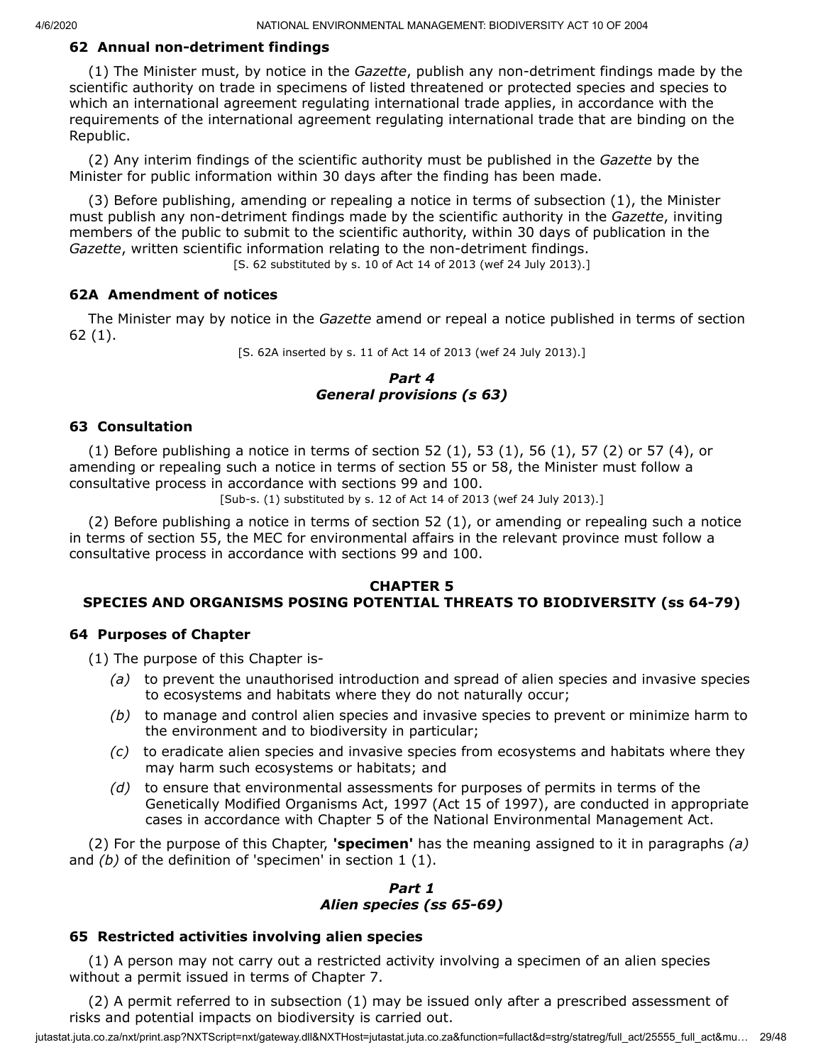### 62 Annual non-detriment findings

(1) The Minister must, by notice in the *Gazette*, publish any non-detriment findings made by the scientific authority on trade in specimens of listed threatened or protected species and species to which an international agreement regulating international trade applies, in accordance with the requirements of the international agreement regulating international trade that are binding on the Republic.

(2) Any interim findings of the scientific authority must be published in the *Gazette* by the Minister for public information within 30 days after the finding has been made.

(3) Before publishing, amending or repealing a notice in terms of subsection (1), the Minister must publish any non-detriment findings made by the scientific authority in the *Gazette*, inviting members of the public to submit to the scientific authority, within 30 days of publication in the *Gazette*, written scientific information relating to the non-detriment findings.

[S. 62 substituted by s. 10 of Act 14 of 2013 (wef 24 July 2013).]

### 62A Amendment of notices

The Minister may by notice in the *Gazette* amend or repeal a notice published in terms of section 62 (1).

[S. 62A inserted by s. 11 of Act 14 of 2013 (wef 24 July 2013).]

## *Part 4*
## *General provisions (s 63)*

### 63 Consultation

(1) Before publishing a notice in terms of section 52 (1), 53 (1), 56 (1), 57 (2) or 57 (4), or amending or repealing such a notice in terms of section 55 or 58, the Minister must follow a consultative process in accordance with sections 99 and 100.

[Sub-s. (1) substituted by s. 12 of Act 14 of 2013 (wef 24 July 2013).]

(2) Before publishing a notice in terms of section 52 (1), or amending or repealing such a notice in terms of section 55, the MEC for environmental affairs in the relevant province must follow a consultative process in accordance with sections 99 and 100.

## CHAPTER 5
## SPECIES AND ORGANISMS POSING POTENTIAL THREATS TO BIODIVERSITY (ss 64-79)

### 64 Purposes of Chapter

(1) The purpose of this Chapter is-

*(a)* to prevent the unauthorised introduction and spread of alien species and invasive species to ecosystems and habitats where they do not naturally occur;

*(b)* to manage and control alien species and invasive species to prevent or minimize harm to the environment and to biodiversity in particular;

*(c)* to eradicate alien species and invasive species from ecosystems and habitats where they may harm such ecosystems or habitats; and

*(d)* to ensure that environmental assessments for purposes of permits in terms of the Genetically Modified Organisms Act, 1997 (Act 15 of 1997), are conducted in appropriate cases in accordance with Chapter 5 of the National Environmental Management Act.

(2) For the purpose of this Chapter, **'specimen'** has the meaning assigned to it in paragraphs *(a)* and *(b)* of the definition of 'specimen' in section 1 (1).

## *Part 1*
## *Alien species (ss 65-69)*

### 65 Restricted activities involving alien species

(1) A person may not carry out a restricted activity involving a specimen of an alien species without a permit issued in terms of Chapter 7.

(2) A permit referred to in subsection (1) may be issued only after a prescribed assessment of risks and potential impacts on biodiversity is carried out.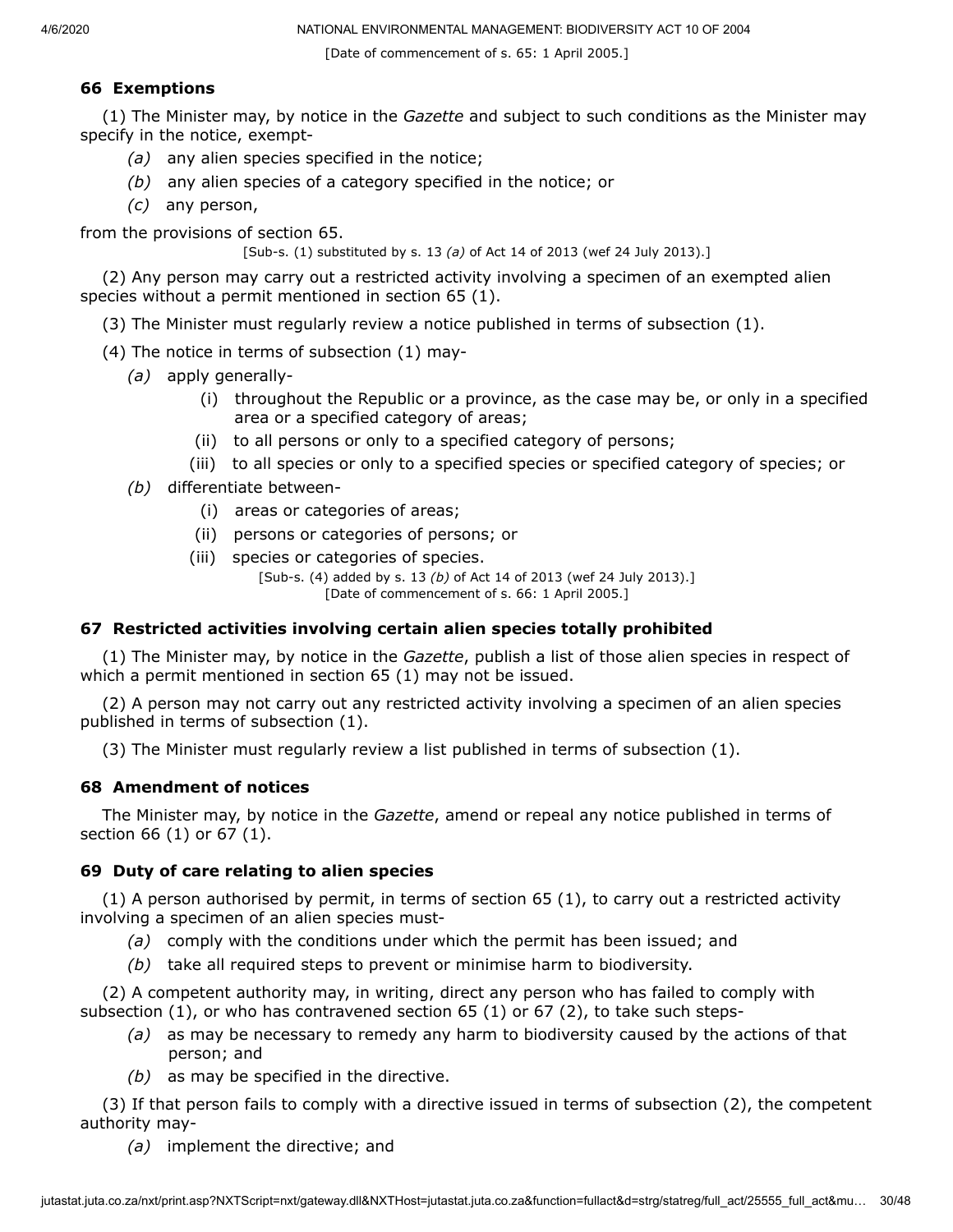[Date of commencement of s. 65: 1 April 2005.]

### 66 Exemptions

(1) The Minister may, by notice in the *Gazette* and subject to such conditions as the Minister may specify in the notice, exempt-

- *(a)* any alien species specified in the notice;
- *(b)* any alien species of a category specified in the notice; or
- *(c)* any person,

from the provisions of section 65.

[Sub-s. (1) substituted by s. 13 *(a)* of Act 14 of 2013 (wef 24 July 2013).]

(2) Any person may carry out a restricted activity involving a specimen of an exempted alien species without a permit mentioned in section 65 (1).

(3) The Minister must regularly review a notice published in terms of subsection (1).

(4) The notice in terms of subsection (1) may-

- *(a)* apply generally-
  - (i) throughout the Republic or a province, as the case may be, or only in a specified area or a specified category of areas;
  - (ii) to all persons or only to a specified category of persons;
  - (iii) to all species or only to a specified species or specified category of species; or
- *(b)* differentiate between-
  - (i) areas or categories of areas;
  - (ii) persons or categories of persons; or
  - (iii) species or categories of species.

[Sub-s. (4) added by s. 13 *(b)* of Act 14 of 2013 (wef 24 July 2013).]
[Date of commencement of s. 66: 1 April 2005.]

### 67 Restricted activities involving certain alien species totally prohibited

(1) The Minister may, by notice in the *Gazette*, publish a list of those alien species in respect of which a permit mentioned in section 65 (1) may not be issued.

(2) A person may not carry out any restricted activity involving a specimen of an alien species published in terms of subsection (1).

(3) The Minister must regularly review a list published in terms of subsection (1).

### 68 Amendment of notices

The Minister may, by notice in the *Gazette*, amend or repeal any notice published in terms of section 66 (1) or 67 (1).

### 69 Duty of care relating to alien species

(1) A person authorised by permit, in terms of section 65 (1), to carry out a restricted activity involving a specimen of an alien species must-

- *(a)* comply with the conditions under which the permit has been issued; and
- *(b)* take all required steps to prevent or minimise harm to biodiversity.

(2) A competent authority may, in writing, direct any person who has failed to comply with subsection (1), or who has contravened section 65 (1) or 67 (2), to take such steps-

- *(a)* as may be necessary to remedy any harm to biodiversity caused by the actions of that person; and
- *(b)* as may be specified in the directive.

(3) If that person fails to comply with a directive issued in terms of subsection (2), the competent authority may-

- *(a)* implement the directive; and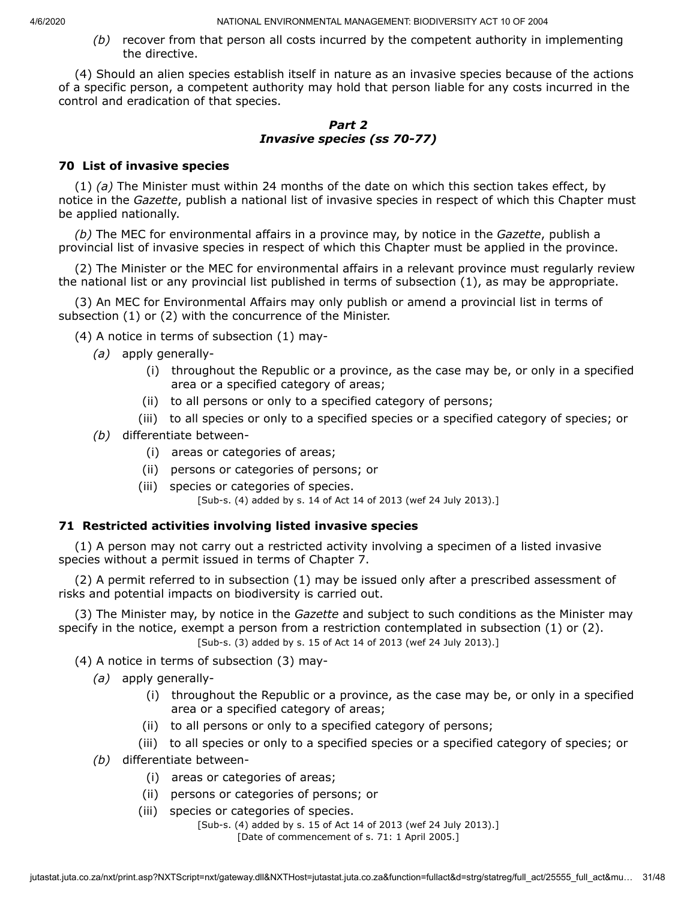*(b)* recover from that person all costs incurred by the competent authority in implementing the directive.

(4) Should an alien species establish itself in nature as an invasive species because of the actions of a specific person, a competent authority may hold that person liable for any costs incurred in the control and eradication of that species.

## ***Part 2***
## ***Invasive species (ss 70-77)***

### **70 List of invasive species**

(1) *(a)* The Minister must within 24 months of the date on which this section takes effect, by notice in the *Gazette*, publish a national list of invasive species in respect of which this Chapter must be applied nationally.

*(b)* The MEC for environmental affairs in a province may, by notice in the *Gazette*, publish a provincial list of invasive species in respect of which this Chapter must be applied in the province.

(2) The Minister or the MEC for environmental affairs in a relevant province must regularly review the national list or any provincial list published in terms of subsection (1), as may be appropriate.

(3) An MEC for Environmental Affairs may only publish or amend a provincial list in terms of subsection (1) or (2) with the concurrence of the Minister.

(4) A notice in terms of subsection (1) may-

*(a)* apply generally-

(i) throughout the Republic or a province, as the case may be, or only in a specified area or a specified category of areas;

(ii) to all persons or only to a specified category of persons;

(iii) to all species or only to a specified species or a specified category of species; or

*(b)* differentiate between-

(i) areas or categories of areas;

(ii) persons or categories of persons; or

(iii) species or categories of species.

[Sub-s. (4) added by s. 14 of Act 14 of 2013 (wef 24 July 2013).]

### **71 Restricted activities involving listed invasive species**

(1) A person may not carry out a restricted activity involving a specimen of a listed invasive species without a permit issued in terms of Chapter 7.

(2) A permit referred to in subsection (1) may be issued only after a prescribed assessment of risks and potential impacts on biodiversity is carried out.

(3) The Minister may, by notice in the *Gazette* and subject to such conditions as the Minister may specify in the notice, exempt a person from a restriction contemplated in subsection (1) or (2).

[Sub-s. (3) added by s. 15 of Act 14 of 2013 (wef 24 July 2013).]

(4) A notice in terms of subsection (3) may-

*(a)* apply generally-

(i) throughout the Republic or a province, as the case may be, or only in a specified area or a specified category of areas;

(ii) to all persons or only to a specified category of persons;

(iii) to all species or only to a specified species or a specified category of species; or

*(b)* differentiate between-

(i) areas or categories of areas;

(ii) persons or categories of persons; or

(iii) species or categories of species.

[Sub-s. (4) added by s. 15 of Act 14 of 2013 (wef 24 July 2013).]

[Date of commencement of s. 71: 1 April 2005.]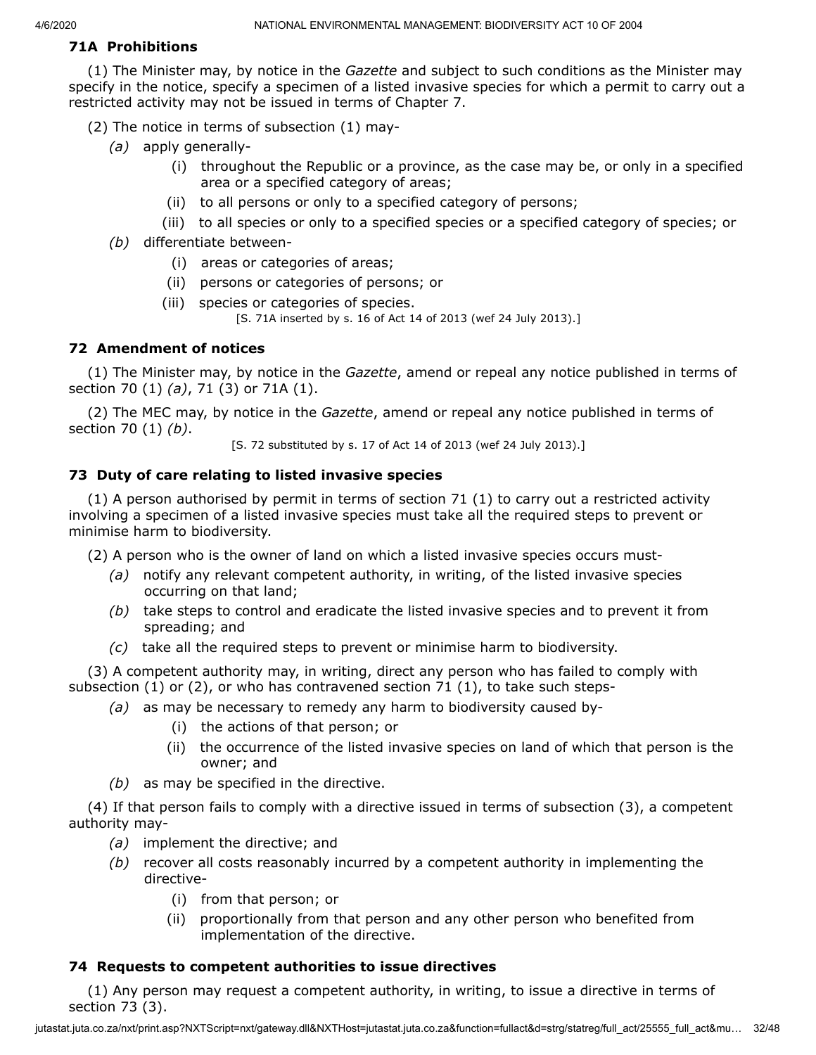### 71A Prohibitions

(1) The Minister may, by notice in the *Gazette* and subject to such conditions as the Minister may specify in the notice, specify a specimen of a listed invasive species for which a permit to carry out a restricted activity may not be issued in terms of Chapter 7.

(2) The notice in terms of subsection (1) may-

*(a)* apply generally-

(i) throughout the Republic or a province, as the case may be, or only in a specified area or a specified category of areas;

(ii) to all persons or only to a specified category of persons;

(iii) to all species or only to a specified species or a specified category of species; or

*(b)* differentiate between-

(i) areas or categories of areas;

(ii) persons or categories of persons; or

(iii) species or categories of species.

[S. 71A inserted by s. 16 of Act 14 of 2013 (wef 24 July 2013).]

### 72 Amendment of notices

(1) The Minister may, by notice in the *Gazette*, amend or repeal any notice published in terms of section 70 (1) *(a)*, 71 (3) or 71A (1).

(2) The MEC may, by notice in the *Gazette*, amend or repeal any notice published in terms of section 70 (1) *(b)*.

[S. 72 substituted by s. 17 of Act 14 of 2013 (wef 24 July 2013).]

### 73 Duty of care relating to listed invasive species

(1) A person authorised by permit in terms of section 71 (1) to carry out a restricted activity involving a specimen of a listed invasive species must take all the required steps to prevent or minimise harm to biodiversity.

(2) A person who is the owner of land on which a listed invasive species occurs must-

*(a)* notify any relevant competent authority, in writing, of the listed invasive species occurring on that land;

*(b)* take steps to control and eradicate the listed invasive species and to prevent it from spreading; and

*(c)* take all the required steps to prevent or minimise harm to biodiversity.

(3) A competent authority may, in writing, direct any person who has failed to comply with subsection (1) or (2), or who has contravened section 71 (1), to take such steps-

*(a)* as may be necessary to remedy any harm to biodiversity caused by-

(i) the actions of that person; or

(ii) the occurrence of the listed invasive species on land of which that person is the owner; and

*(b)* as may be specified in the directive.

(4) If that person fails to comply with a directive issued in terms of subsection (3), a competent authority may-

*(a)* implement the directive; and

*(b)* recover all costs reasonably incurred by a competent authority in implementing the directive-

(i) from that person; or

(ii) proportionally from that person and any other person who benefited from implementation of the directive.

### 74 Requests to competent authorities to issue directives

(1) Any person may request a competent authority, in writing, to issue a directive in terms of section 73 (3).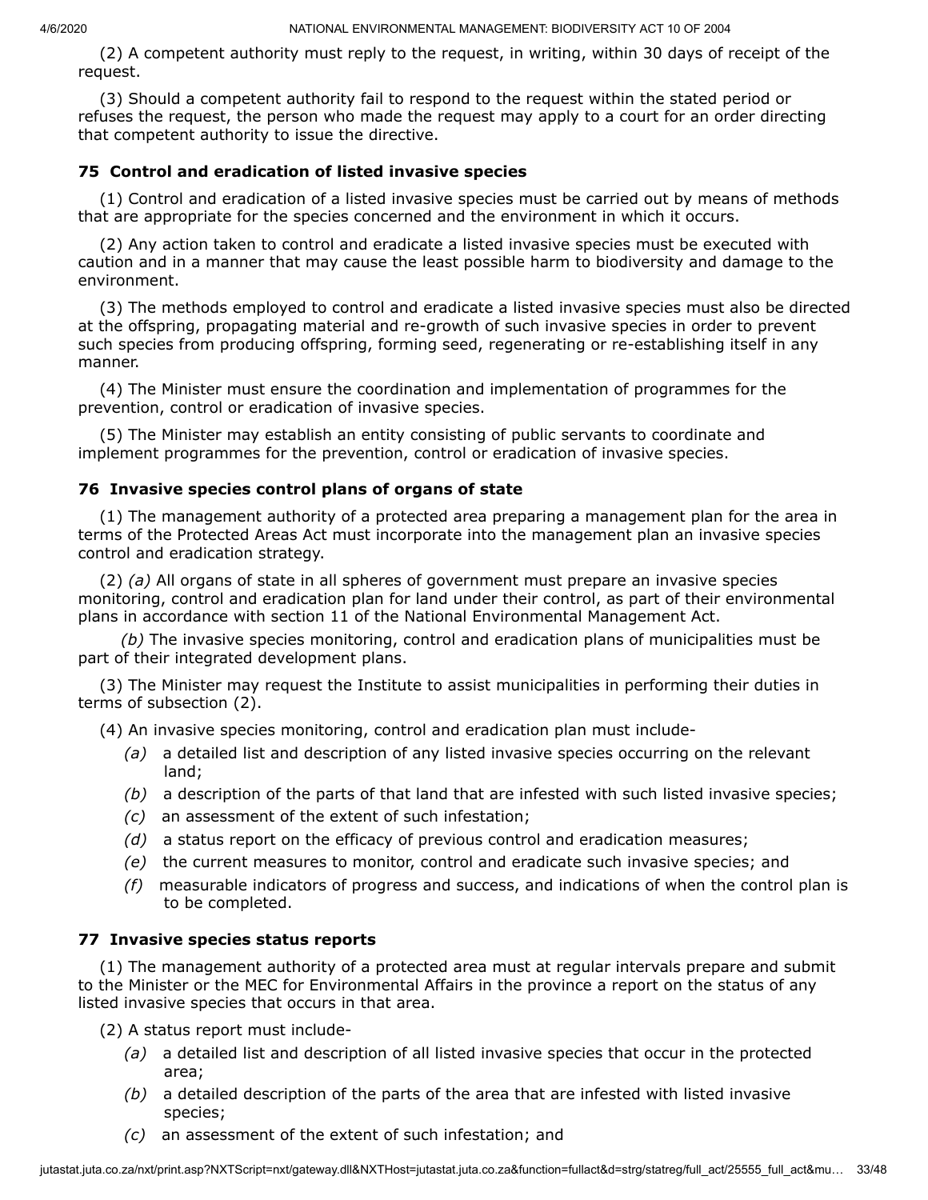(2) A competent authority must reply to the request, in writing, within 30 days of receipt of the request.

(3) Should a competent authority fail to respond to the request within the stated period or refuses the request, the person who made the request may apply to a court for an order directing that competent authority to issue the directive.

### 75 Control and eradication of listed invasive species

(1) Control and eradication of a listed invasive species must be carried out by means of methods that are appropriate for the species concerned and the environment in which it occurs.

(2) Any action taken to control and eradicate a listed invasive species must be executed with caution and in a manner that may cause the least possible harm to biodiversity and damage to the environment.

(3) The methods employed to control and eradicate a listed invasive species must also be directed at the offspring, propagating material and re-growth of such invasive species in order to prevent such species from producing offspring, forming seed, regenerating or re-establishing itself in any manner.

(4) The Minister must ensure the coordination and implementation of programmes for the prevention, control or eradication of invasive species.

(5) The Minister may establish an entity consisting of public servants to coordinate and implement programmes for the prevention, control or eradication of invasive species.

### 76 Invasive species control plans of organs of state

(1) The management authority of a protected area preparing a management plan for the area in terms of the Protected Areas Act must incorporate into the management plan an invasive species control and eradication strategy.

(2) *(a)* All organs of state in all spheres of government must prepare an invasive species monitoring, control and eradication plan for land under their control, as part of their environmental plans in accordance with section 11 of the National Environmental Management Act.

*(b)* The invasive species monitoring, control and eradication plans of municipalities must be part of their integrated development plans.

(3) The Minister may request the Institute to assist municipalities in performing their duties in terms of subsection (2).

(4) An invasive species monitoring, control and eradication plan must include-

- *(a)* a detailed list and description of any listed invasive species occurring on the relevant land;
- *(b)* a description of the parts of that land that are infested with such listed invasive species;
- *(c)* an assessment of the extent of such infestation;
- *(d)* a status report on the efficacy of previous control and eradication measures;
- *(e)* the current measures to monitor, control and eradicate such invasive species; and
- *(f)* measurable indicators of progress and success, and indications of when the control plan is to be completed.

### 77 Invasive species status reports

(1) The management authority of a protected area must at regular intervals prepare and submit to the Minister or the MEC for Environmental Affairs in the province a report on the status of any listed invasive species that occurs in that area.

(2) A status report must include-

- *(a)* a detailed list and description of all listed invasive species that occur in the protected area;
- *(b)* a detailed description of the parts of the area that are infested with listed invasive species;
- *(c)* an assessment of the extent of such infestation; and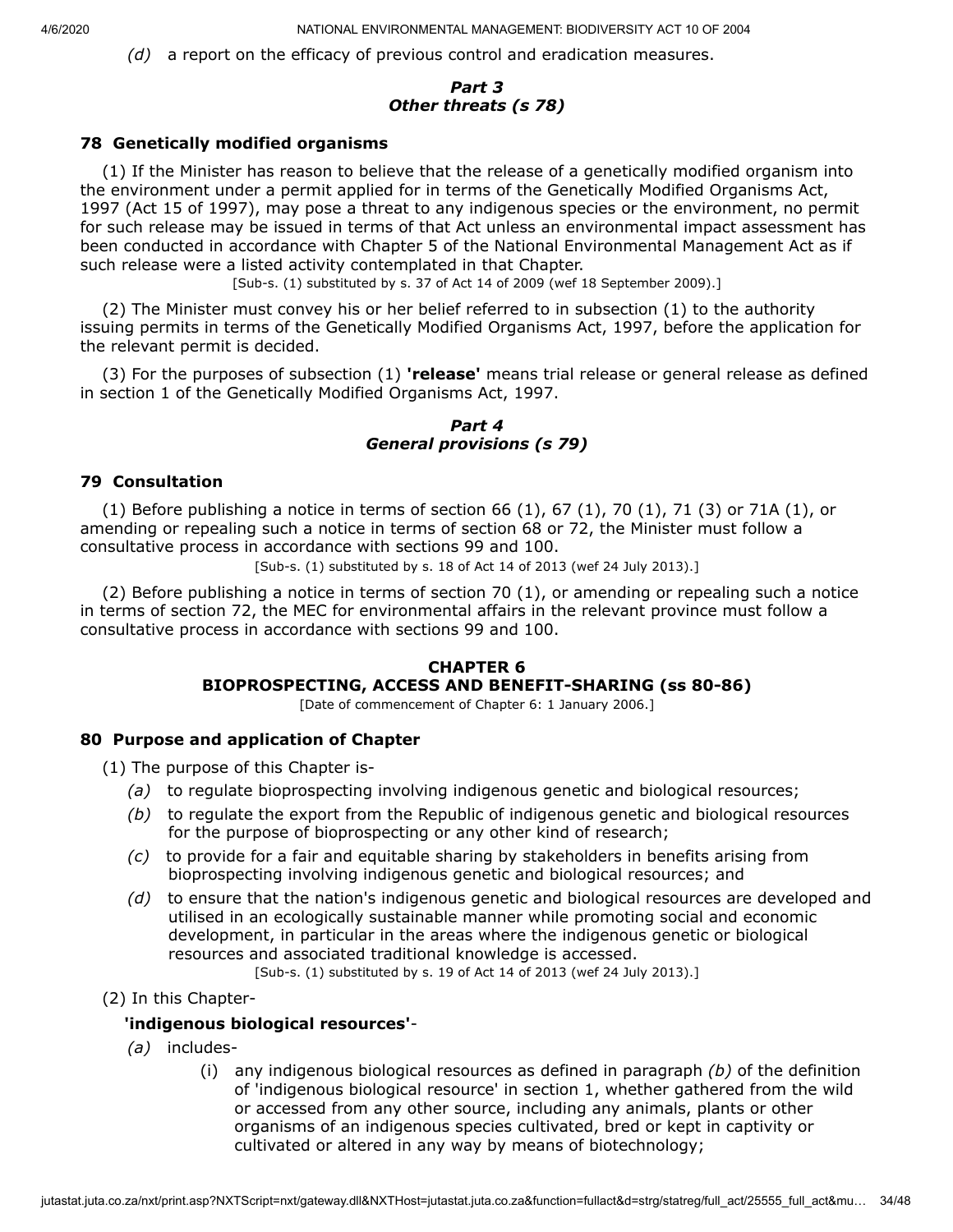*(d)* a report on the efficacy of previous control and eradication measures.

### *Part 3*
### *Other threats (s 78)*

**78 Genetically modified organisms**

(1) If the Minister has reason to believe that the release of a genetically modified organism into the environment under a permit applied for in terms of the Genetically Modified Organisms Act, 1997 (Act 15 of 1997), may pose a threat to any indigenous species or the environment, no permit for such release may be issued in terms of that Act unless an environmental impact assessment has been conducted in accordance with Chapter 5 of the National Environmental Management Act as if such release were a listed activity contemplated in that Chapter.

[Sub-s. (1) substituted by s. 37 of Act 14 of 2009 (wef 18 September 2009).]

(2) The Minister must convey his or her belief referred to in subsection (1) to the authority issuing permits in terms of the Genetically Modified Organisms Act, 1997, before the application for the relevant permit is decided.

(3) For the purposes of subsection (1) **'release'** means trial release or general release as defined in section 1 of the Genetically Modified Organisms Act, 1997.

### *Part 4*
### *General provisions (s 79)*

**79 Consultation**

(1) Before publishing a notice in terms of section 66 (1), 67 (1), 70 (1), 71 (3) or 71A (1), or amending or repealing such a notice in terms of section 68 or 72, the Minister must follow a consultative process in accordance with sections 99 and 100.

[Sub-s. (1) substituted by s. 18 of Act 14 of 2013 (wef 24 July 2013).]

(2) Before publishing a notice in terms of section 70 (1), or amending or repealing such a notice in terms of section 72, the MEC for environmental affairs in the relevant province must follow a consultative process in accordance with sections 99 and 100.

## CHAPTER 6
## BIOPROSPECTING, ACCESS AND BENEFIT-SHARING (ss 80-86)

[Date of commencement of Chapter 6: 1 January 2006.]

**80 Purpose and application of Chapter**

(1) The purpose of this Chapter is-

*(a)* to regulate bioprospecting involving indigenous genetic and biological resources;

*(b)* to regulate the export from the Republic of indigenous genetic and biological resources for the purpose of bioprospecting or any other kind of research;

*(c)* to provide for a fair and equitable sharing by stakeholders in benefits arising from bioprospecting involving indigenous genetic and biological resources; and

*(d)* to ensure that the nation's indigenous genetic and biological resources are developed and utilised in an ecologically sustainable manner while promoting social and economic development, in particular in the areas where the indigenous genetic or biological resources and associated traditional knowledge is accessed.

[Sub-s. (1) substituted by s. 19 of Act 14 of 2013 (wef 24 July 2013).]

(2) In this Chapter-

**'indigenous biological resources'**-

*(a)* includes-

(i) any indigenous biological resources as defined in paragraph *(b)* of the definition of 'indigenous biological resource' in section 1, whether gathered from the wild or accessed from any other source, including any animals, plants or other organisms of an indigenous species cultivated, bred or kept in captivity or cultivated or altered in any way by means of biotechnology;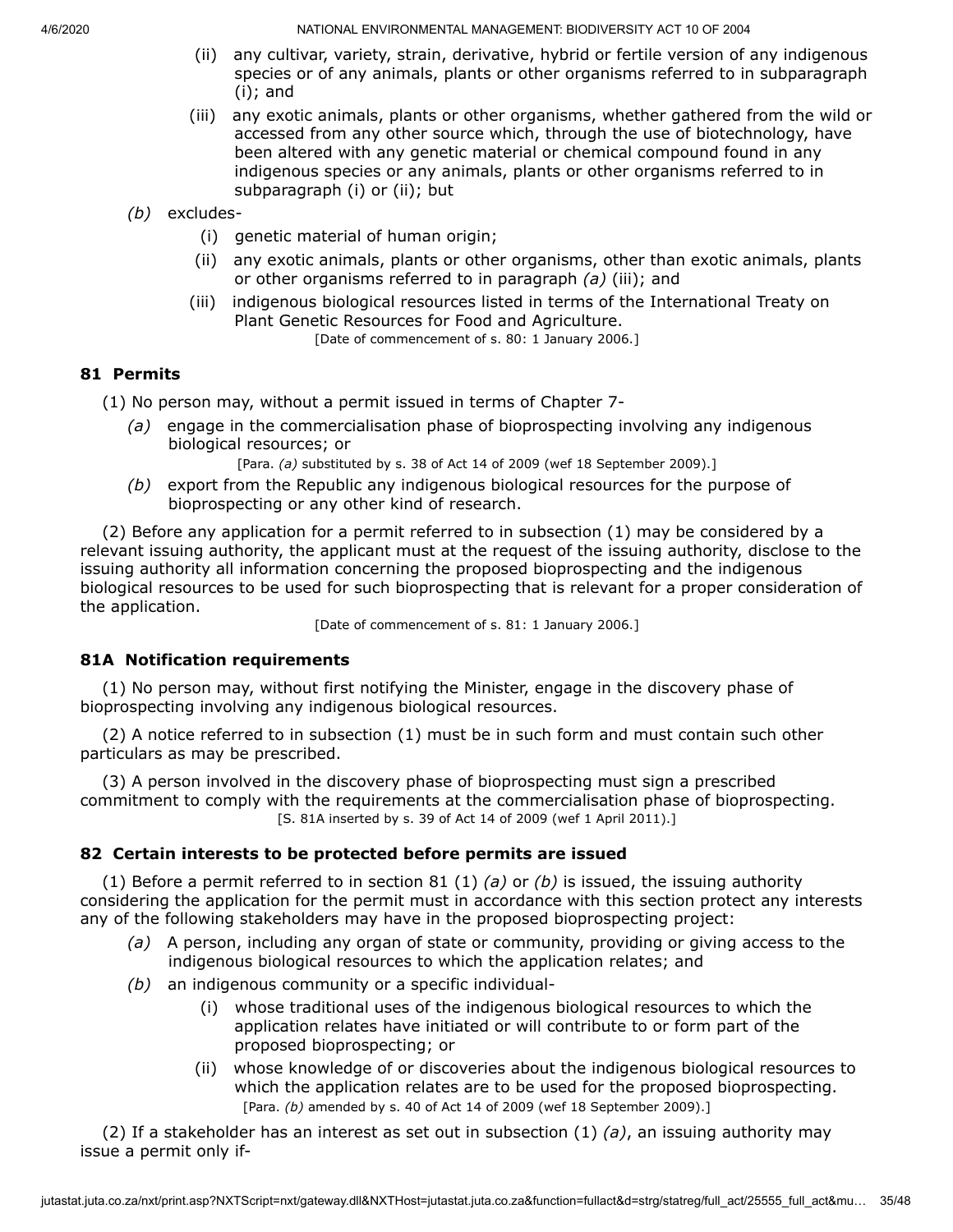(ii) any cultivar, variety, strain, derivative, hybrid or fertile version of any indigenous species or of any animals, plants or other organisms referred to in subparagraph (i); and

(iii) any exotic animals, plants or other organisms, whether gathered from the wild or accessed from any other source which, through the use of biotechnology, have been altered with any genetic material or chemical compound found in any indigenous species or any animals, plants or other organisms referred to in subparagraph (i) or (ii); but

*(b)* excludes-

(i) genetic material of human origin;

(ii) any exotic animals, plants or other organisms, other than exotic animals, plants or other organisms referred to in paragraph *(a)* (iii); and

(iii) indigenous biological resources listed in terms of the International Treaty on Plant Genetic Resources for Food and Agriculture.

[Date of commencement of s. 80: 1 January 2006.]

### 81 Permits

(1) No person may, without a permit issued in terms of Chapter 7-

*(a)* engage in the commercialisation phase of bioprospecting involving any indigenous biological resources; or

[Para. *(a)* substituted by s. 38 of Act 14 of 2009 (wef 18 September 2009).]

*(b)* export from the Republic any indigenous biological resources for the purpose of bioprospecting or any other kind of research.

(2) Before any application for a permit referred to in subsection (1) may be considered by a relevant issuing authority, the applicant must at the request of the issuing authority, disclose to the issuing authority all information concerning the proposed bioprospecting and the indigenous biological resources to be used for such bioprospecting that is relevant for a proper consideration of the application.

[Date of commencement of s. 81: 1 January 2006.]

### 81A Notification requirements

(1) No person may, without first notifying the Minister, engage in the discovery phase of bioprospecting involving any indigenous biological resources.

(2) A notice referred to in subsection (1) must be in such form and must contain such other particulars as may be prescribed.

(3) A person involved in the discovery phase of bioprospecting must sign a prescribed commitment to comply with the requirements at the commercialisation phase of bioprospecting.

[S. 81A inserted by s. 39 of Act 14 of 2009 (wef 1 April 2011).]

### 82 Certain interests to be protected before permits are issued

(1) Before a permit referred to in section 81 (1) *(a)* or *(b)* is issued, the issuing authority considering the application for the permit must in accordance with this section protect any interests any of the following stakeholders may have in the proposed bioprospecting project:

*(a)* A person, including any organ of state or community, providing or giving access to the indigenous biological resources to which the application relates; and

*(b)* an indigenous community or a specific individual-

(i) whose traditional uses of the indigenous biological resources to which the application relates have initiated or will contribute to or form part of the proposed bioprospecting; or

(ii) whose knowledge of or discoveries about the indigenous biological resources to which the application relates are to be used for the proposed bioprospecting.

[Para. *(b)* amended by s. 40 of Act 14 of 2009 (wef 18 September 2009).]

(2) If a stakeholder has an interest as set out in subsection (1) *(a)*, an issuing authority may issue a permit only if-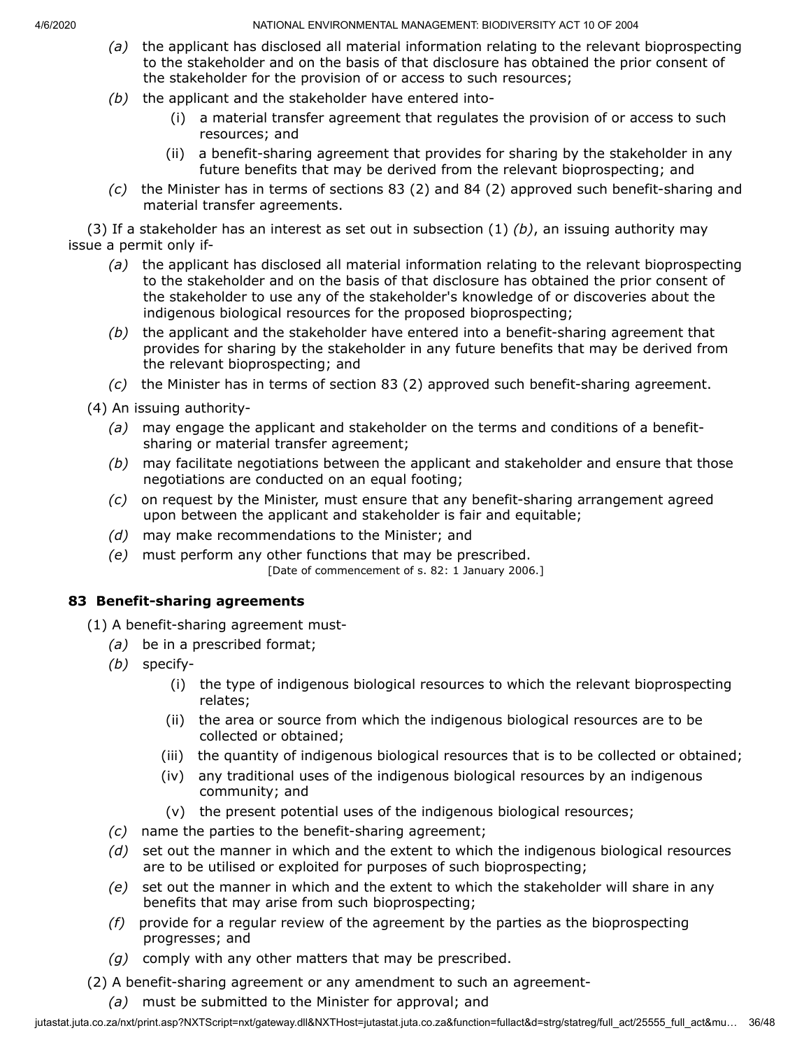*(a)* the applicant has disclosed all material information relating to the relevant bioprospecting to the stakeholder and on the basis of that disclosure has obtained the prior consent of the stakeholder for the provision of or access to such resources;

*(b)* the applicant and the stakeholder have entered into-

(i) a material transfer agreement that regulates the provision of or access to such resources; and

(ii) a benefit-sharing agreement that provides for sharing by the stakeholder in any future benefits that may be derived from the relevant bioprospecting; and

*(c)* the Minister has in terms of sections 83 (2) and 84 (2) approved such benefit-sharing and material transfer agreements.

(3) If a stakeholder has an interest as set out in subsection (1) *(b)*, an issuing authority may issue a permit only if-

*(a)* the applicant has disclosed all material information relating to the relevant bioprospecting to the stakeholder and on the basis of that disclosure has obtained the prior consent of the stakeholder to use any of the stakeholder's knowledge of or discoveries about the indigenous biological resources for the proposed bioprospecting;

*(b)* the applicant and the stakeholder have entered into a benefit-sharing agreement that provides for sharing by the stakeholder in any future benefits that may be derived from the relevant bioprospecting; and

*(c)* the Minister has in terms of section 83 (2) approved such benefit-sharing agreement.

(4) An issuing authority-

*(a)* may engage the applicant and stakeholder on the terms and conditions of a benefit-sharing or material transfer agreement;

*(b)* may facilitate negotiations between the applicant and stakeholder and ensure that those negotiations are conducted on an equal footing;

*(c)* on request by the Minister, must ensure that any benefit-sharing arrangement agreed upon between the applicant and stakeholder is fair and equitable;

*(d)* may make recommendations to the Minister; and

*(e)* must perform any other functions that may be prescribed.

[Date of commencement of s. 82: 1 January 2006.]

### 83 Benefit-sharing agreements

(1) A benefit-sharing agreement must-

*(a)* be in a prescribed format;

*(b)* specify-

(i) the type of indigenous biological resources to which the relevant bioprospecting relates;

(ii) the area or source from which the indigenous biological resources are to be collected or obtained;

(iii) the quantity of indigenous biological resources that is to be collected or obtained;

(iv) any traditional uses of the indigenous biological resources by an indigenous community; and

(v) the present potential uses of the indigenous biological resources;

*(c)* name the parties to the benefit-sharing agreement;

*(d)* set out the manner in which and the extent to which the indigenous biological resources are to be utilised or exploited for purposes of such bioprospecting;

*(e)* set out the manner in which and the extent to which the stakeholder will share in any benefits that may arise from such bioprospecting;

*(f)* provide for a regular review of the agreement by the parties as the bioprospecting progresses; and

*(g)* comply with any other matters that may be prescribed.

(2) A benefit-sharing agreement or any amendment to such an agreement-

*(a)* must be submitted to the Minister for approval; and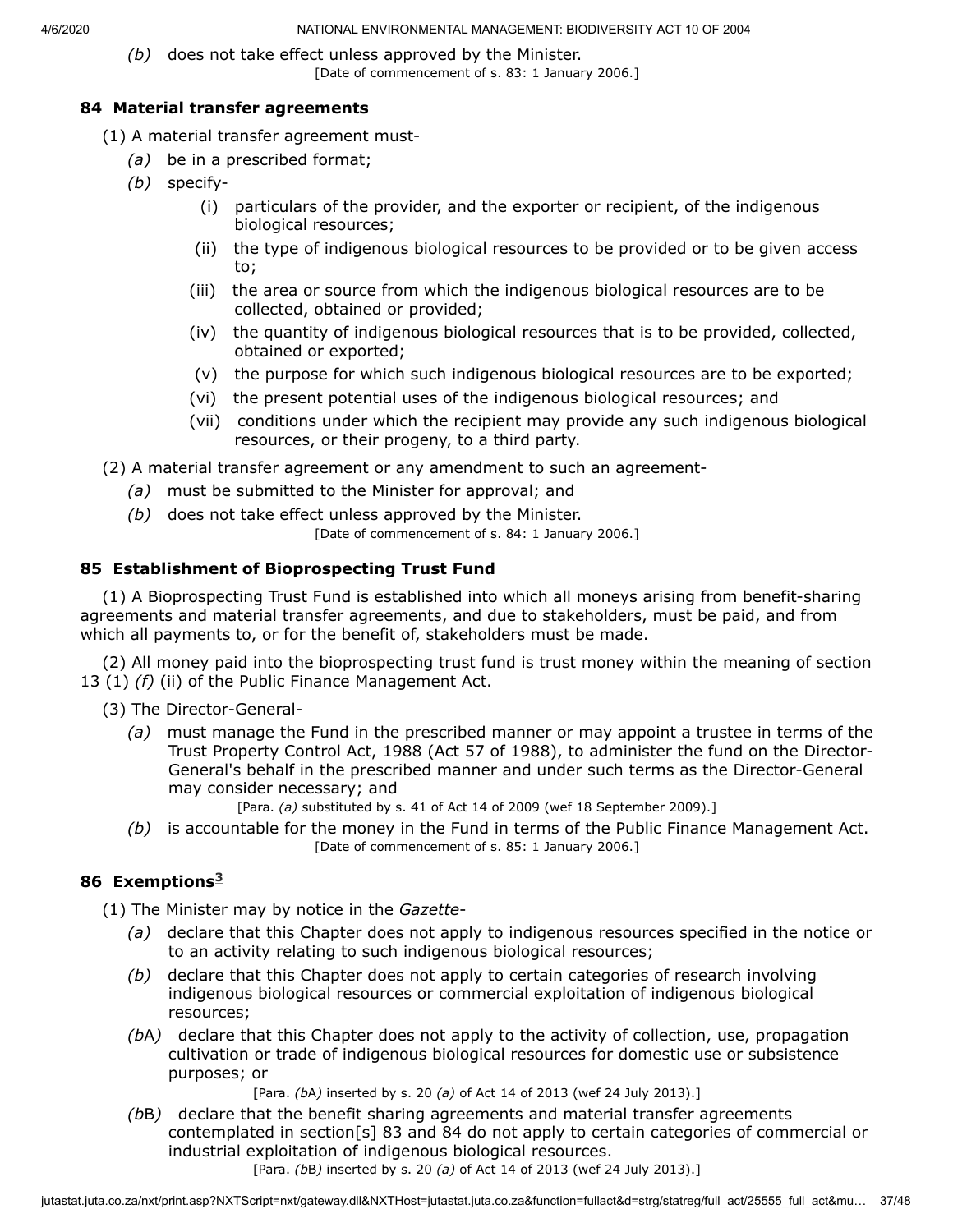*(b)* does not take effect unless approved by the Minister.

[Date of commencement of s. 83: 1 January 2006.]

### 84 Material transfer agreements

(1) A material transfer agreement must-

*(a)* be in a prescribed format;

*(b)* specify-

(i) particulars of the provider, and the exporter or recipient, of the indigenous biological resources;

(ii) the type of indigenous biological resources to be provided or to be given access to;

(iii) the area or source from which the indigenous biological resources are to be collected, obtained or provided;

(iv) the quantity of indigenous biological resources that is to be provided, collected, obtained or exported;

(v) the purpose for which such indigenous biological resources are to be exported;

(vi) the present potential uses of the indigenous biological resources; and

(vii) conditions under which the recipient may provide any such indigenous biological resources, or their progeny, to a third party.

(2) A material transfer agreement or any amendment to such an agreement-

*(a)* must be submitted to the Minister for approval; and

*(b)* does not take effect unless approved by the Minister.

[Date of commencement of s. 84: 1 January 2006.]

### 85 Establishment of Bioprospecting Trust Fund

(1) A Bioprospecting Trust Fund is established into which all moneys arising from benefit-sharing agreements and material transfer agreements, and due to stakeholders, must be paid, and from which all payments to, or for the benefit of, stakeholders must be made.

(2) All money paid into the bioprospecting trust fund is trust money within the meaning of section 13 (1) *(f)* (ii) of the Public Finance Management Act.

(3) The Director-General-

*(a)* must manage the Fund in the prescribed manner or may appoint a trustee in terms of the Trust Property Control Act, 1988 (Act 57 of 1988), to administer the fund on the Director-General's behalf in the prescribed manner and under such terms as the Director-General may consider necessary; and

[Para. *(a)* substituted by s. 41 of Act 14 of 2009 (wef 18 September 2009).]

*(b)* is accountable for the money in the Fund in terms of the Public Finance Management Act.

[Date of commencement of s. 85: 1 January 2006.]

### 86 Exemptions[3]

(1) The Minister may by notice in the *Gazette*-

*(a)* declare that this Chapter does not apply to indigenous resources specified in the notice or to an activity relating to such indigenous biological resources;

*(b)* declare that this Chapter does not apply to certain categories of research involving indigenous biological resources or commercial exploitation of indigenous biological resources;

*(b*A*)* declare that this Chapter does not apply to the activity of collection, use, propagation cultivation or trade of indigenous biological resources for domestic use or subsistence purposes; or

[Para. *(b*A*)* inserted by s. 20 *(a)* of Act 14 of 2013 (wef 24 July 2013).]

*(b*B*)* declare that the benefit sharing agreements and material transfer agreements contemplated in section[s] 83 and 84 do not apply to certain categories of commercial or industrial exploitation of indigenous biological resources.

[Para. *(b*B*)* inserted by s. 20 *(a)* of Act 14 of 2013 (wef 24 July 2013).]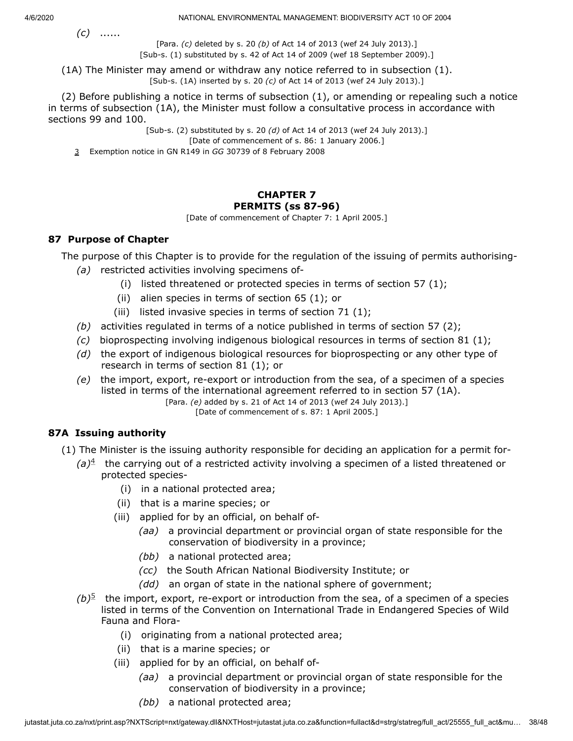*(c)* ......

[Para. *(c)* deleted by s. 20 *(b)* of Act 14 of 2013 (wef 24 July 2013).]
[Sub-s. (1) substituted by s. 42 of Act 14 of 2009 (wef 18 September 2009).]

(1A) The Minister may amend or withdraw any notice referred to in subsection (1).

[Sub-s. (1A) inserted by s. 20 *(c)* of Act 14 of 2013 (wef 24 July 2013).]

(2) Before publishing a notice in terms of subsection (1), or amending or repealing such a notice in terms of subsection (1A), the Minister must follow a consultative process in accordance with sections 99 and 100.

[Sub-s. (2) substituted by s. 20 *(d)* of Act 14 of 2013 (wef 24 July 2013).]
[Date of commencement of s. 86: 1 January 2006.]

3 Exemption notice in GN R149 in *GG* 30739 of 8 February 2008

## CHAPTER 7
## PERMITS (ss 87-96)

[Date of commencement of Chapter 7: 1 April 2005.]

### 87 Purpose of Chapter

The purpose of this Chapter is to provide for the regulation of the issuing of permits authorising-

*(a)* restricted activities involving specimens of-

(i) listed threatened or protected species in terms of section 57 (1);

(ii) alien species in terms of section 65 (1); or

(iii) listed invasive species in terms of section 71 (1);

*(b)* activities regulated in terms of a notice published in terms of section 57 (2);

*(c)* bioprospecting involving indigenous biological resources in terms of section 81 (1);

*(d)* the export of indigenous biological resources for bioprospecting or any other type of research in terms of section 81 (1); or

*(e)* the import, export, re-export or introduction from the sea, of a specimen of a species listed in terms of the international agreement referred to in section 57 (1A).

[Para. *(e)* added by s. 21 of Act 14 of 2013 (wef 24 July 2013).]
[Date of commencement of s. 87: 1 April 2005.]

### 87A Issuing authority

(1) The Minister is the issuing authority responsible for deciding an application for a permit for-

*(a)*[4] the carrying out of a restricted activity involving a specimen of a listed threatened or protected species-

(i) in a national protected area;

(ii) that is a marine species; or

(iii) applied for by an official, on behalf of-

*(aa)* a provincial department or provincial organ of state responsible for the conservation of biodiversity in a province;

*(bb)* a national protected area;

*(cc)* the South African National Biodiversity Institute; or

*(dd)* an organ of state in the national sphere of government;

*(b)*[5] the import, export, re-export or introduction from the sea, of a specimen of a species listed in terms of the Convention on International Trade in Endangered Species of Wild Fauna and Flora-

(i) originating from a national protected area;

(ii) that is a marine species; or

(iii) applied for by an official, on behalf of-

*(aa)* a provincial department or provincial organ of state responsible for the conservation of biodiversity in a province;

*(bb)* a national protected area;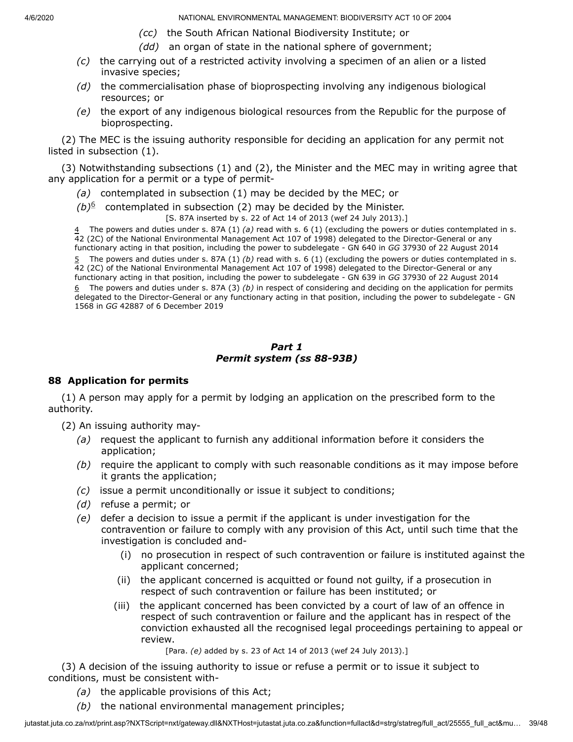*(cc)* the South African National Biodiversity Institute; or

*(dd)* an organ of state in the national sphere of government;

*(c)* the carrying out of a restricted activity involving a specimen of an alien or a listed invasive species;

*(d)* the commercialisation phase of bioprospecting involving any indigenous biological resources; or

*(e)* the export of any indigenous biological resources from the Republic for the purpose of bioprospecting.

(2) The MEC is the issuing authority responsible for deciding an application for any permit not listed in subsection (1).

(3) Notwithstanding subsections (1) and (2), the Minister and the MEC may in writing agree that any application for a permit or a type of permit-

*(a)* contemplated in subsection (1) may be decided by the MEC; or

*(b)*[6] contemplated in subsection (2) may be decided by the Minister.

[S. 87A inserted by s. 22 of Act 14 of 2013 (wef 24 July 2013).]

4 The powers and duties under s. 87A (1) *(a)* read with s. 6 (1) (excluding the powers or duties contemplated in s. 42 (2C) of the National Environmental Management Act 107 of 1998) delegated to the Director-General or any functionary acting in that position, including the power to subdelegate - GN 640 in *GG* 37930 of 22 August 2014

5 The powers and duties under s. 87A (1) *(b)* read with s. 6 (1) (excluding the powers or duties contemplated in s. 42 (2C) of the National Environmental Management Act 107 of 1998) delegated to the Director-General or any functionary acting in that position, including the power to subdelegate - GN 639 in *GG* 37930 of 22 August 2014

6 The powers and duties under s. 87A (3) *(b)* in respect of considering and deciding on the application for permits delegated to the Director-General or any functionary acting in that position, including the power to subdelegate - GN 1568 in *GG* 42887 of 6 December 2019

## ***Part 1***
## ***Permit system (ss 88-93B)***

### **88 Application for permits**

(1) A person may apply for a permit by lodging an application on the prescribed form to the authority.

(2) An issuing authority may-

*(a)* request the applicant to furnish any additional information before it considers the application;

*(b)* require the applicant to comply with such reasonable conditions as it may impose before it grants the application;

*(c)* issue a permit unconditionally or issue it subject to conditions;

*(d)* refuse a permit; or

*(e)* defer a decision to issue a permit if the applicant is under investigation for the contravention or failure to comply with any provision of this Act, until such time that the investigation is concluded and-

(i) no prosecution in respect of such contravention or failure is instituted against the applicant concerned;

(ii) the applicant concerned is acquitted or found not guilty, if a prosecution in respect of such contravention or failure has been instituted; or

(iii) the applicant concerned has been convicted by a court of law of an offence in respect of such contravention or failure and the applicant has in respect of the conviction exhausted all the recognised legal proceedings pertaining to appeal or review.

[Para. *(e)* added by s. 23 of Act 14 of 2013 (wef 24 July 2013).]

(3) A decision of the issuing authority to issue or refuse a permit or to issue it subject to conditions, must be consistent with-

*(a)* the applicable provisions of this Act;

*(b)* the national environmental management principles;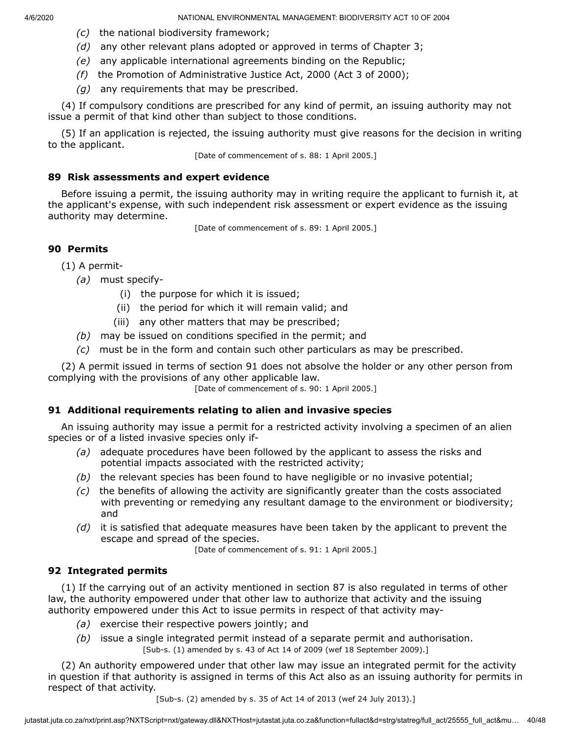*(c)* the national biodiversity framework;

*(d)* any other relevant plans adopted or approved in terms of Chapter 3;

*(e)* any applicable international agreements binding on the Republic;

*(f)* the Promotion of Administrative Justice Act, 2000 (Act 3 of 2000);

*(g)* any requirements that may be prescribed.

(4) If compulsory conditions are prescribed for any kind of permit, an issuing authority may not issue a permit of that kind other than subject to those conditions.

(5) If an application is rejected, the issuing authority must give reasons for the decision in writing to the applicant.

[Date of commencement of s. 88: 1 April 2005.]

### 89 Risk assessments and expert evidence

Before issuing a permit, the issuing authority may in writing require the applicant to furnish it, at the applicant's expense, with such independent risk assessment or expert evidence as the issuing authority may determine.

[Date of commencement of s. 89: 1 April 2005.]

### 90 Permits

(1) A permit-

*(a)* must specify-

(i) the purpose for which it is issued;

(ii) the period for which it will remain valid; and

(iii) any other matters that may be prescribed;

*(b)* may be issued on conditions specified in the permit; and

*(c)* must be in the form and contain such other particulars as may be prescribed.

(2) A permit issued in terms of section 91 does not absolve the holder or any other person from complying with the provisions of any other applicable law.

[Date of commencement of s. 90: 1 April 2005.]

### 91 Additional requirements relating to alien and invasive species

An issuing authority may issue a permit for a restricted activity involving a specimen of an alien species or of a listed invasive species only if-

*(a)* adequate procedures have been followed by the applicant to assess the risks and potential impacts associated with the restricted activity;

*(b)* the relevant species has been found to have negligible or no invasive potential;

*(c)* the benefits of allowing the activity are significantly greater than the costs associated with preventing or remedying any resultant damage to the environment or biodiversity; and

*(d)* it is satisfied that adequate measures have been taken by the applicant to prevent the escape and spread of the species.

[Date of commencement of s. 91: 1 April 2005.]

### 92 Integrated permits

(1) If the carrying out of an activity mentioned in section 87 is also regulated in terms of other law, the authority empowered under that other law to authorize that activity and the issuing authority empowered under this Act to issue permits in respect of that activity may-

*(a)* exercise their respective powers jointly; and

*(b)* issue a single integrated permit instead of a separate permit and authorisation.

[Sub-s. (1) amended by s. 43 of Act 14 of 2009 (wef 18 September 2009).]

(2) An authority empowered under that other law may issue an integrated permit for the activity in question if that authority is assigned in terms of this Act also as an issuing authority for permits in respect of that activity.

[Sub-s. (2) amended by s. 35 of Act 14 of 2013 (wef 24 July 2013).]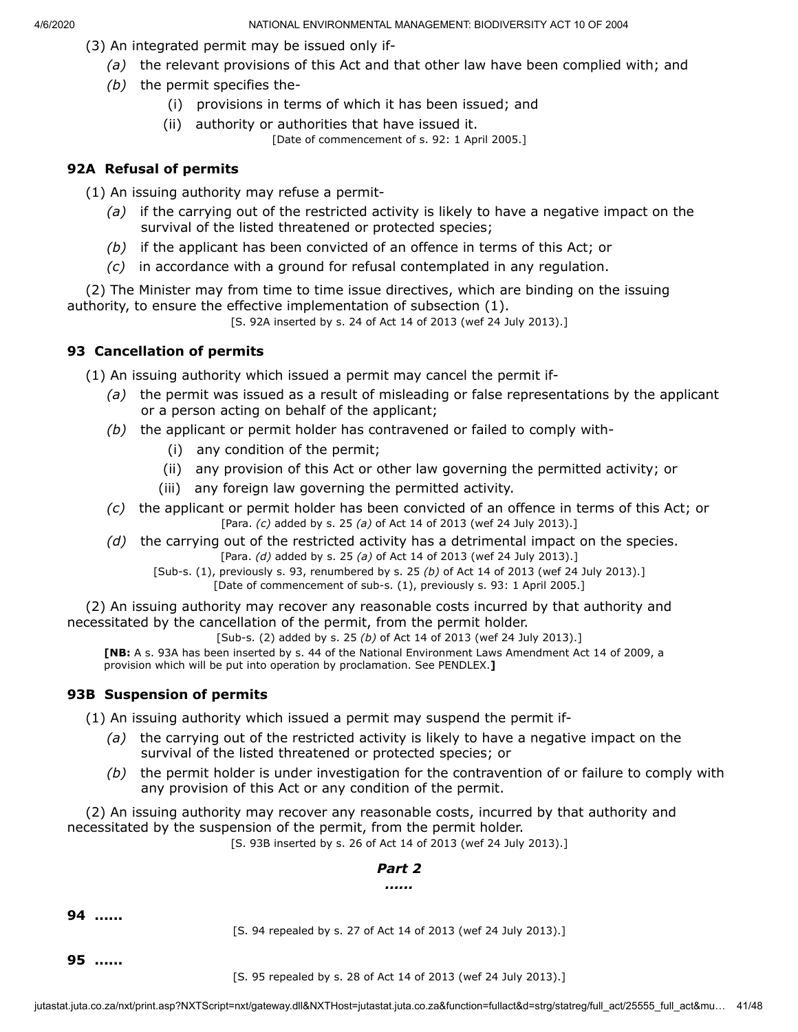(3) An integrated permit may be issued only if-

*(a)* the relevant provisions of this Act and that other law have been complied with; and

*(b)* the permit specifies the-

(i) provisions in terms of which it has been issued; and

(ii) authority or authorities that have issued it.

[Date of commencement of s. 92: 1 April 2005.]

### 92A Refusal of permits

(1) An issuing authority may refuse a permit-

*(a)* if the carrying out of the restricted activity is likely to have a negative impact on the survival of the listed threatened or protected species;

*(b)* if the applicant has been convicted of an offence in terms of this Act; or

*(c)* in accordance with a ground for refusal contemplated in any regulation.

(2) The Minister may from time to time issue directives, which are binding on the issuing authority, to ensure the effective implementation of subsection (1).

[S. 92A inserted by s. 24 of Act 14 of 2013 (wef 24 July 2013).]

### 93 Cancellation of permits

(1) An issuing authority which issued a permit may cancel the permit if-

*(a)* the permit was issued as a result of misleading or false representations by the applicant or a person acting on behalf of the applicant;

*(b)* the applicant or permit holder has contravened or failed to comply with-

(i) any condition of the permit;

(ii) any provision of this Act or other law governing the permitted activity; or

(iii) any foreign law governing the permitted activity.

*(c)* the applicant or permit holder has been convicted of an offence in terms of this Act; or

[Para. *(c)* added by s. 25 *(a)* of Act 14 of 2013 (wef 24 July 2013).]

*(d)* the carrying out of the restricted activity has a detrimental impact on the species.

[Para. *(d)* added by s. 25 *(a)* of Act 14 of 2013 (wef 24 July 2013).]

[Sub-s. (1), previously s. 93, renumbered by s. 25 *(b)* of Act 14 of 2013 (wef 24 July 2013).]

[Date of commencement of sub-s. (1), previously s. 93: 1 April 2005.]

(2) An issuing authority may recover any reasonable costs incurred by that authority and necessitated by the cancellation of the permit, from the permit holder.

[Sub-s. (2) added by s. 25 *(b)* of Act 14 of 2013 (wef 24 July 2013).]

**[NB:** A s. 93A has been inserted by s. 44 of the National Environment Laws Amendment Act 14 of 2009, a provision which will be put into operation by proclamation. See PENDLEX.**]**

### 93B Suspension of permits

(1) An issuing authority which issued a permit may suspend the permit if-

*(a)* the carrying out of the restricted activity is likely to have a negative impact on the survival of the listed threatened or protected species; or

*(b)* the permit holder is under investigation for the contravention of or failure to comply with any provision of this Act or any condition of the permit.

(2) An issuing authority may recover any reasonable costs, incurred by that authority and necessitated by the suspension of the permit, from the permit holder.

[S. 93B inserted by s. 26 of Act 14 of 2013 (wef 24 July 2013).]

## *Part 2*

***......***

**94 ......**

[S. 94 repealed by s. 27 of Act 14 of 2013 (wef 24 July 2013).]

**95 ......**

[S. 95 repealed by s. 28 of Act 14 of 2013 (wef 24 July 2013).]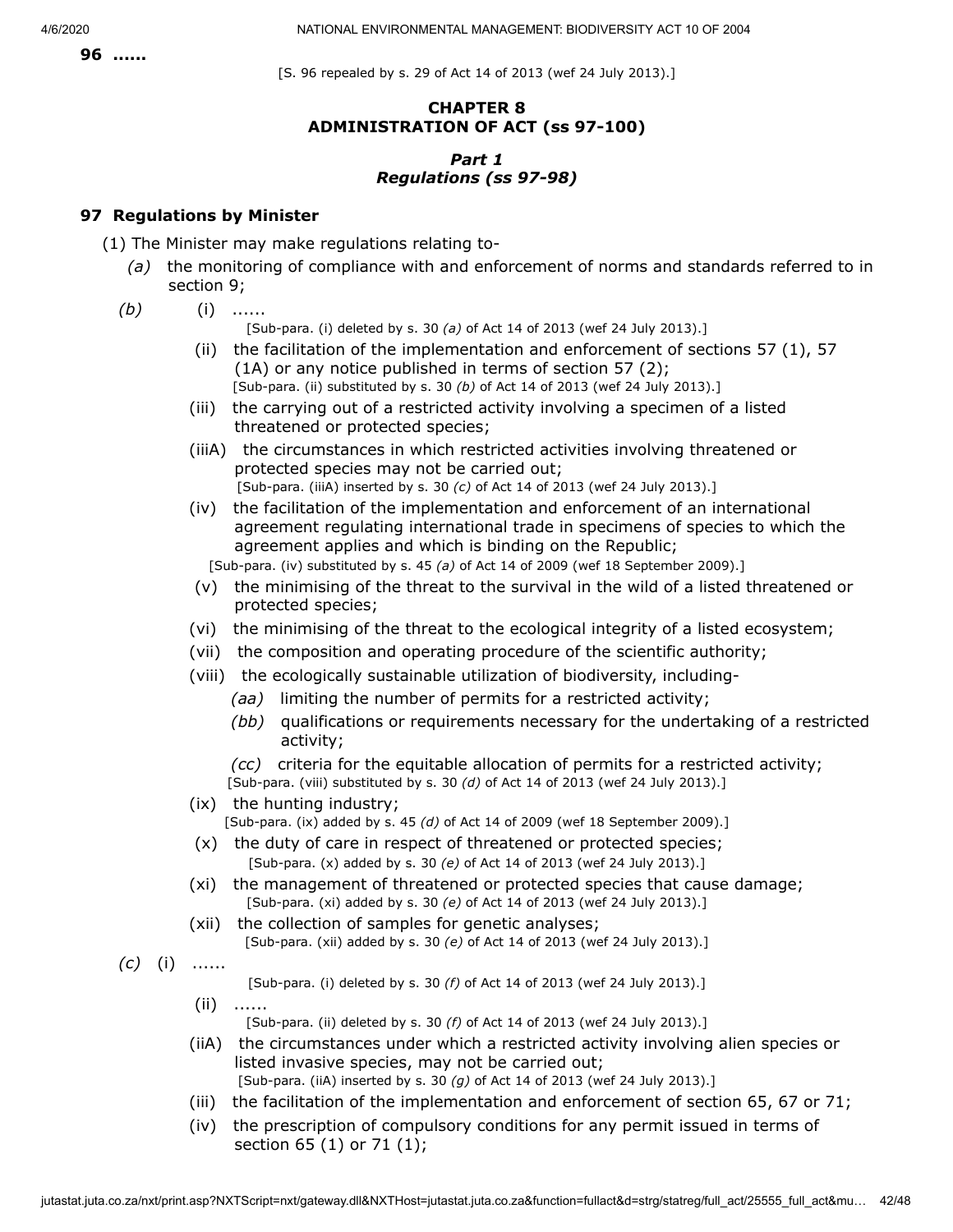**96 ......**

[S. 96 repealed by s. 29 of Act 14 of 2013 (wef 24 July 2013).]

## CHAPTER 8
## ADMINISTRATION OF ACT (ss 97-100)

### *Part 1*
### *Regulations (ss 97-98)*

### 97 Regulations by Minister

(1) The Minister may make regulations relating to-

*(a)* the monitoring of compliance with and enforcement of norms and standards referred to in section 9;

*(b)* (i) ......

[Sub-para. (i) deleted by s. 30 *(a)* of Act 14 of 2013 (wef 24 July 2013).]

(ii) the facilitation of the implementation and enforcement of sections 57 (1), 57 (1A) or any notice published in terms of section 57 (2);

[Sub-para. (ii) substituted by s. 30 *(b)* of Act 14 of 2013 (wef 24 July 2013).]

(iii) the carrying out of a restricted activity involving a specimen of a listed threatened or protected species;

(iiiA) the circumstances in which restricted activities involving threatened or protected species may not be carried out;

[Sub-para. (iiiA) inserted by s. 30 *(c)* of Act 14 of 2013 (wef 24 July 2013).]

(iv) the facilitation of the implementation and enforcement of an international agreement regulating international trade in specimens of species to which the agreement applies and which is binding on the Republic;

[Sub-para. (iv) substituted by s. 45 *(a)* of Act 14 of 2009 (wef 18 September 2009).]

(v) the minimising of the threat to the survival in the wild of a listed threatened or protected species;

(vi) the minimising of the threat to the ecological integrity of a listed ecosystem;

(vii) the composition and operating procedure of the scientific authority;

(viii) the ecologically sustainable utilization of biodiversity, including-

*(aa)* limiting the number of permits for a restricted activity;

*(bb)* qualifications or requirements necessary for the undertaking of a restricted activity;

*(cc)* criteria for the equitable allocation of permits for a restricted activity;

[Sub-para. (viii) substituted by s. 30 *(d)* of Act 14 of 2013 (wef 24 July 2013).]

(ix) the hunting industry;

[Sub-para. (ix) added by s. 45 *(d)* of Act 14 of 2009 (wef 18 September 2009).]

(x) the duty of care in respect of threatened or protected species;

[Sub-para. (x) added by s. 30 *(e)* of Act 14 of 2013 (wef 24 July 2013).]

(xi) the management of threatened or protected species that cause damage;

[Sub-para. (xi) added by s. 30 *(e)* of Act 14 of 2013 (wef 24 July 2013).]

(xii) the collection of samples for genetic analyses;

[Sub-para. (xii) added by s. 30 *(e)* of Act 14 of 2013 (wef 24 July 2013).]

*(c)* (i) ......

[Sub-para. (i) deleted by s. 30 *(f)* of Act 14 of 2013 (wef 24 July 2013).]

(ii) ......

[Sub-para. (ii) deleted by s. 30 *(f)* of Act 14 of 2013 (wef 24 July 2013).]

(iiA) the circumstances under which a restricted activity involving alien species or listed invasive species, may not be carried out;

[Sub-para. (iiA) inserted by s. 30 *(g)* of Act 14 of 2013 (wef 24 July 2013).]

(iii) the facilitation of the implementation and enforcement of section 65, 67 or 71;

(iv) the prescription of compulsory conditions for any permit issued in terms of section 65 (1) or 71 (1);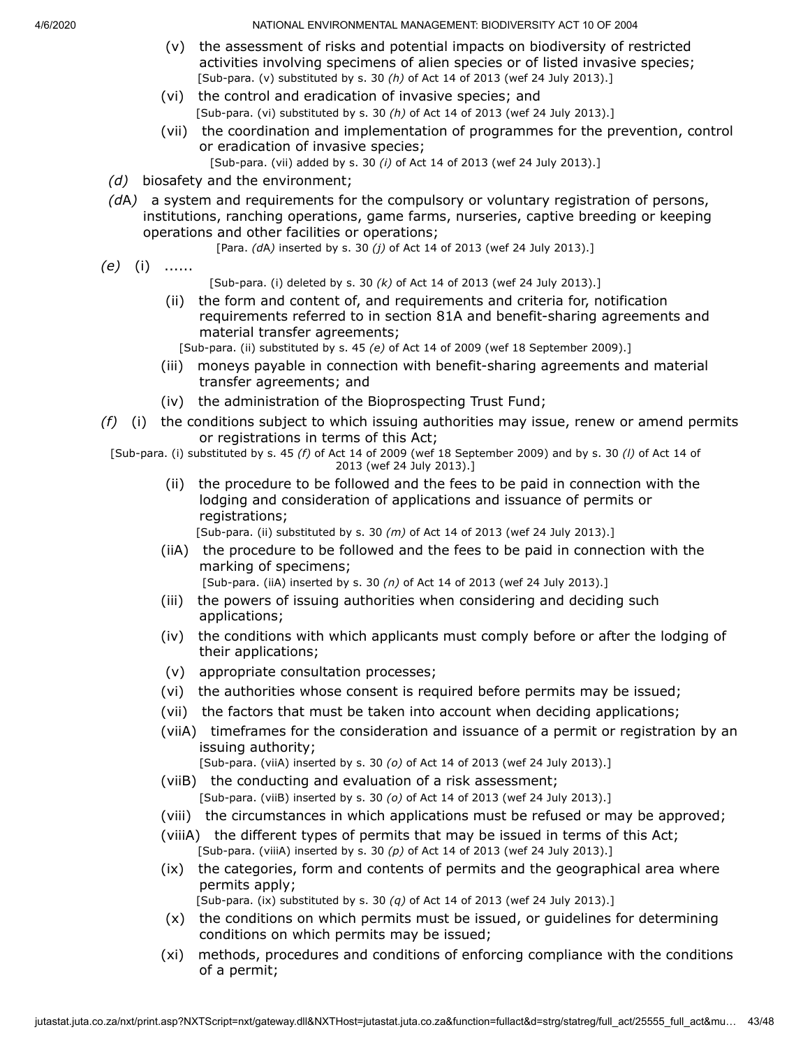(v) the assessment of risks and potential impacts on biodiversity of restricted activities involving specimens of alien species or of listed invasive species;
[Sub-para. (v) substituted by s. 30 *(h)* of Act 14 of 2013 (wef 24 July 2013).]

(vi) the control and eradication of invasive species; and
[Sub-para. (vi) substituted by s. 30 *(h)* of Act 14 of 2013 (wef 24 July 2013).]

(vii) the coordination and implementation of programmes for the prevention, control or eradication of invasive species;
[Sub-para. (vii) added by s. 30 *(i)* of Act 14 of 2013 (wef 24 July 2013).]

*(d)* biosafety and the environment;

*(d*A*)* a system and requirements for the compulsory or voluntary registration of persons, institutions, ranching operations, game farms, nurseries, captive breeding or keeping operations and other facilities or operations;
[Para. *(d*A*)* inserted by s. 30 *(j)* of Act 14 of 2013 (wef 24 July 2013).]

*(e)* (i) ......
[Sub-para. (i) deleted by s. 30 *(k)* of Act 14 of 2013 (wef 24 July 2013).]

(ii) the form and content of, and requirements and criteria for, notification requirements referred to in section 81A and benefit-sharing agreements and material transfer agreements;
[Sub-para. (ii) substituted by s. 45 *(e)* of Act 14 of 2009 (wef 18 September 2009).]

(iii) moneys payable in connection with benefit-sharing agreements and material transfer agreements; and

(iv) the administration of the Bioprospecting Trust Fund;

*(f)* (i) the conditions subject to which issuing authorities may issue, renew or amend permits or registrations in terms of this Act;
[Sub-para. (i) substituted by s. 45 *(f)* of Act 14 of 2009 (wef 18 September 2009) and by s. 30 *(l)* of Act 14 of 2013 (wef 24 July 2013).]

(ii) the procedure to be followed and the fees to be paid in connection with the lodging and consideration of applications and issuance of permits or registrations;
[Sub-para. (ii) substituted by s. 30 *(m)* of Act 14 of 2013 (wef 24 July 2013).]

(iiA) the procedure to be followed and the fees to be paid in connection with the marking of specimens;
[Sub-para. (iiA) inserted by s. 30 *(n)* of Act 14 of 2013 (wef 24 July 2013).]

(iii) the powers of issuing authorities when considering and deciding such applications;

(iv) the conditions with which applicants must comply before or after the lodging of their applications;

(v) appropriate consultation processes;

(vi) the authorities whose consent is required before permits may be issued;

(vii) the factors that must be taken into account when deciding applications;

(viiA) timeframes for the consideration and issuance of a permit or registration by an issuing authority;
[Sub-para. (viiA) inserted by s. 30 *(o)* of Act 14 of 2013 (wef 24 July 2013).]

(viiB) the conducting and evaluation of a risk assessment;
[Sub-para. (viiB) inserted by s. 30 *(o)* of Act 14 of 2013 (wef 24 July 2013).]

(viii) the circumstances in which applications must be refused or may be approved;

(viiiA) the different types of permits that may be issued in terms of this Act;
[Sub-para. (viiiA) inserted by s. 30 *(p)* of Act 14 of 2013 (wef 24 July 2013).]

(ix) the categories, form and contents of permits and the geographical area where permits apply;
[Sub-para. (ix) substituted by s. 30 *(q)* of Act 14 of 2013 (wef 24 July 2013).]

(x) the conditions on which permits must be issued, or guidelines for determining conditions on which permits may be issued;

(xi) methods, procedures and conditions of enforcing compliance with the conditions of a permit;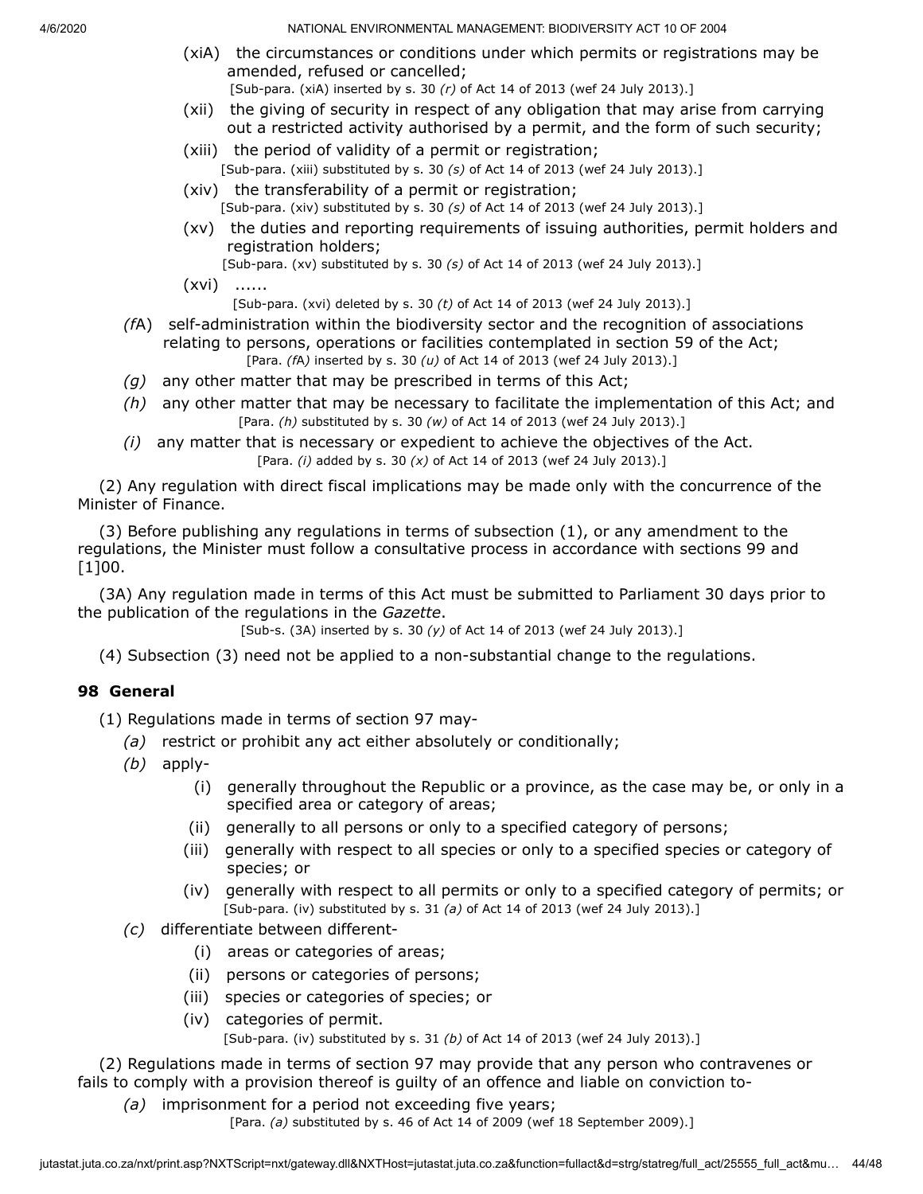(xiA) the circumstances or conditions under which permits or registrations may be amended, refused or cancelled;

[Sub-para. (xiA) inserted by s. 30 *(r)* of Act 14 of 2013 (wef 24 July 2013).]

(xii) the giving of security in respect of any obligation that may arise from carrying out a restricted activity authorised by a permit, and the form of such security;

(xiii) the period of validity of a permit or registration;

[Sub-para. (xiii) substituted by s. 30 *(s)* of Act 14 of 2013 (wef 24 July 2013).]

(xiv) the transferability of a permit or registration;

[Sub-para. (xiv) substituted by s. 30 *(s)* of Act 14 of 2013 (wef 24 July 2013).]

(xv) the duties and reporting requirements of issuing authorities, permit holders and registration holders;

[Sub-para. (xv) substituted by s. 30 *(s)* of Act 14 of 2013 (wef 24 July 2013).]

(xvi) ......

[Sub-para. (xvi) deleted by s. 30 *(t)* of Act 14 of 2013 (wef 24 July 2013).]

*(f*A) self-administration within the biodiversity sector and the recognition of associations relating to persons, operations or facilities contemplated in section 59 of the Act;

[Para. *(fA)* inserted by s. 30 *(u)* of Act 14 of 2013 (wef 24 July 2013).]

*(g)* any other matter that may be prescribed in terms of this Act;

*(h)* any other matter that may be necessary to facilitate the implementation of this Act; and

[Para. *(h)* substituted by s. 30 *(w)* of Act 14 of 2013 (wef 24 July 2013).]

*(i)* any matter that is necessary or expedient to achieve the objectives of the Act.

[Para. *(i)* added by s. 30 *(x)* of Act 14 of 2013 (wef 24 July 2013).]

(2) Any regulation with direct fiscal implications may be made only with the concurrence of the Minister of Finance.

(3) Before publishing any regulations in terms of subsection (1), or any amendment to the regulations, the Minister must follow a consultative process in accordance with sections 99 and [1]00.

(3A) Any regulation made in terms of this Act must be submitted to Parliament 30 days prior to the publication of the regulations in the *Gazette*.

[Sub-s. (3A) inserted by s. 30 *(y)* of Act 14 of 2013 (wef 24 July 2013).]

(4) Subsection (3) need not be applied to a non-substantial change to the regulations.

## 98 General

(1) Regulations made in terms of section 97 may-

*(a)* restrict or prohibit any act either absolutely or conditionally;

*(b)* apply-

(i) generally throughout the Republic or a province, as the case may be, or only in a specified area or category of areas;

(ii) generally to all persons or only to a specified category of persons;

(iii) generally with respect to all species or only to a specified species or category of species; or

(iv) generally with respect to all permits or only to a specified category of permits; or

[Sub-para. (iv) substituted by s. 31 *(a)* of Act 14 of 2013 (wef 24 July 2013).]

*(c)* differentiate between different-

(i) areas or categories of areas;

(ii) persons or categories of persons;

(iii) species or categories of species; or

(iv) categories of permit.

[Sub-para. (iv) substituted by s. 31 *(b)* of Act 14 of 2013 (wef 24 July 2013).]

(2) Regulations made in terms of section 97 may provide that any person who contravenes or fails to comply with a provision thereof is guilty of an offence and liable on conviction to-

*(a)* imprisonment for a period not exceeding five years;

[Para. *(a)* substituted by s. 46 of Act 14 of 2009 (wef 18 September 2009).]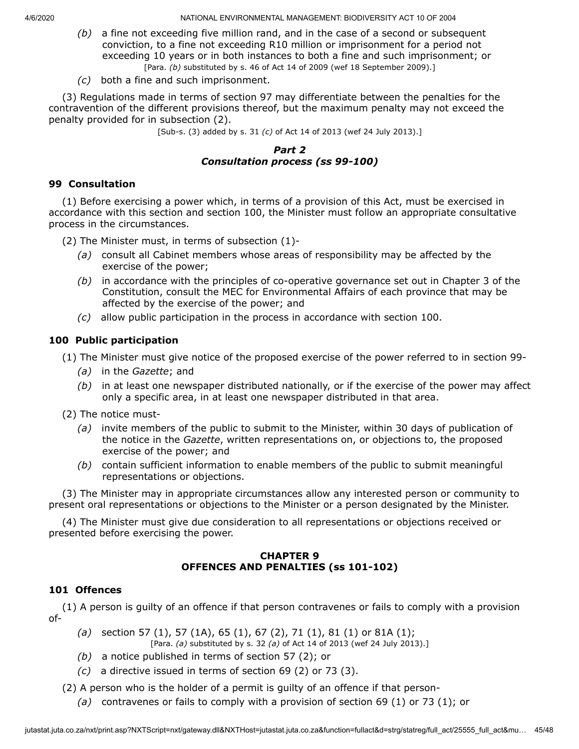*(b)* a fine not exceeding five million rand, and in the case of a second or subsequent conviction, to a fine not exceeding R10 million or imprisonment for a period not exceeding 10 years or in both instances to both a fine and such imprisonment; or

[Para. *(b)* substituted by s. 46 of Act 14 of 2009 (wef 18 September 2009).]

*(c)* both a fine and such imprisonment.

(3) Regulations made in terms of section 97 may differentiate between the penalties for the contravention of the different provisions thereof, but the maximum penalty may not exceed the penalty provided for in subsection (2).

[Sub-s. (3) added by s. 31 *(c)* of Act 14 of 2013 (wef 24 July 2013).]

### *Part 2*
### *Consultation process (ss 99-100)*

#### 99 Consultation

(1) Before exercising a power which, in terms of a provision of this Act, must be exercised in accordance with this section and section 100, the Minister must follow an appropriate consultative process in the circumstances.

(2) The Minister must, in terms of subsection (1)-

*(a)* consult all Cabinet members whose areas of responsibility may be affected by the exercise of the power;

*(b)* in accordance with the principles of co-operative governance set out in Chapter 3 of the Constitution, consult the MEC for Environmental Affairs of each province that may be affected by the exercise of the power; and

*(c)* allow public participation in the process in accordance with section 100.

#### 100 Public participation

(1) The Minister must give notice of the proposed exercise of the power referred to in section 99-

*(a)* in the *Gazette*; and

*(b)* in at least one newspaper distributed nationally, or if the exercise of the power may affect only a specific area, in at least one newspaper distributed in that area.

(2) The notice must-

*(a)* invite members of the public to submit to the Minister, within 30 days of publication of the notice in the *Gazette*, written representations on, or objections to, the proposed exercise of the power; and

*(b)* contain sufficient information to enable members of the public to submit meaningful representations or objections.

(3) The Minister may in appropriate circumstances allow any interested person or community to present oral representations or objections to the Minister or a person designated by the Minister.

(4) The Minister must give due consideration to all representations or objections received or presented before exercising the power.

## CHAPTER 9
## OFFENCES AND PENALTIES (ss 101-102)

#### 101 Offences

(1) A person is guilty of an offence if that person contravenes or fails to comply with a provision of-

*(a)* section 57 (1), 57 (1A), 65 (1), 67 (2), 71 (1), 81 (1) or 81A (1);

[Para. *(a)* substituted by s. 32 *(a)* of Act 14 of 2013 (wef 24 July 2013).]

*(b)* a notice published in terms of section 57 (2); or

*(c)* a directive issued in terms of section 69 (2) or 73 (3).

(2) A person who is the holder of a permit is guilty of an offence if that person-

*(a)* contravenes or fails to comply with a provision of section 69 (1) or 73 (1); or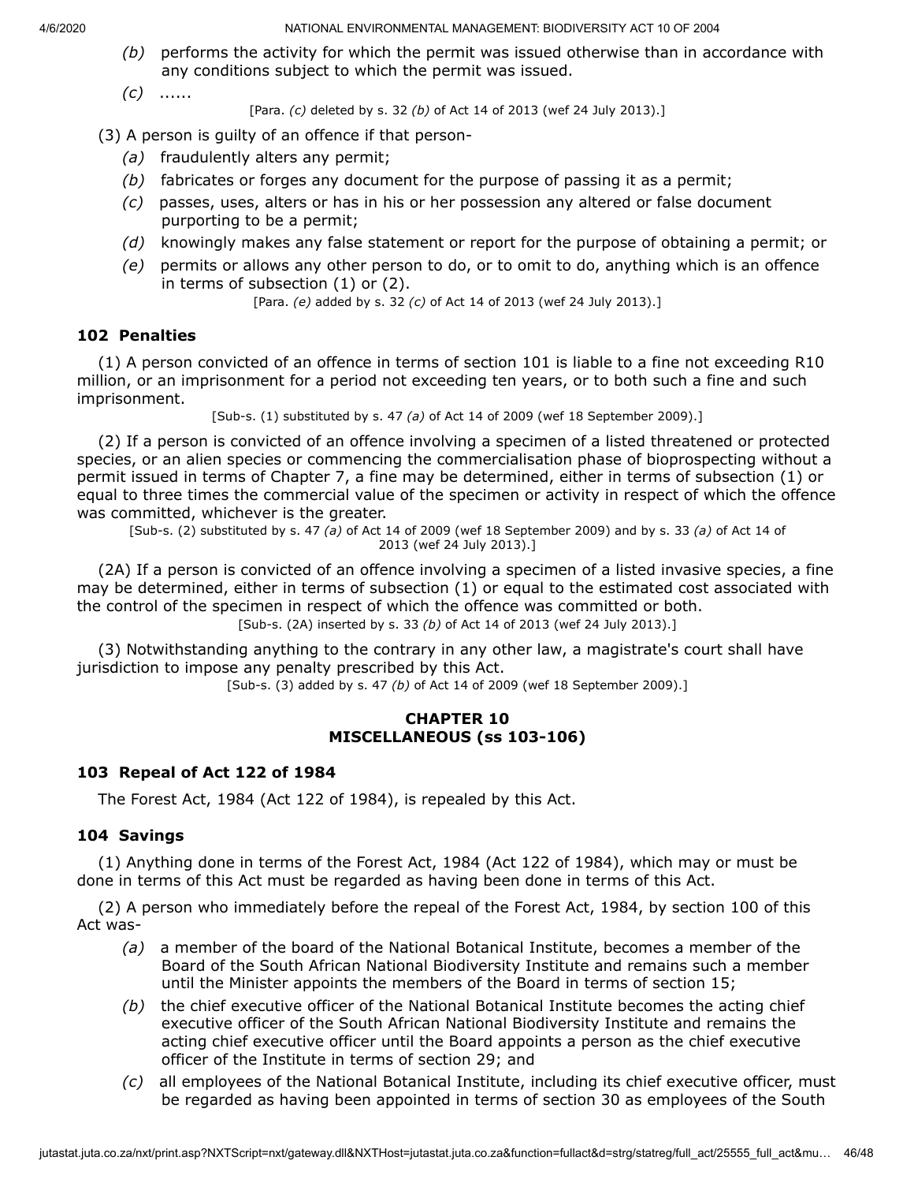*(b)* performs the activity for which the permit was issued otherwise than in accordance with any conditions subject to which the permit was issued.

*(c)* ......

[Para. *(c)* deleted by s. 32 *(b)* of Act 14 of 2013 (wef 24 July 2013).]

(3) A person is guilty of an offence if that person-

*(a)* fraudulently alters any permit;

*(b)* fabricates or forges any document for the purpose of passing it as a permit;

*(c)* passes, uses, alters or has in his or her possession any altered or false document purporting to be a permit;

*(d)* knowingly makes any false statement or report for the purpose of obtaining a permit; or

*(e)* permits or allows any other person to do, or to omit to do, anything which is an offence in terms of subsection (1) or (2).

[Para. *(e)* added by s. 32 *(c)* of Act 14 of 2013 (wef 24 July 2013).]

**102 Penalties**

(1) A person convicted of an offence in terms of section 101 is liable to a fine not exceeding R10 million, or an imprisonment for a period not exceeding ten years, or to both such a fine and such imprisonment.

[Sub-s. (1) substituted by s. 47 *(a)* of Act 14 of 2009 (wef 18 September 2009).]

(2) If a person is convicted of an offence involving a specimen of a listed threatened or protected species, or an alien species or commencing the commercialisation phase of bioprospecting without a permit issued in terms of Chapter 7, a fine may be determined, either in terms of subsection (1) or equal to three times the commercial value of the specimen or activity in respect of which the offence was committed, whichever is the greater.

[Sub-s. (2) substituted by s. 47 *(a)* of Act 14 of 2009 (wef 18 September 2009) and by s. 33 *(a)* of Act 14 of 2013 (wef 24 July 2013).]

(2A) If a person is convicted of an offence involving a specimen of a listed invasive species, a fine may be determined, either in terms of subsection (1) or equal to the estimated cost associated with the control of the specimen in respect of which the offence was committed or both.

[Sub-s. (2A) inserted by s. 33 *(b)* of Act 14 of 2013 (wef 24 July 2013).]

(3) Notwithstanding anything to the contrary in any other law, a magistrate's court shall have jurisdiction to impose any penalty prescribed by this Act.

[Sub-s. (3) added by s. 47 *(b)* of Act 14 of 2009 (wef 18 September 2009).]

## CHAPTER 10
## MISCELLANEOUS (ss 103-106)

**103 Repeal of Act 122 of 1984**

The Forest Act, 1984 (Act 122 of 1984), is repealed by this Act.

**104 Savings**

(1) Anything done in terms of the Forest Act, 1984 (Act 122 of 1984), which may or must be done in terms of this Act must be regarded as having been done in terms of this Act.

(2) A person who immediately before the repeal of the Forest Act, 1984, by section 100 of this Act was-

*(a)* a member of the board of the National Botanical Institute, becomes a member of the Board of the South African National Biodiversity Institute and remains such a member until the Minister appoints the members of the Board in terms of section 15;

*(b)* the chief executive officer of the National Botanical Institute becomes the acting chief executive officer of the South African National Biodiversity Institute and remains the acting chief executive officer until the Board appoints a person as the chief executive officer of the Institute in terms of section 29; and

*(c)* all employees of the National Botanical Institute, including its chief executive officer, must be regarded as having been appointed in terms of section 30 as employees of the South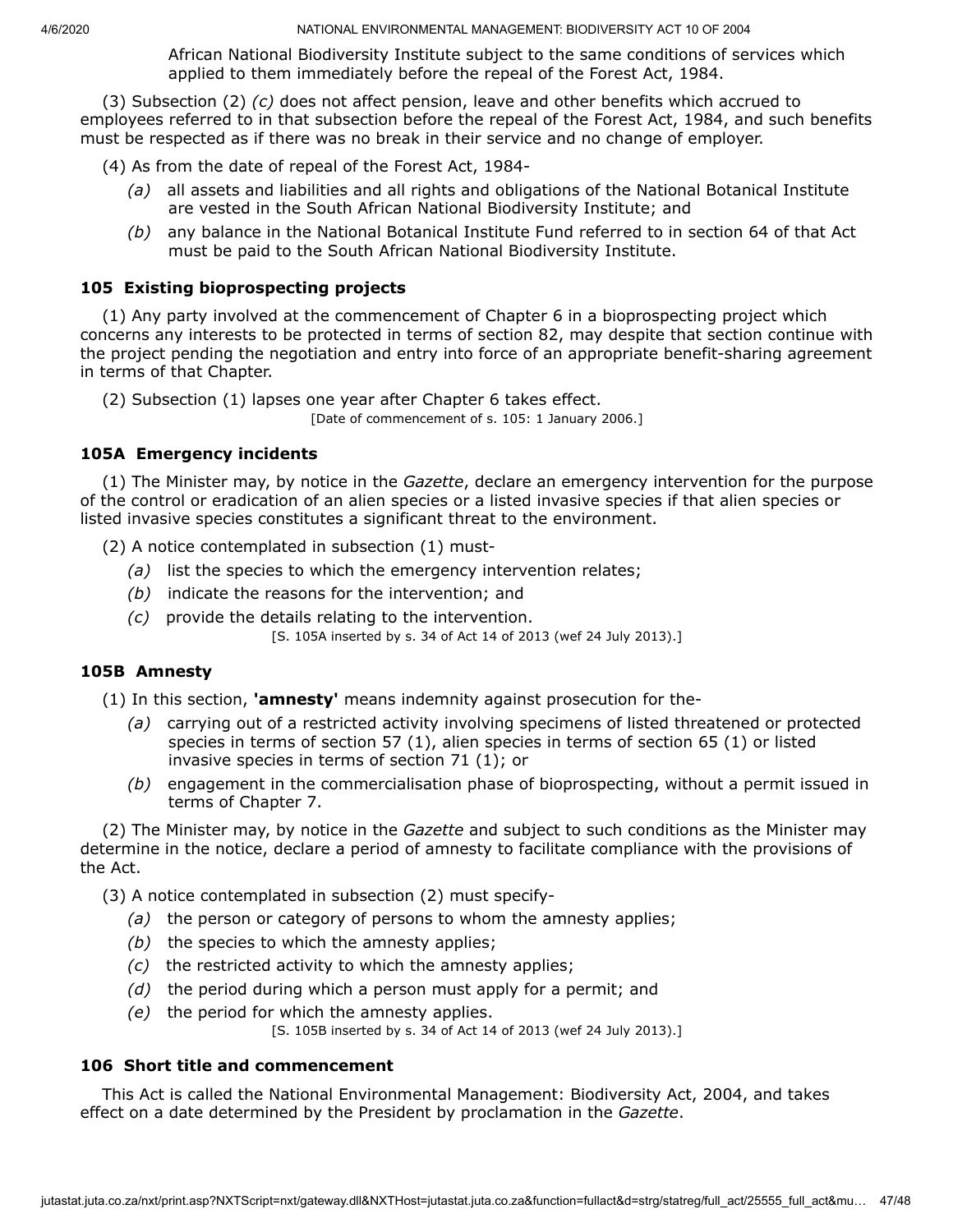African National Biodiversity Institute subject to the same conditions of services which applied to them immediately before the repeal of the Forest Act, 1984.

(3) Subsection (2) *(c)* does not affect pension, leave and other benefits which accrued to employees referred to in that subsection before the repeal of the Forest Act, 1984, and such benefits must be respected as if there was no break in their service and no change of employer.

(4) As from the date of repeal of the Forest Act, 1984-

*(a)* all assets and liabilities and all rights and obligations of the National Botanical Institute are vested in the South African National Biodiversity Institute; and

*(b)* any balance in the National Botanical Institute Fund referred to in section 64 of that Act must be paid to the South African National Biodiversity Institute.

### 105 Existing bioprospecting projects

(1) Any party involved at the commencement of Chapter 6 in a bioprospecting project which concerns any interests to be protected in terms of section 82, may despite that section continue with the project pending the negotiation and entry into force of an appropriate benefit-sharing agreement in terms of that Chapter.

(2) Subsection (1) lapses one year after Chapter 6 takes effect.

[Date of commencement of s. 105: 1 January 2006.]

### 105A Emergency incidents

(1) The Minister may, by notice in the *Gazette*, declare an emergency intervention for the purpose of the control or eradication of an alien species or a listed invasive species if that alien species or listed invasive species constitutes a significant threat to the environment.

(2) A notice contemplated in subsection (1) must-

*(a)* list the species to which the emergency intervention relates;

*(b)* indicate the reasons for the intervention; and

*(c)* provide the details relating to the intervention.

[S. 105A inserted by s. 34 of Act 14 of 2013 (wef 24 July 2013).]

### 105B Amnesty

(1) In this section, **'amnesty'** means indemnity against prosecution for the-

*(a)* carrying out of a restricted activity involving specimens of listed threatened or protected species in terms of section 57 (1), alien species in terms of section 65 (1) or listed invasive species in terms of section 71 (1); or

*(b)* engagement in the commercialisation phase of bioprospecting, without a permit issued in terms of Chapter 7.

(2) The Minister may, by notice in the *Gazette* and subject to such conditions as the Minister may determine in the notice, declare a period of amnesty to facilitate compliance with the provisions of the Act.

(3) A notice contemplated in subsection (2) must specify-

*(a)* the person or category of persons to whom the amnesty applies;

*(b)* the species to which the amnesty applies;

*(c)* the restricted activity to which the amnesty applies;

*(d)* the period during which a person must apply for a permit; and

*(e)* the period for which the amnesty applies.

[S. 105B inserted by s. 34 of Act 14 of 2013 (wef 24 July 2013).]

### 106 Short title and commencement

This Act is called the National Environmental Management: Biodiversity Act, 2004, and takes effect on a date determined by the President by proclamation in the *Gazette*.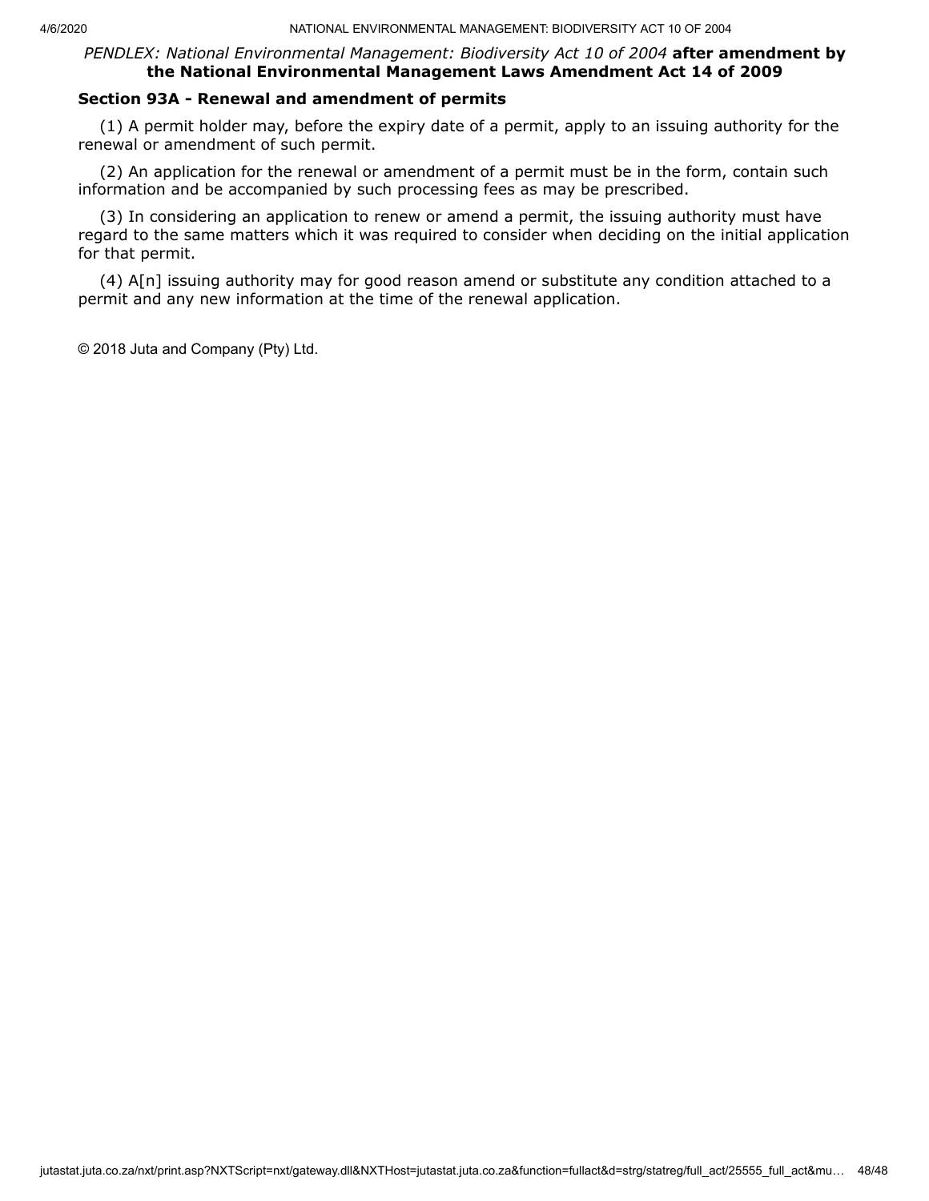*PENDLEX: National Environmental Management: Biodiversity Act 10 of 2004* **after amendment by the National Environmental Management Laws Amendment Act 14 of 2009**

**Section 93A - Renewal and amendment of permits**

(1) A permit holder may, before the expiry date of a permit, apply to an issuing authority for the renewal or amendment of such permit.

(2) An application for the renewal or amendment of a permit must be in the form, contain such information and be accompanied by such processing fees as may be prescribed.

(3) In considering an application to renew or amend a permit, the issuing authority must have regard to the same matters which it was required to consider when deciding on the initial application for that permit.

(4) A[n] issuing authority may for good reason amend or substitute any condition attached to a permit and any new information at the time of the renewal application.

© 2018 Juta and Company (Pty) Ltd.